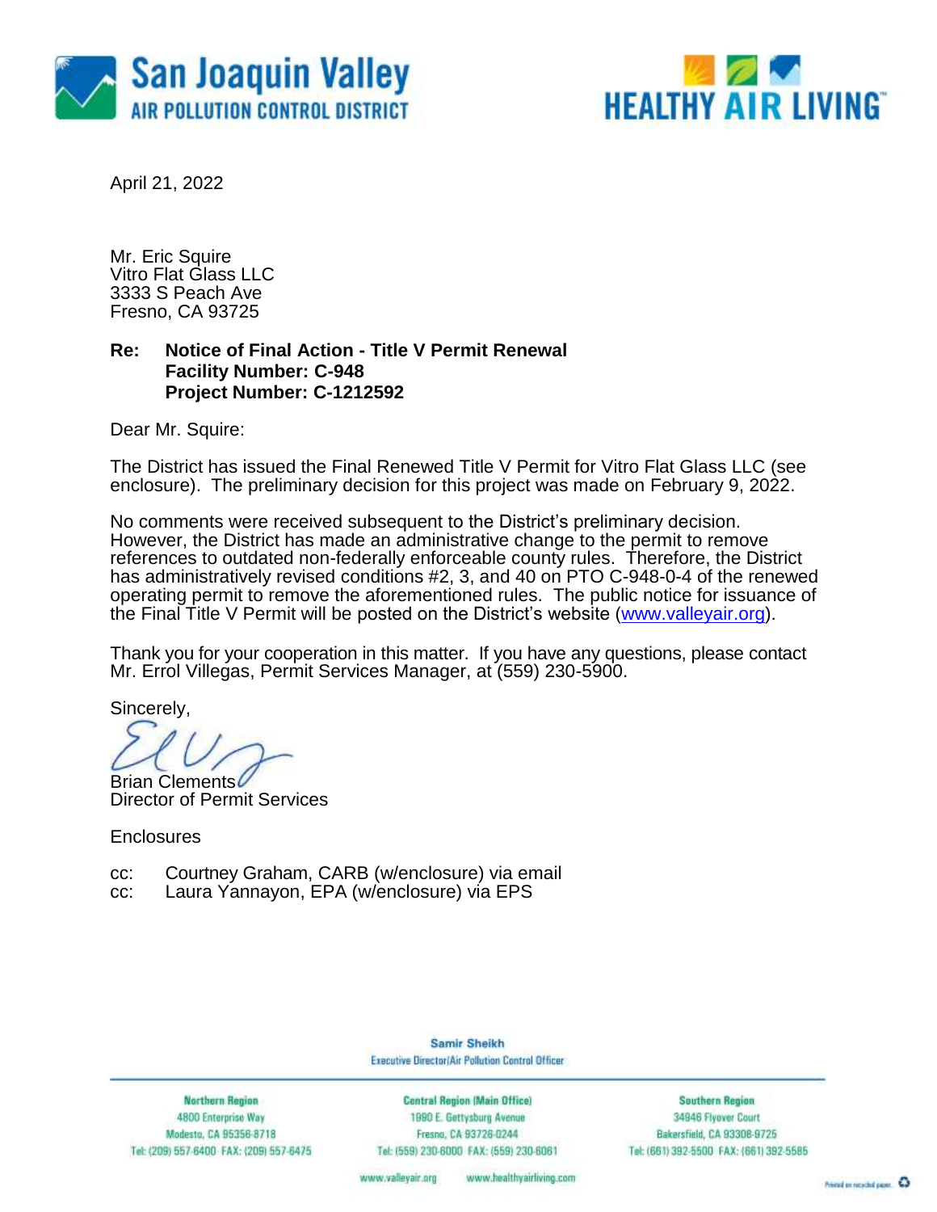San Joaquin Valley
AIR POLLUTION CONTROL DISTRICT

HEALTHY AIR LIVING™

April 21, 2022

Mr. Eric Squire
Vitro Flat Glass LLC
3333 S Peach Ave
Fresno, CA 93725

**Re: Notice of Final Action - Title V Permit Renewal**
**Facility Number: C-948**
**Project Number: C-1212592**

Dear Mr. Squire:

The District has issued the Final Renewed Title V Permit for Vitro Flat Glass LLC (see enclosure). The preliminary decision for this project was made on February 9, 2022.

No comments were received subsequent to the District's preliminary decision. However, the District has made an administrative change to the permit to remove references to outdated non-federally enforceable county rules. Therefore, the District has administratively revised conditions #2, 3, and 40 on PTO C-948-0-4 of the renewed operating permit to remove the aforementioned rules. The public notice for issuance of the Final Title V Permit will be posted on the District's website (www.valleyair.org).

Thank you for your cooperation in this matter. If you have any questions, please contact Mr. Errol Villegas, Permit Services Manager, at (559) 230-5900.

Sincerely,

Brian Clements
Director of Permit Services

Enclosures

cc: Courtney Graham, CARB (w/enclosure) via email
cc: Laura Yannayon, EPA (w/enclosure) via EPS

Samir Sheikh
Executive Director/Air Pollution Control Officer

| Northern Region | Central Region (Main Office) | Southern Region |
| --- | --- | --- |
| 4800 Enterprise Way | 1990 E. Gettysburg Avenue | 34946 Flyover Court |
| Modesto, CA 95356-8718 | Fresno, CA 93726-0244 | Bakersfield, CA 93308-9725 |
| Tel: (209) 557-6400 FAX: (209) 557-6475 | Tel: (559) 230-6000 FAX: (559) 230-6061 | Tel: (661) 392-5500 FAX: (661) 392-5585 |

www.valleyair.org www.healthyairliving.com

Printed on recycled paper.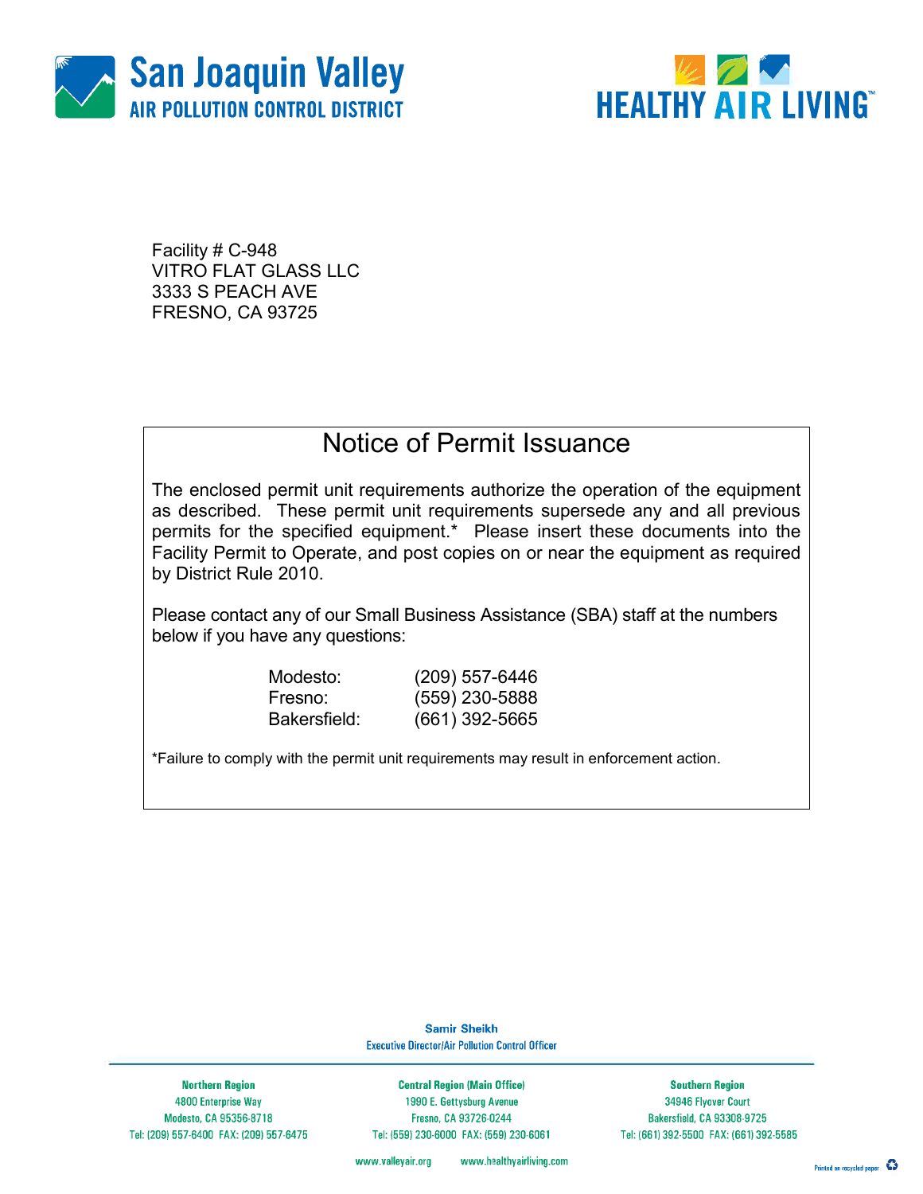Facility # C-948
VITRO FLAT GLASS LLC
3333 S PEACH AVE
FRESNO, CA 93725

## Notice of Permit Issuance

The enclosed permit unit requirements authorize the operation of the equipment as described. These permit unit requirements supersede any and all previous permits for the specified equipment.* Please insert these documents into the Facility Permit to Operate, and post copies on or near the equipment as required by District Rule 2010.

Please contact any of our Small Business Assistance (SBA) staff at the numbers below if you have any questions:

| | |
|---|---|
| Modesto: | (209) 557-6446 |
| Fresno: | (559) 230-5888 |
| Bakersfield: | (661) 392-5665 |

*Failure to comply with the permit unit requirements may result in enforcement action.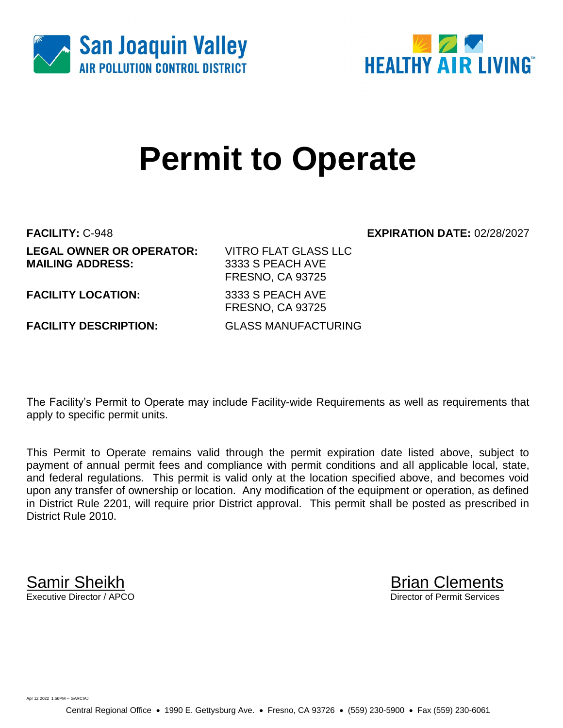San Joaquin Valley
AIR POLLUTION CONTROL DISTRICT

HEALTHY AIR LIVING

# Permit to Operate

**FACILITY:** C-948 **EXPIRATION DATE:** 02/28/2027

**LEGAL OWNER OR OPERATOR:** VITRO FLAT GLASS LLC
**MAILING ADDRESS:** 3333 S PEACH AVE
FRESNO, CA 93725

**FACILITY LOCATION:** 3333 S PEACH AVE
FRESNO, CA 93725

**FACILITY DESCRIPTION:** GLASS MANUFACTURING

The Facility's Permit to Operate may include Facility-wide Requirements as well as requirements that apply to specific permit units.

This Permit to Operate remains valid through the permit expiration date listed above, subject to payment of annual permit fees and compliance with permit conditions and all applicable local, state, and federal regulations. This permit is valid only at the location specified above, and becomes void upon any transfer of ownership or location. Any modification of the equipment or operation, as defined in District Rule 2201, will require prior District approval. This permit shall be posted as prescribed in District Rule 2010.

Samir Sheikh
Executive Director / APCO

Brian Clements
Director of Permit Services

Apr 12 2022 1:56PM -- GARCIAJ

Central Regional Office • 1990 E. Gettysburg Ave. • Fresno, CA 93726 • (559) 230-5900 • Fax (559) 230-6061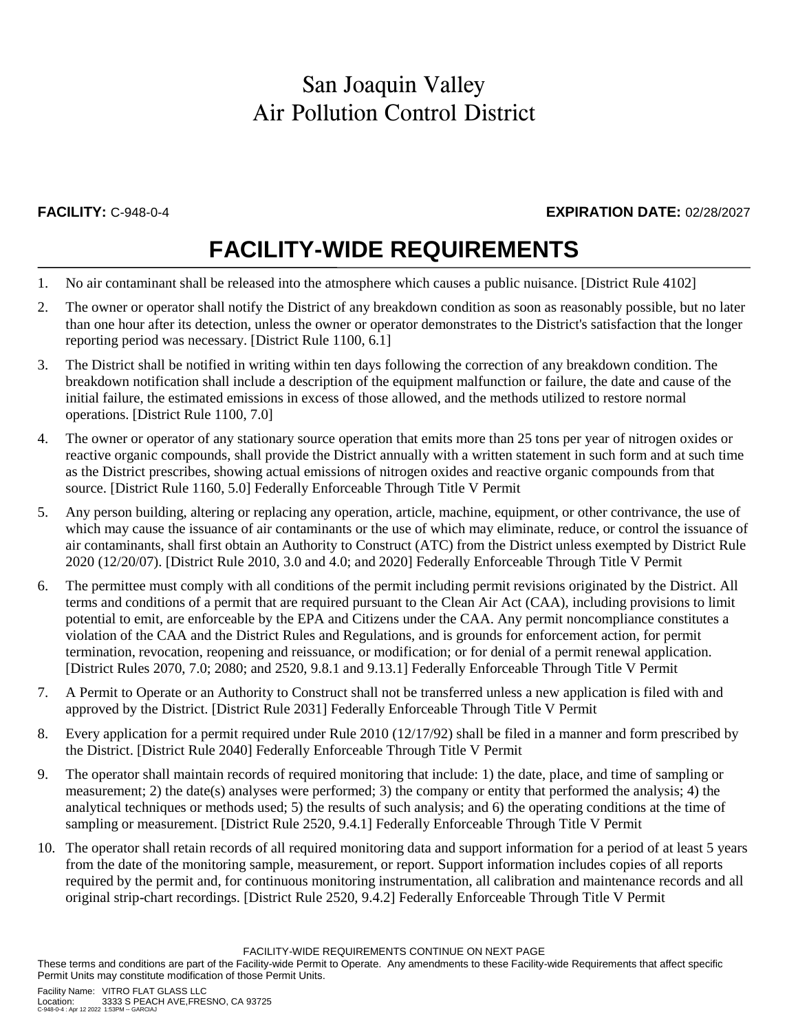# San Joaquin Valley Air Pollution Control District

**FACILITY:** C-948-0-4 **EXPIRATION DATE:** 02/28/2027

## FACILITY-WIDE REQUIREMENTS

1. No air contaminant shall be released into the atmosphere which causes a public nuisance. [District Rule 4102]
2. The owner or operator shall notify the District of any breakdown condition as soon as reasonably possible, but no later than one hour after its detection, unless the owner or operator demonstrates to the District's satisfaction that the longer reporting period was necessary. [District Rule 1100, 6.1]
3. The District shall be notified in writing within ten days following the correction of any breakdown condition. The breakdown notification shall include a description of the equipment malfunction or failure, the date and cause of the initial failure, the estimated emissions in excess of those allowed, and the methods utilized to restore normal operations. [District Rule 1100, 7.0]
4. The owner or operator of any stationary source operation that emits more than 25 tons per year of nitrogen oxides or reactive organic compounds, shall provide the District annually with a written statement in such form and at such time as the District prescribes, showing actual emissions of nitrogen oxides and reactive organic compounds from that source. [District Rule 1160, 5.0] Federally Enforceable Through Title V Permit
5. Any person building, altering or replacing any operation, article, machine, equipment, or other contrivance, the use of which may cause the issuance of air contaminants or the use of which may eliminate, reduce, or control the issuance of air contaminants, shall first obtain an Authority to Construct (ATC) from the District unless exempted by District Rule 2020 (12/20/07). [District Rule 2010, 3.0 and 4.0; and 2020] Federally Enforceable Through Title V Permit
6. The permittee must comply with all conditions of the permit including permit revisions originated by the District. All terms and conditions of a permit that are required pursuant to the Clean Air Act (CAA), including provisions to limit potential to emit, are enforceable by the EPA and Citizens under the CAA. Any permit noncompliance constitutes a violation of the CAA and the District Rules and Regulations, and is grounds for enforcement action, for permit termination, revocation, reopening and reissuance, or modification; or for denial of a permit renewal application. [District Rules 2070, 7.0; 2080; and 2520, 9.8.1 and 9.13.1] Federally Enforceable Through Title V Permit
7. A Permit to Operate or an Authority to Construct shall not be transferred unless a new application is filed with and approved by the District. [District Rule 2031] Federally Enforceable Through Title V Permit
8. Every application for a permit required under Rule 2010 (12/17/92) shall be filed in a manner and form prescribed by the District. [District Rule 2040] Federally Enforceable Through Title V Permit
9. The operator shall maintain records of required monitoring that include: 1) the date, place, and time of sampling or measurement; 2) the date(s) analyses were performed; 3) the company or entity that performed the analysis; 4) the analytical techniques or methods used; 5) the results of such analysis; and 6) the operating conditions at the time of sampling or measurement. [District Rule 2520, 9.4.1] Federally Enforceable Through Title V Permit
10. The operator shall retain records of all required monitoring data and support information for a period of at least 5 years from the date of the monitoring sample, measurement, or report. Support information includes copies of all reports required by the permit and, for continuous monitoring instrumentation, all calibration and maintenance records and all original strip-chart recordings. [District Rule 2520, 9.4.2] Federally Enforceable Through Title V Permit

FACILITY-WIDE REQUIREMENTS CONTINUE ON NEXT PAGE

These terms and conditions are part of the Facility-wide Permit to Operate. Any amendments to these Facility-wide Requirements that affect specific Permit Units may constitute modification of those Permit Units.

Facility Name: VITRO FLAT GLASS LLC
Location: 3333 S PEACH AVE,FRESNO, CA 93725
C-948-0-4 : Apr 12 2022 1:53PM -- GARCIAJ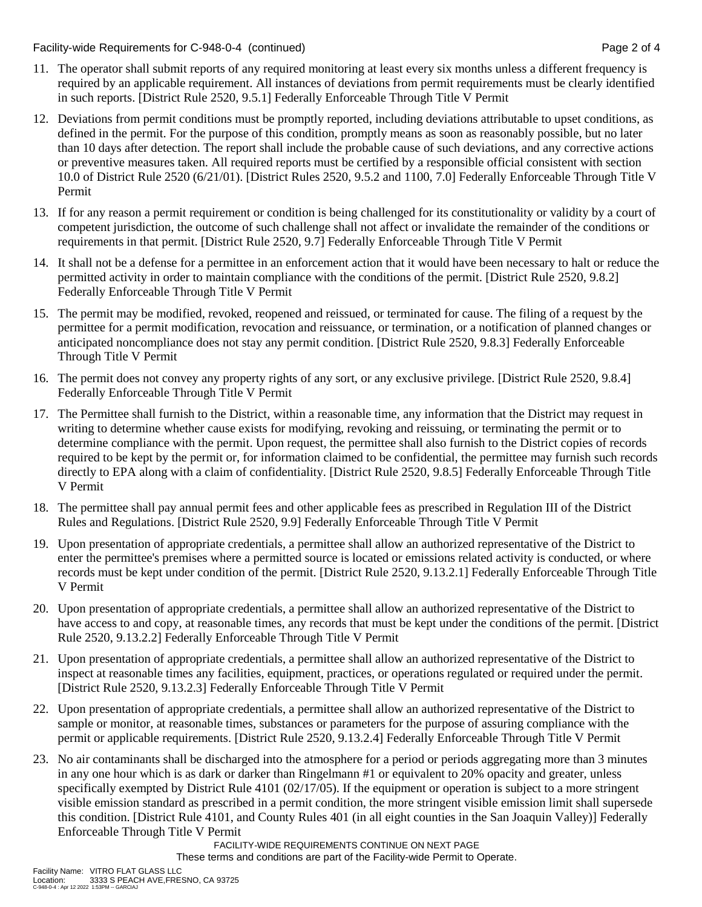11. The operator shall submit reports of any required monitoring at least every six months unless a different frequency is required by an applicable requirement. All instances of deviations from permit requirements must be clearly identified in such reports. [District Rule 2520, 9.5.1] Federally Enforceable Through Title V Permit

12. Deviations from permit conditions must be promptly reported, including deviations attributable to upset conditions, as defined in the permit. For the purpose of this condition, promptly means as soon as reasonably possible, but no later than 10 days after detection. The report shall include the probable cause of such deviations, and any corrective actions or preventive measures taken. All required reports must be certified by a responsible official consistent with section 10.0 of District Rule 2520 (6/21/01). [District Rules 2520, 9.5.2 and 1100, 7.0] Federally Enforceable Through Title V Permit

13. If for any reason a permit requirement or condition is being challenged for its constitutionality or validity by a court of competent jurisdiction, the outcome of such challenge shall not affect or invalidate the remainder of the conditions or requirements in that permit. [District Rule 2520, 9.7] Federally Enforceable Through Title V Permit

14. It shall not be a defense for a permittee in an enforcement action that it would have been necessary to halt or reduce the permitted activity in order to maintain compliance with the conditions of the permit. [District Rule 2520, 9.8.2] Federally Enforceable Through Title V Permit

15. The permit may be modified, revoked, reopened and reissued, or terminated for cause. The filing of a request by the permittee for a permit modification, revocation and reissuance, or termination, or a notification of planned changes or anticipated noncompliance does not stay any permit condition. [District Rule 2520, 9.8.3] Federally Enforceable Through Title V Permit

16. The permit does not convey any property rights of any sort, or any exclusive privilege. [District Rule 2520, 9.8.4] Federally Enforceable Through Title V Permit

17. The Permittee shall furnish to the District, within a reasonable time, any information that the District may request in writing to determine whether cause exists for modifying, revoking and reissuing, or terminating the permit or to determine compliance with the permit. Upon request, the permittee shall also furnish to the District copies of records required to be kept by the permit or, for information claimed to be confidential, the permittee may furnish such records directly to EPA along with a claim of confidentiality. [District Rule 2520, 9.8.5] Federally Enforceable Through Title V Permit

18. The permittee shall pay annual permit fees and other applicable fees as prescribed in Regulation III of the District Rules and Regulations. [District Rule 2520, 9.9] Federally Enforceable Through Title V Permit

19. Upon presentation of appropriate credentials, a permittee shall allow an authorized representative of the District to enter the permittee's premises where a permitted source is located or emissions related activity is conducted, or where records must be kept under condition of the permit. [District Rule 2520, 9.13.2.1] Federally Enforceable Through Title V Permit

20. Upon presentation of appropriate credentials, a permittee shall allow an authorized representative of the District to have access to and copy, at reasonable times, any records that must be kept under the conditions of the permit. [District Rule 2520, 9.13.2.2] Federally Enforceable Through Title V Permit

21. Upon presentation of appropriate credentials, a permittee shall allow an authorized representative of the District to inspect at reasonable times any facilities, equipment, practices, or operations regulated or required under the permit. [District Rule 2520, 9.13.2.3] Federally Enforceable Through Title V Permit

22. Upon presentation of appropriate credentials, a permittee shall allow an authorized representative of the District to sample or monitor, at reasonable times, substances or parameters for the purpose of assuring compliance with the permit or applicable requirements. [District Rule 2520, 9.13.2.4] Federally Enforceable Through Title V Permit

23. No air contaminants shall be discharged into the atmosphere for a period or periods aggregating more than 3 minutes in any one hour which is as dark or darker than Ringelmann #1 or equivalent to 20% opacity and greater, unless specifically exempted by District Rule 4101 (02/17/05). If the equipment or operation is subject to a more stringent visible emission standard as prescribed in a permit condition, the more stringent visible emission limit shall supersede this condition. [District Rule 4101, and County Rules 401 (in all eight counties in the San Joaquin Valley)] Federally Enforceable Through Title V Permit

FACILITY-WIDE REQUIREMENTS CONTINUE ON NEXT PAGE

These terms and conditions are part of the Facility-wide Permit to Operate.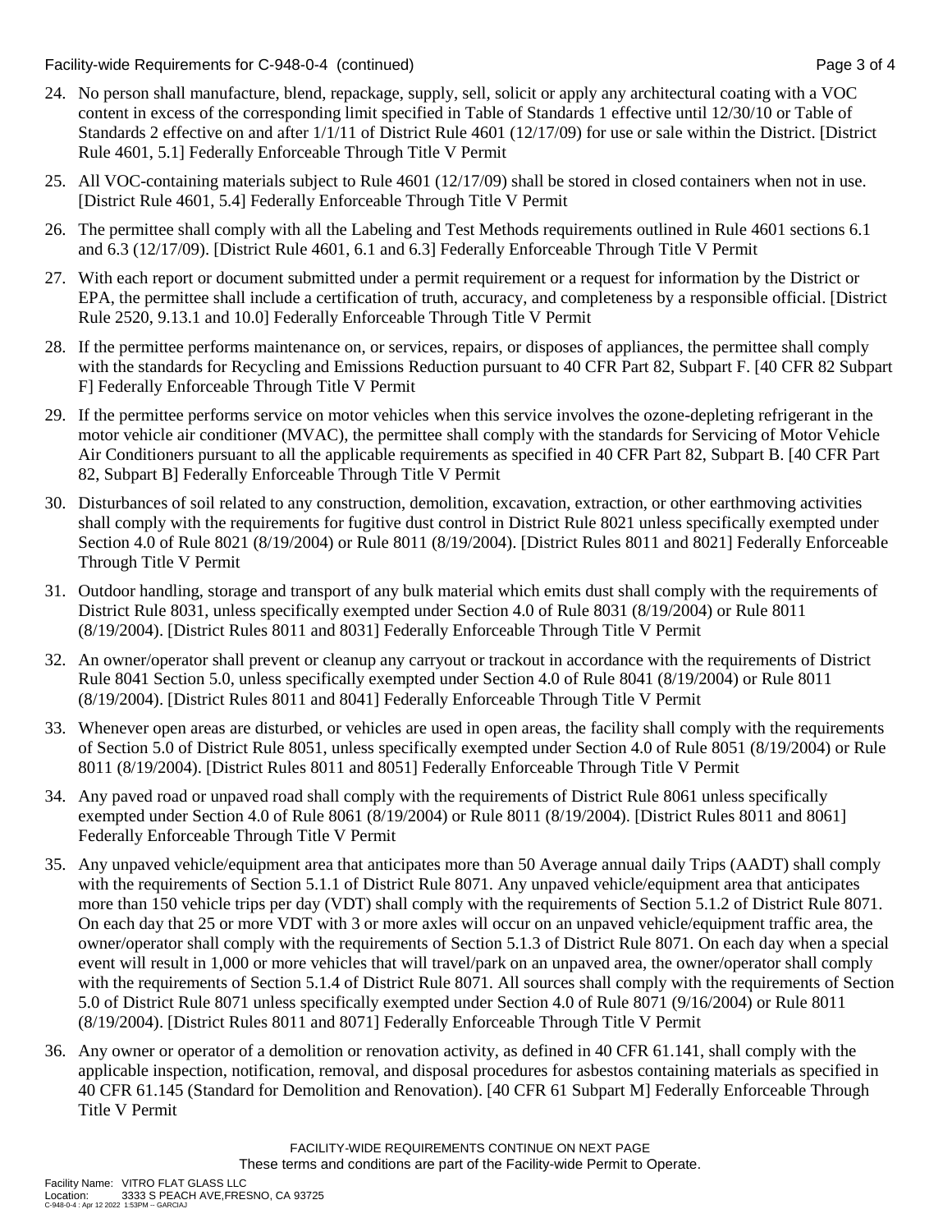24. No person shall manufacture, blend, repackage, supply, sell, solicit or apply any architectural coating with a VOC content in excess of the corresponding limit specified in Table of Standards 1 effective until 12/30/10 or Table of Standards 2 effective on and after 1/1/11 of District Rule 4601 (12/17/09) for use or sale within the District. [District Rule 4601, 5.1] Federally Enforceable Through Title V Permit

25. All VOC-containing materials subject to Rule 4601 (12/17/09) shall be stored in closed containers when not in use. [District Rule 4601, 5.4] Federally Enforceable Through Title V Permit

26. The permittee shall comply with all the Labeling and Test Methods requirements outlined in Rule 4601 sections 6.1 and 6.3 (12/17/09). [District Rule 4601, 6.1 and 6.3] Federally Enforceable Through Title V Permit

27. With each report or document submitted under a permit requirement or a request for information by the District or EPA, the permittee shall include a certification of truth, accuracy, and completeness by a responsible official. [District Rule 2520, 9.13.1 and 10.0] Federally Enforceable Through Title V Permit

28. If the permittee performs maintenance on, or services, repairs, or disposes of appliances, the permittee shall comply with the standards for Recycling and Emissions Reduction pursuant to 40 CFR Part 82, Subpart F. [40 CFR 82 Subpart F] Federally Enforceable Through Title V Permit

29. If the permittee performs service on motor vehicles when this service involves the ozone-depleting refrigerant in the motor vehicle air conditioner (MVAC), the permittee shall comply with the standards for Servicing of Motor Vehicle Air Conditioners pursuant to all the applicable requirements as specified in 40 CFR Part 82, Subpart B. [40 CFR Part 82, Subpart B] Federally Enforceable Through Title V Permit

30. Disturbances of soil related to any construction, demolition, excavation, extraction, or other earthmoving activities shall comply with the requirements for fugitive dust control in District Rule 8021 unless specifically exempted under Section 4.0 of Rule 8021 (8/19/2004) or Rule 8011 (8/19/2004). [District Rules 8011 and 8021] Federally Enforceable Through Title V Permit

31. Outdoor handling, storage and transport of any bulk material which emits dust shall comply with the requirements of District Rule 8031, unless specifically exempted under Section 4.0 of Rule 8031 (8/19/2004) or Rule 8011 (8/19/2004). [District Rules 8011 and 8031] Federally Enforceable Through Title V Permit

32. An owner/operator shall prevent or cleanup any carryout or trackout in accordance with the requirements of District Rule 8041 Section 5.0, unless specifically exempted under Section 4.0 of Rule 8041 (8/19/2004) or Rule 8011 (8/19/2004). [District Rules 8011 and 8041] Federally Enforceable Through Title V Permit

33. Whenever open areas are disturbed, or vehicles are used in open areas, the facility shall comply with the requirements of Section 5.0 of District Rule 8051, unless specifically exempted under Section 4.0 of Rule 8051 (8/19/2004) or Rule 8011 (8/19/2004). [District Rules 8011 and 8051] Federally Enforceable Through Title V Permit

34. Any paved road or unpaved road shall comply with the requirements of District Rule 8061 unless specifically exempted under Section 4.0 of Rule 8061 (8/19/2004) or Rule 8011 (8/19/2004). [District Rules 8011 and 8061] Federally Enforceable Through Title V Permit

35. Any unpaved vehicle/equipment area that anticipates more than 50 Average annual daily Trips (AADT) shall comply with the requirements of Section 5.1.1 of District Rule 8071. Any unpaved vehicle/equipment area that anticipates more than 150 vehicle trips per day (VDT) shall comply with the requirements of Section 5.1.2 of District Rule 8071. On each day that 25 or more VDT with 3 or more axles will occur on an unpaved vehicle/equipment traffic area, the owner/operator shall comply with the requirements of Section 5.1.3 of District Rule 8071. On each day when a special event will result in 1,000 or more vehicles that will travel/park on an unpaved area, the owner/operator shall comply with the requirements of Section 5.1.4 of District Rule 8071. All sources shall comply with the requirements of Section 5.0 of District Rule 8071 unless specifically exempted under Section 4.0 of Rule 8071 (9/16/2004) or Rule 8011 (8/19/2004). [District Rules 8011 and 8071] Federally Enforceable Through Title V Permit

36. Any owner or operator of a demolition or renovation activity, as defined in 40 CFR 61.141, shall comply with the applicable inspection, notification, removal, and disposal procedures for asbestos containing materials as specified in 40 CFR 61.145 (Standard for Demolition and Renovation). [40 CFR 61 Subpart M] Federally Enforceable Through Title V Permit

FACILITY-WIDE REQUIREMENTS CONTINUE ON NEXT PAGE
These terms and conditions are part of the Facility-wide Permit to Operate.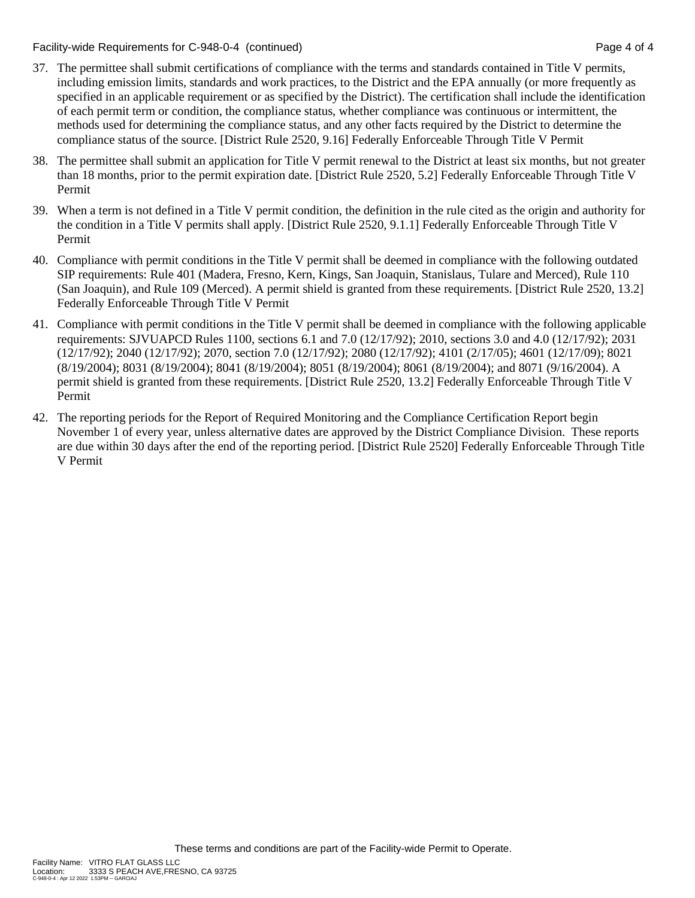37. The permittee shall submit certifications of compliance with the terms and standards contained in Title V permits, including emission limits, standards and work practices, to the District and the EPA annually (or more frequently as specified in an applicable requirement or as specified by the District). The certification shall include the identification of each permit term or condition, the compliance status, whether compliance was continuous or intermittent, the methods used for determining the compliance status, and any other facts required by the District to determine the compliance status of the source. [District Rule 2520, 9.16] Federally Enforceable Through Title V Permit

38. The permittee shall submit an application for Title V permit renewal to the District at least six months, but not greater than 18 months, prior to the permit expiration date. [District Rule 2520, 5.2] Federally Enforceable Through Title V Permit

39. When a term is not defined in a Title V permit condition, the definition in the rule cited as the origin and authority for the condition in a Title V permits shall apply. [District Rule 2520, 9.1.1] Federally Enforceable Through Title V Permit

40. Compliance with permit conditions in the Title V permit shall be deemed in compliance with the following outdated SIP requirements: Rule 401 (Madera, Fresno, Kern, Kings, San Joaquin, Stanislaus, Tulare and Merced), Rule 110 (San Joaquin), and Rule 109 (Merced). A permit shield is granted from these requirements. [District Rule 2520, 13.2] Federally Enforceable Through Title V Permit

41. Compliance with permit conditions in the Title V permit shall be deemed in compliance with the following applicable requirements: SJVUAPCD Rules 1100, sections 6.1 and 7.0 (12/17/92); 2010, sections 3.0 and 4.0 (12/17/92); 2031 (12/17/92); 2040 (12/17/92); 2070, section 7.0 (12/17/92); 2080 (12/17/92); 4101 (2/17/05); 4601 (12/17/09); 8021 (8/19/2004); 8031 (8/19/2004); 8041 (8/19/2004); 8051 (8/19/2004); 8061 (8/19/2004); and 8071 (9/16/2004). A permit shield is granted from these requirements. [District Rule 2520, 13.2] Federally Enforceable Through Title V Permit

42. The reporting periods for the Report of Required Monitoring and the Compliance Certification Report begin November 1 of every year, unless alternative dates are approved by the District Compliance Division. These reports are due within 30 days after the end of the reporting period. [District Rule 2520] Federally Enforceable Through Title V Permit

These terms and conditions are part of the Facility-wide Permit to Operate.

Facility Name: VITRO FLAT GLASS LLC
Location: 3333 S PEACH AVE,FRESNO, CA 93725
C-948-0-4 : Apr 12 2022 1:53PM -- GARCIAJ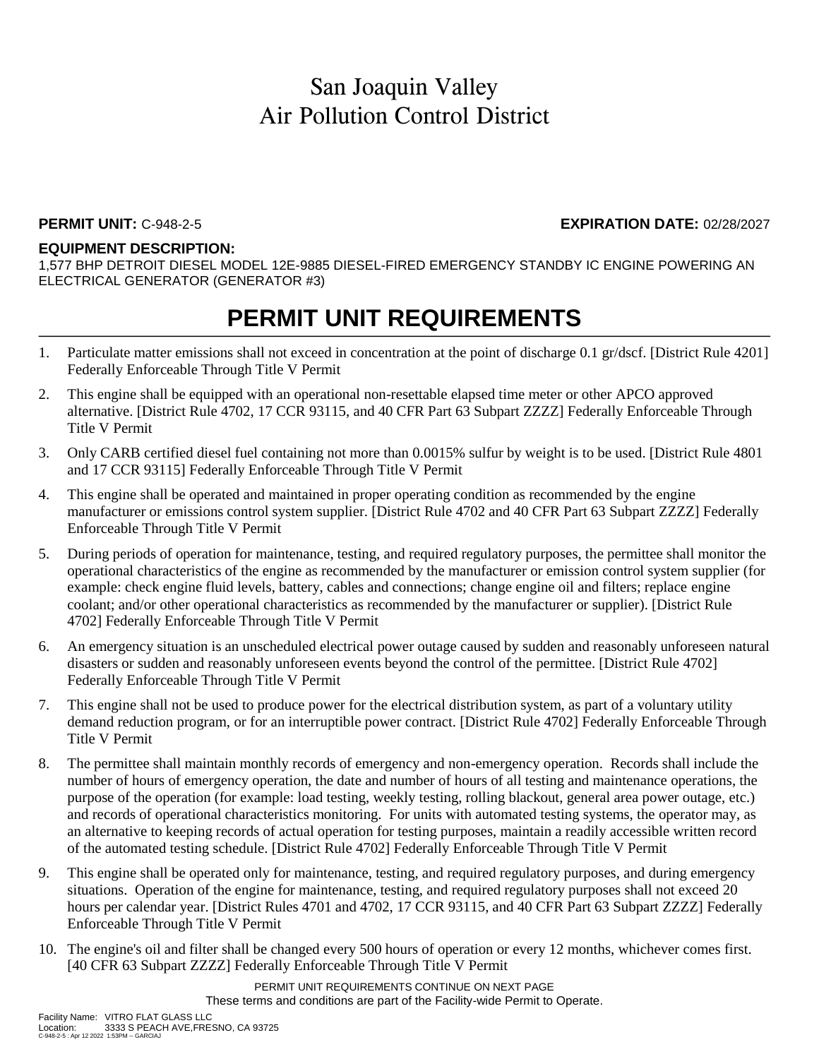# San Joaquin Valley
# Air Pollution Control District

**PERMIT UNIT:** C-948-2-5 **EXPIRATION DATE:** 02/28/2027

**EQUIPMENT DESCRIPTION:**
1,577 BHP DETROIT DIESEL MODEL 12E-9885 DIESEL-FIRED EMERGENCY STANDBY IC ENGINE POWERING AN ELECTRICAL GENERATOR (GENERATOR #3)

## PERMIT UNIT REQUIREMENTS

1. Particulate matter emissions shall not exceed in concentration at the point of discharge 0.1 gr/dscf. [District Rule 4201] Federally Enforceable Through Title V Permit
2. This engine shall be equipped with an operational non-resettable elapsed time meter or other APCO approved alternative. [District Rule 4702, 17 CCR 93115, and 40 CFR Part 63 Subpart ZZZZ] Federally Enforceable Through Title V Permit
3. Only CARB certified diesel fuel containing not more than 0.0015% sulfur by weight is to be used. [District Rule 4801 and 17 CCR 93115] Federally Enforceable Through Title V Permit
4. This engine shall be operated and maintained in proper operating condition as recommended by the engine manufacturer or emissions control system supplier. [District Rule 4702 and 40 CFR Part 63 Subpart ZZZZ] Federally Enforceable Through Title V Permit
5. During periods of operation for maintenance, testing, and required regulatory purposes, the permittee shall monitor the operational characteristics of the engine as recommended by the manufacturer or emission control system supplier (for example: check engine fluid levels, battery, cables and connections; change engine oil and filters; replace engine coolant; and/or other operational characteristics as recommended by the manufacturer or supplier). [District Rule 4702] Federally Enforceable Through Title V Permit
6. An emergency situation is an unscheduled electrical power outage caused by sudden and reasonably unforeseen natural disasters or sudden and reasonably unforeseen events beyond the control of the permittee. [District Rule 4702] Federally Enforceable Through Title V Permit
7. This engine shall not be used to produce power for the electrical distribution system, as part of a voluntary utility demand reduction program, or for an interruptible power contract. [District Rule 4702] Federally Enforceable Through Title V Permit
8. The permittee shall maintain monthly records of emergency and non-emergency operation. Records shall include the number of hours of emergency operation, the date and number of hours of all testing and maintenance operations, the purpose of the operation (for example: load testing, weekly testing, rolling blackout, general area power outage, etc.) and records of operational characteristics monitoring. For units with automated testing systems, the operator may, as an alternative to keeping records of actual operation for testing purposes, maintain a readily accessible written record of the automated testing schedule. [District Rule 4702] Federally Enforceable Through Title V Permit
9. This engine shall be operated only for maintenance, testing, and required regulatory purposes, and during emergency situations. Operation of the engine for maintenance, testing, and required regulatory purposes shall not exceed 20 hours per calendar year. [District Rules 4701 and 4702, 17 CCR 93115, and 40 CFR Part 63 Subpart ZZZZ] Federally Enforceable Through Title V Permit
10. The engine's oil and filter shall be changed every 500 hours of operation or every 12 months, whichever comes first. [40 CFR 63 Subpart ZZZZ] Federally Enforceable Through Title V Permit

PERMIT UNIT REQUIREMENTS CONTINUE ON NEXT PAGE

These terms and conditions are part of the Facility-wide Permit to Operate.

Facility Name: VITRO FLAT GLASS LLC
Location: 3333 S PEACH AVE,FRESNO, CA 93725
C-948-2-5 : Apr 12 2022 1:53PM -- GARCIAJ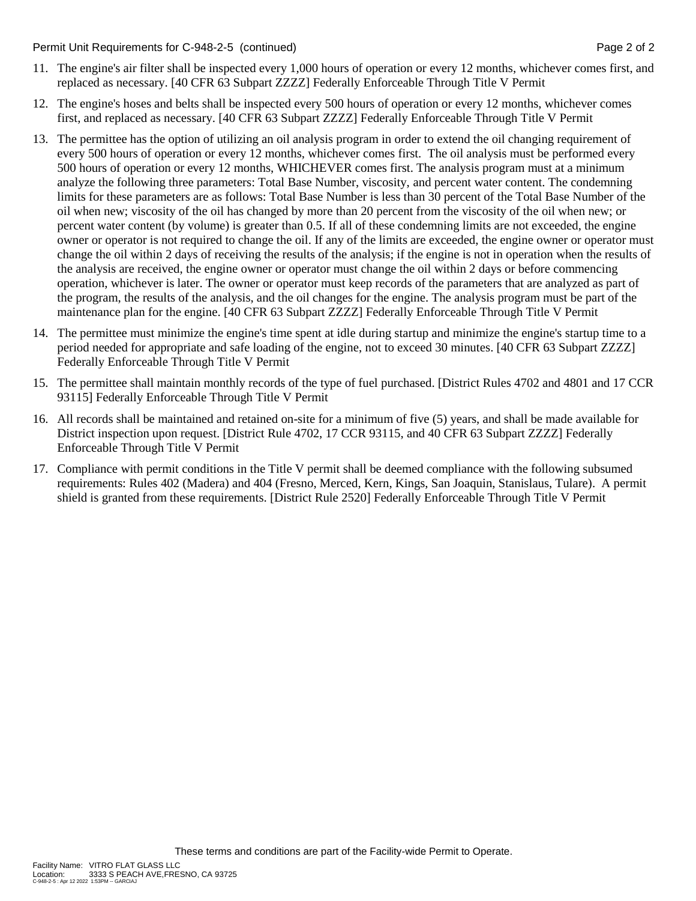11. The engine's air filter shall be inspected every 1,000 hours of operation or every 12 months, whichever comes first, and replaced as necessary. [40 CFR 63 Subpart ZZZZ] Federally Enforceable Through Title V Permit

12. The engine's hoses and belts shall be inspected every 500 hours of operation or every 12 months, whichever comes first, and replaced as necessary. [40 CFR 63 Subpart ZZZZ] Federally Enforceable Through Title V Permit

13. The permittee has the option of utilizing an oil analysis program in order to extend the oil changing requirement of every 500 hours of operation or every 12 months, whichever comes first. The oil analysis must be performed every 500 hours of operation or every 12 months, WHICHEVER comes first. The analysis program must at a minimum analyze the following three parameters: Total Base Number, viscosity, and percent water content. The condemning limits for these parameters are as follows: Total Base Number is less than 30 percent of the Total Base Number of the oil when new; viscosity of the oil has changed by more than 20 percent from the viscosity of the oil when new; or percent water content (by volume) is greater than 0.5. If all of these condemning limits are not exceeded, the engine owner or operator is not required to change the oil. If any of the limits are exceeded, the engine owner or operator must change the oil within 2 days of receiving the results of the analysis; if the engine is not in operation when the results of the analysis are received, the engine owner or operator must change the oil within 2 days or before commencing operation, whichever is later. The owner or operator must keep records of the parameters that are analyzed as part of the program, the results of the analysis, and the oil changes for the engine. The analysis program must be part of the maintenance plan for the engine. [40 CFR 63 Subpart ZZZZ] Federally Enforceable Through Title V Permit

14. The permittee must minimize the engine's time spent at idle during startup and minimize the engine's startup time to a period needed for appropriate and safe loading of the engine, not to exceed 30 minutes. [40 CFR 63 Subpart ZZZZ] Federally Enforceable Through Title V Permit

15. The permittee shall maintain monthly records of the type of fuel purchased. [District Rules 4702 and 4801 and 17 CCR 93115] Federally Enforceable Through Title V Permit

16. All records shall be maintained and retained on-site for a minimum of five (5) years, and shall be made available for District inspection upon request. [District Rule 4702, 17 CCR 93115, and 40 CFR 63 Subpart ZZZZ] Federally Enforceable Through Title V Permit

17. Compliance with permit conditions in the Title V permit shall be deemed compliance with the following subsumed requirements: Rules 402 (Madera) and 404 (Fresno, Merced, Kern, Kings, San Joaquin, Stanislaus, Tulare). A permit shield is granted from these requirements. [District Rule 2520] Federally Enforceable Through Title V Permit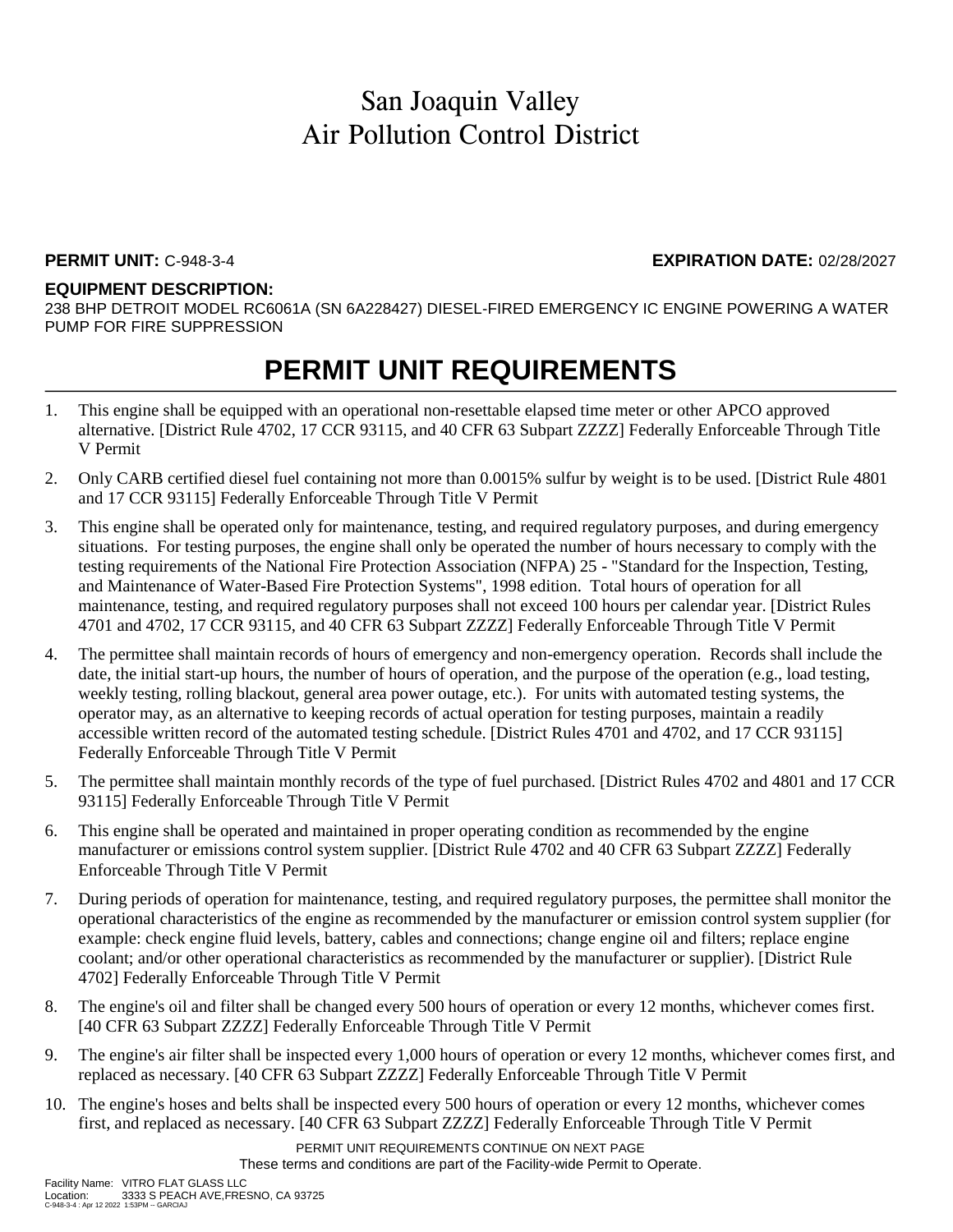# San Joaquin Valley
# Air Pollution Control District

**PERMIT UNIT:** C-948-3-4 **EXPIRATION DATE:** 02/28/2027

**EQUIPMENT DESCRIPTION:**
238 BHP DETROIT MODEL RC6061A (SN 6A228427) DIESEL-FIRED EMERGENCY IC ENGINE POWERING A WATER PUMP FOR FIRE SUPPRESSION

## PERMIT UNIT REQUIREMENTS

1. This engine shall be equipped with an operational non-resettable elapsed time meter or other APCO approved alternative. [District Rule 4702, 17 CCR 93115, and 40 CFR 63 Subpart ZZZZ] Federally Enforceable Through Title V Permit
2. Only CARB certified diesel fuel containing not more than 0.0015% sulfur by weight is to be used. [District Rule 4801 and 17 CCR 93115] Federally Enforceable Through Title V Permit
3. This engine shall be operated only for maintenance, testing, and required regulatory purposes, and during emergency situations. For testing purposes, the engine shall only be operated the number of hours necessary to comply with the testing requirements of the National Fire Protection Association (NFPA) 25 - "Standard for the Inspection, Testing, and Maintenance of Water-Based Fire Protection Systems", 1998 edition. Total hours of operation for all maintenance, testing, and required regulatory purposes shall not exceed 100 hours per calendar year. [District Rules 4701 and 4702, 17 CCR 93115, and 40 CFR 63 Subpart ZZZZ] Federally Enforceable Through Title V Permit
4. The permittee shall maintain records of hours of emergency and non-emergency operation. Records shall include the date, the initial start-up hours, the number of hours of operation, and the purpose of the operation (e.g., load testing, weekly testing, rolling blackout, general area power outage, etc.). For units with automated testing systems, the operator may, as an alternative to keeping records of actual operation for testing purposes, maintain a readily accessible written record of the automated testing schedule. [District Rules 4701 and 4702, and 17 CCR 93115] Federally Enforceable Through Title V Permit
5. The permittee shall maintain monthly records of the type of fuel purchased. [District Rules 4702 and 4801 and 17 CCR 93115] Federally Enforceable Through Title V Permit
6. This engine shall be operated and maintained in proper operating condition as recommended by the engine manufacturer or emissions control system supplier. [District Rule 4702 and 40 CFR 63 Subpart ZZZZ] Federally Enforceable Through Title V Permit
7. During periods of operation for maintenance, testing, and required regulatory purposes, the permittee shall monitor the operational characteristics of the engine as recommended by the manufacturer or emission control system supplier (for example: check engine fluid levels, battery, cables and connections; change engine oil and filters; replace engine coolant; and/or other operational characteristics as recommended by the manufacturer or supplier). [District Rule 4702] Federally Enforceable Through Title V Permit
8. The engine's oil and filter shall be changed every 500 hours of operation or every 12 months, whichever comes first. [40 CFR 63 Subpart ZZZZ] Federally Enforceable Through Title V Permit
9. The engine's air filter shall be inspected every 1,000 hours of operation or every 12 months, whichever comes first, and replaced as necessary. [40 CFR 63 Subpart ZZZZ] Federally Enforceable Through Title V Permit
10. The engine's hoses and belts shall be inspected every 500 hours of operation or every 12 months, whichever comes first, and replaced as necessary. [40 CFR 63 Subpart ZZZZ] Federally Enforceable Through Title V Permit

PERMIT UNIT REQUIREMENTS CONTINUE ON NEXT PAGE
These terms and conditions are part of the Facility-wide Permit to Operate.

Facility Name: VITRO FLAT GLASS LLC
Location: 3333 S PEACH AVE,FRESNO, CA 93725
C-948-3-4 : Apr 12 2022 1:53PM -- GARCIAJ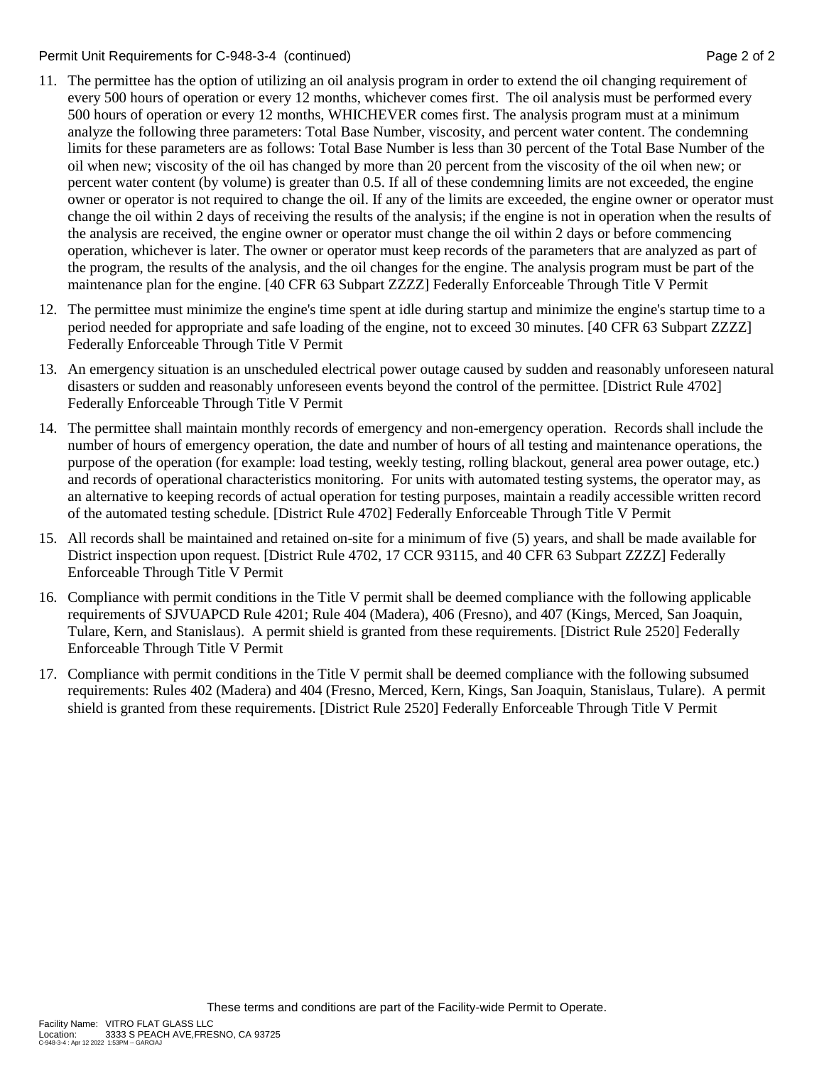11. The permittee has the option of utilizing an oil analysis program in order to extend the oil changing requirement of every 500 hours of operation or every 12 months, whichever comes first. The oil analysis must be performed every 500 hours of operation or every 12 months, WHICHEVER comes first. The analysis program must at a minimum analyze the following three parameters: Total Base Number, viscosity, and percent water content. The condemning limits for these parameters are as follows: Total Base Number is less than 30 percent of the Total Base Number of the oil when new; viscosity of the oil has changed by more than 20 percent from the viscosity of the oil when new; or percent water content (by volume) is greater than 0.5. If all of these condemning limits are not exceeded, the engine owner or operator is not required to change the oil. If any of the limits are exceeded, the engine owner or operator must change the oil within 2 days of receiving the results of the analysis; if the engine is not in operation when the results of the analysis are received, the engine owner or operator must change the oil within 2 days or before commencing operation, whichever is later. The owner or operator must keep records of the parameters that are analyzed as part of the program, the results of the analysis, and the oil changes for the engine. The analysis program must be part of the maintenance plan for the engine. [40 CFR 63 Subpart ZZZZ] Federally Enforceable Through Title V Permit

12. The permittee must minimize the engine's time spent at idle during startup and minimize the engine's startup time to a period needed for appropriate and safe loading of the engine, not to exceed 30 minutes. [40 CFR 63 Subpart ZZZZ] Federally Enforceable Through Title V Permit

13. An emergency situation is an unscheduled electrical power outage caused by sudden and reasonably unforeseen natural disasters or sudden and reasonably unforeseen events beyond the control of the permittee. [District Rule 4702] Federally Enforceable Through Title V Permit

14. The permittee shall maintain monthly records of emergency and non-emergency operation. Records shall include the number of hours of emergency operation, the date and number of hours of all testing and maintenance operations, the purpose of the operation (for example: load testing, weekly testing, rolling blackout, general area power outage, etc.) and records of operational characteristics monitoring. For units with automated testing systems, the operator may, as an alternative to keeping records of actual operation for testing purposes, maintain a readily accessible written record of the automated testing schedule. [District Rule 4702] Federally Enforceable Through Title V Permit

15. All records shall be maintained and retained on-site for a minimum of five (5) years, and shall be made available for District inspection upon request. [District Rule 4702, 17 CCR 93115, and 40 CFR 63 Subpart ZZZZ] Federally Enforceable Through Title V Permit

16. Compliance with permit conditions in the Title V permit shall be deemed compliance with the following applicable requirements of SJVUAPCD Rule 4201; Rule 404 (Madera), 406 (Fresno), and 407 (Kings, Merced, San Joaquin, Tulare, Kern, and Stanislaus). A permit shield is granted from these requirements. [District Rule 2520] Federally Enforceable Through Title V Permit

17. Compliance with permit conditions in the Title V permit shall be deemed compliance with the following subsumed requirements: Rules 402 (Madera) and 404 (Fresno, Merced, Kern, Kings, San Joaquin, Stanislaus, Tulare). A permit shield is granted from these requirements. [District Rule 2520] Federally Enforceable Through Title V Permit

These terms and conditions are part of the Facility-wide Permit to Operate.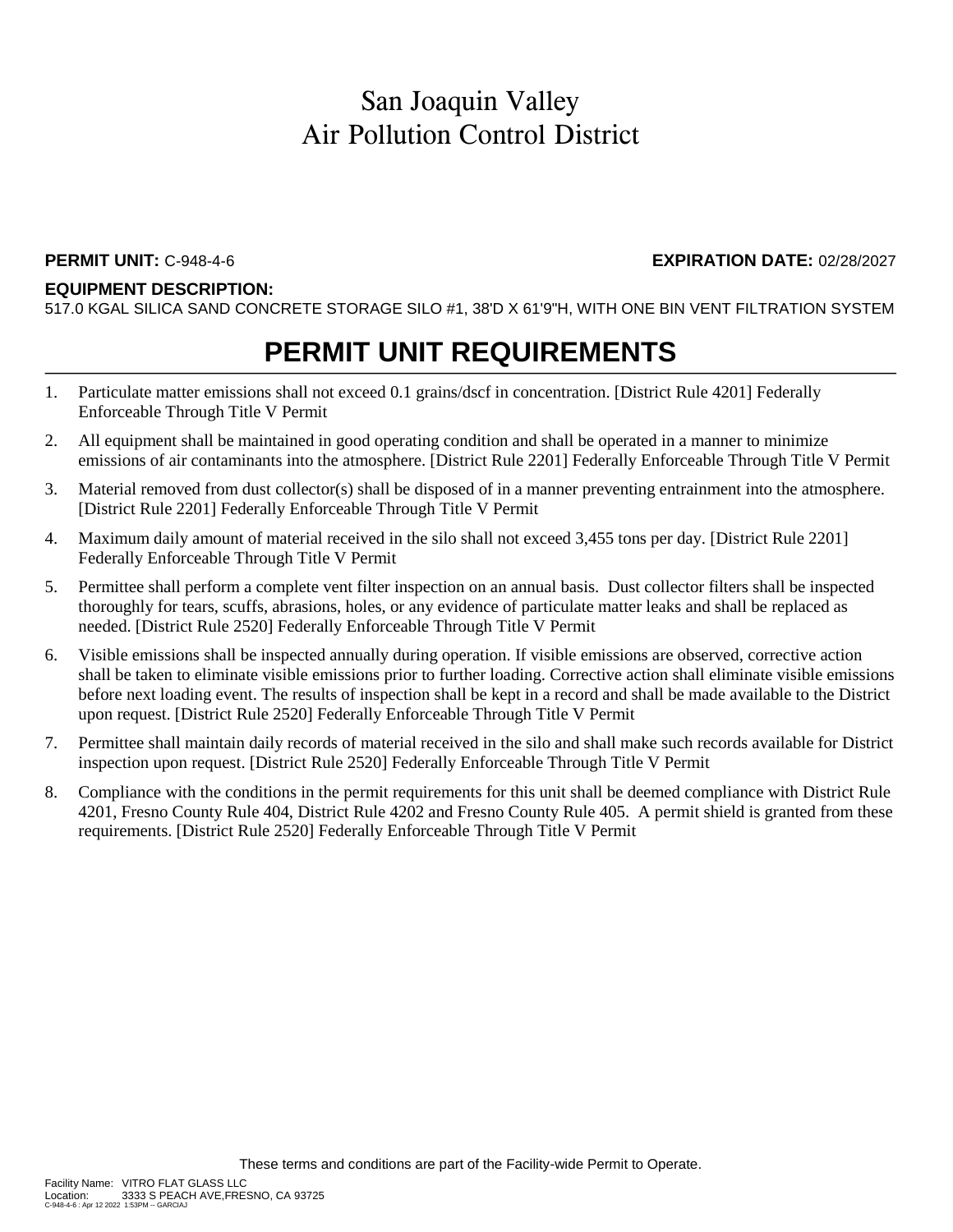# San Joaquin Valley
# Air Pollution Control District

**PERMIT UNIT:** C-948-4-6 **EXPIRATION DATE:** 02/28/2027

**EQUIPMENT DESCRIPTION:**
517.0 KGAL SILICA SAND CONCRETE STORAGE SILO #1, 38'D X 61'9"H, WITH ONE BIN VENT FILTRATION SYSTEM

## PERMIT UNIT REQUIREMENTS

1. Particulate matter emissions shall not exceed 0.1 grains/dscf in concentration. [District Rule 4201] Federally Enforceable Through Title V Permit
2. All equipment shall be maintained in good operating condition and shall be operated in a manner to minimize emissions of air contaminants into the atmosphere. [District Rule 2201] Federally Enforceable Through Title V Permit
3. Material removed from dust collector(s) shall be disposed of in a manner preventing entrainment into the atmosphere. [District Rule 2201] Federally Enforceable Through Title V Permit
4. Maximum daily amount of material received in the silo shall not exceed 3,455 tons per day. [District Rule 2201] Federally Enforceable Through Title V Permit
5. Permittee shall perform a complete vent filter inspection on an annual basis. Dust collector filters shall be inspected thoroughly for tears, scuffs, abrasions, holes, or any evidence of particulate matter leaks and shall be replaced as needed. [District Rule 2520] Federally Enforceable Through Title V Permit
6. Visible emissions shall be inspected annually during operation. If visible emissions are observed, corrective action shall be taken to eliminate visible emissions prior to further loading. Corrective action shall eliminate visible emissions before next loading event. The results of inspection shall be kept in a record and shall be made available to the District upon request. [District Rule 2520] Federally Enforceable Through Title V Permit
7. Permittee shall maintain daily records of material received in the silo and shall make such records available for District inspection upon request. [District Rule 2520] Federally Enforceable Through Title V Permit
8. Compliance with the conditions in the permit requirements for this unit shall be deemed compliance with District Rule 4201, Fresno County Rule 404, District Rule 4202 and Fresno County Rule 405. A permit shield is granted from these requirements. [District Rule 2520] Federally Enforceable Through Title V Permit

These terms and conditions are part of the Facility-wide Permit to Operate.

Facility Name: VITRO FLAT GLASS LLC
Location: 3333 S PEACH AVE,FRESNO, CA 93725
C-948-4-6 : Apr 12 2022 1:53PM -- GARCIAJ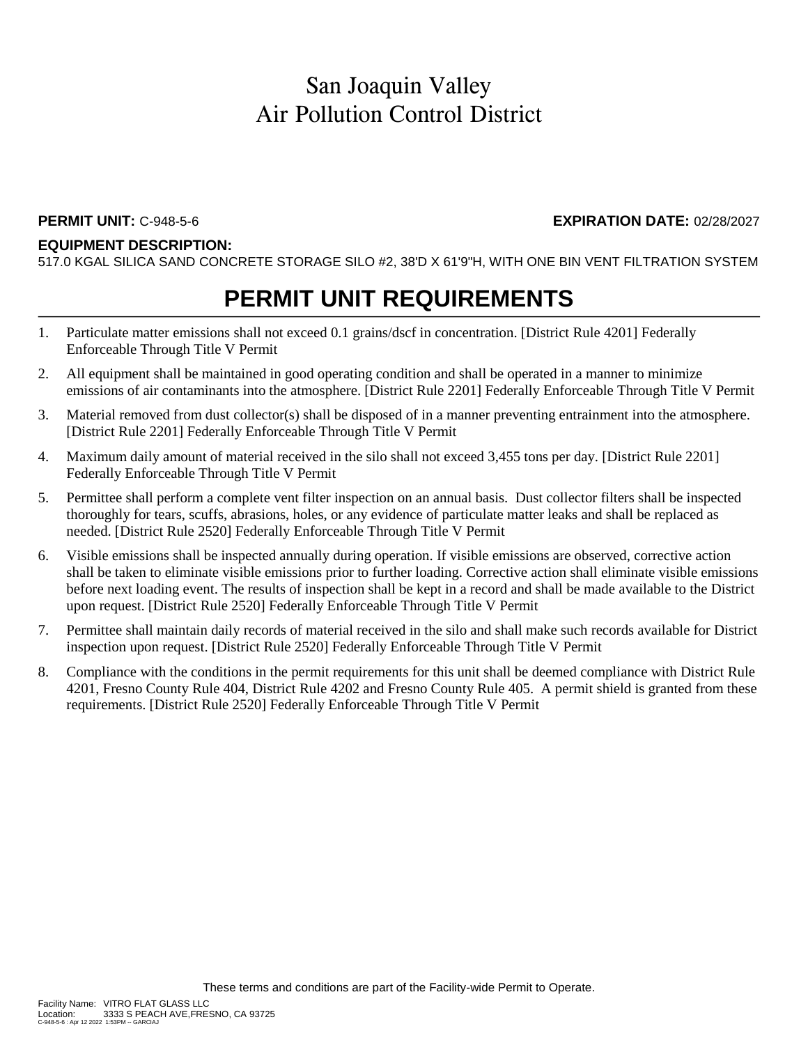# San Joaquin Valley
# Air Pollution Control District

**PERMIT UNIT:** C-948-5-6 **EXPIRATION DATE:** 02/28/2027

**EQUIPMENT DESCRIPTION:**
517.0 KGAL SILICA SAND CONCRETE STORAGE SILO #2, 38'D X 61'9"H, WITH ONE BIN VENT FILTRATION SYSTEM

## PERMIT UNIT REQUIREMENTS

1. Particulate matter emissions shall not exceed 0.1 grains/dscf in concentration. [District Rule 4201] Federally Enforceable Through Title V Permit
2. All equipment shall be maintained in good operating condition and shall be operated in a manner to minimize emissions of air contaminants into the atmosphere. [District Rule 2201] Federally Enforceable Through Title V Permit
3. Material removed from dust collector(s) shall be disposed of in a manner preventing entrainment into the atmosphere. [District Rule 2201] Federally Enforceable Through Title V Permit
4. Maximum daily amount of material received in the silo shall not exceed 3,455 tons per day. [District Rule 2201] Federally Enforceable Through Title V Permit
5. Permittee shall perform a complete vent filter inspection on an annual basis. Dust collector filters shall be inspected thoroughly for tears, scuffs, abrasions, holes, or any evidence of particulate matter leaks and shall be replaced as needed. [District Rule 2520] Federally Enforceable Through Title V Permit
6. Visible emissions shall be inspected annually during operation. If visible emissions are observed, corrective action shall be taken to eliminate visible emissions prior to further loading. Corrective action shall eliminate visible emissions before next loading event. The results of inspection shall be kept in a record and shall be made available to the District upon request. [District Rule 2520] Federally Enforceable Through Title V Permit
7. Permittee shall maintain daily records of material received in the silo and shall make such records available for District inspection upon request. [District Rule 2520] Federally Enforceable Through Title V Permit
8. Compliance with the conditions in the permit requirements for this unit shall be deemed compliance with District Rule 4201, Fresno County Rule 404, District Rule 4202 and Fresno County Rule 405. A permit shield is granted from these requirements. [District Rule 2520] Federally Enforceable Through Title V Permit

These terms and conditions are part of the Facility-wide Permit to Operate.

Facility Name: VITRO FLAT GLASS LLC
Location: 3333 S PEACH AVE,FRESNO, CA 93725
C-948-5-6 : Apr 12 2022 1:53PM -- GARCIAJ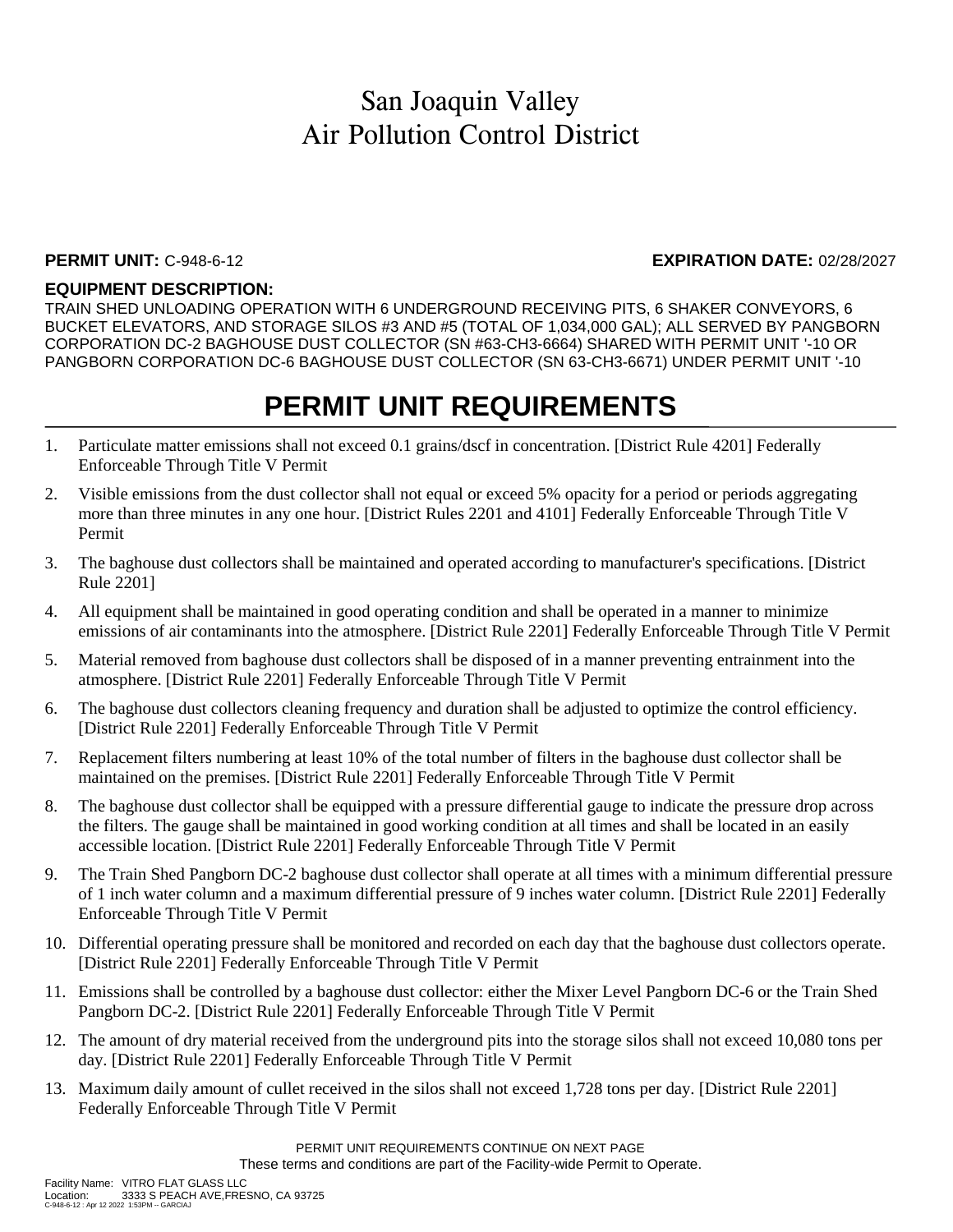# San Joaquin Valley Air Pollution Control District

**PERMIT UNIT:** C-948-6-12 **EXPIRATION DATE:** 02/28/2027

**EQUIPMENT DESCRIPTION:**
TRAIN SHED UNLOADING OPERATION WITH 6 UNDERGROUND RECEIVING PITS, 6 SHAKER CONVEYORS, 6 BUCKET ELEVATORS, AND STORAGE SILOS #3 AND #5 (TOTAL OF 1,034,000 GAL); ALL SERVED BY PANGBORN CORPORATION DC-2 BAGHOUSE DUST COLLECTOR (SN #63-CH3-6664) SHARED WITH PERMIT UNIT '-10 OR PANGBORN CORPORATION DC-6 BAGHOUSE DUST COLLECTOR (SN 63-CH3-6671) UNDER PERMIT UNIT '-10

## PERMIT UNIT REQUIREMENTS

1. Particulate matter emissions shall not exceed 0.1 grains/dscf in concentration. [District Rule 4201] Federally Enforceable Through Title V Permit
2. Visible emissions from the dust collector shall not equal or exceed 5% opacity for a period or periods aggregating more than three minutes in any one hour. [District Rules 2201 and 4101] Federally Enforceable Through Title V Permit
3. The baghouse dust collectors shall be maintained and operated according to manufacturer's specifications. [District Rule 2201]
4. All equipment shall be maintained in good operating condition and shall be operated in a manner to minimize emissions of air contaminants into the atmosphere. [District Rule 2201] Federally Enforceable Through Title V Permit
5. Material removed from baghouse dust collectors shall be disposed of in a manner preventing entrainment into the atmosphere. [District Rule 2201] Federally Enforceable Through Title V Permit
6. The baghouse dust collectors cleaning frequency and duration shall be adjusted to optimize the control efficiency. [District Rule 2201] Federally Enforceable Through Title V Permit
7. Replacement filters numbering at least 10% of the total number of filters in the baghouse dust collector shall be maintained on the premises. [District Rule 2201] Federally Enforceable Through Title V Permit
8. The baghouse dust collector shall be equipped with a pressure differential gauge to indicate the pressure drop across the filters. The gauge shall be maintained in good working condition at all times and shall be located in an easily accessible location. [District Rule 2201] Federally Enforceable Through Title V Permit
9. The Train Shed Pangborn DC-2 baghouse dust collector shall operate at all times with a minimum differential pressure of 1 inch water column and a maximum differential pressure of 9 inches water column. [District Rule 2201] Federally Enforceable Through Title V Permit
10. Differential operating pressure shall be monitored and recorded on each day that the baghouse dust collectors operate. [District Rule 2201] Federally Enforceable Through Title V Permit
11. Emissions shall be controlled by a baghouse dust collector: either the Mixer Level Pangborn DC-6 or the Train Shed Pangborn DC-2. [District Rule 2201] Federally Enforceable Through Title V Permit
12. The amount of dry material received from the underground pits into the storage silos shall not exceed 10,080 tons per day. [District Rule 2201] Federally Enforceable Through Title V Permit
13. Maximum daily amount of cullet received in the silos shall not exceed 1,728 tons per day. [District Rule 2201] Federally Enforceable Through Title V Permit

PERMIT UNIT REQUIREMENTS CONTINUE ON NEXT PAGE
These terms and conditions are part of the Facility-wide Permit to Operate.

Facility Name: VITRO FLAT GLASS LLC
Location: 3333 S PEACH AVE,FRESNO, CA 93725
C-948-6-12 : Apr 12 2022 1:53PM -- GARCIAJ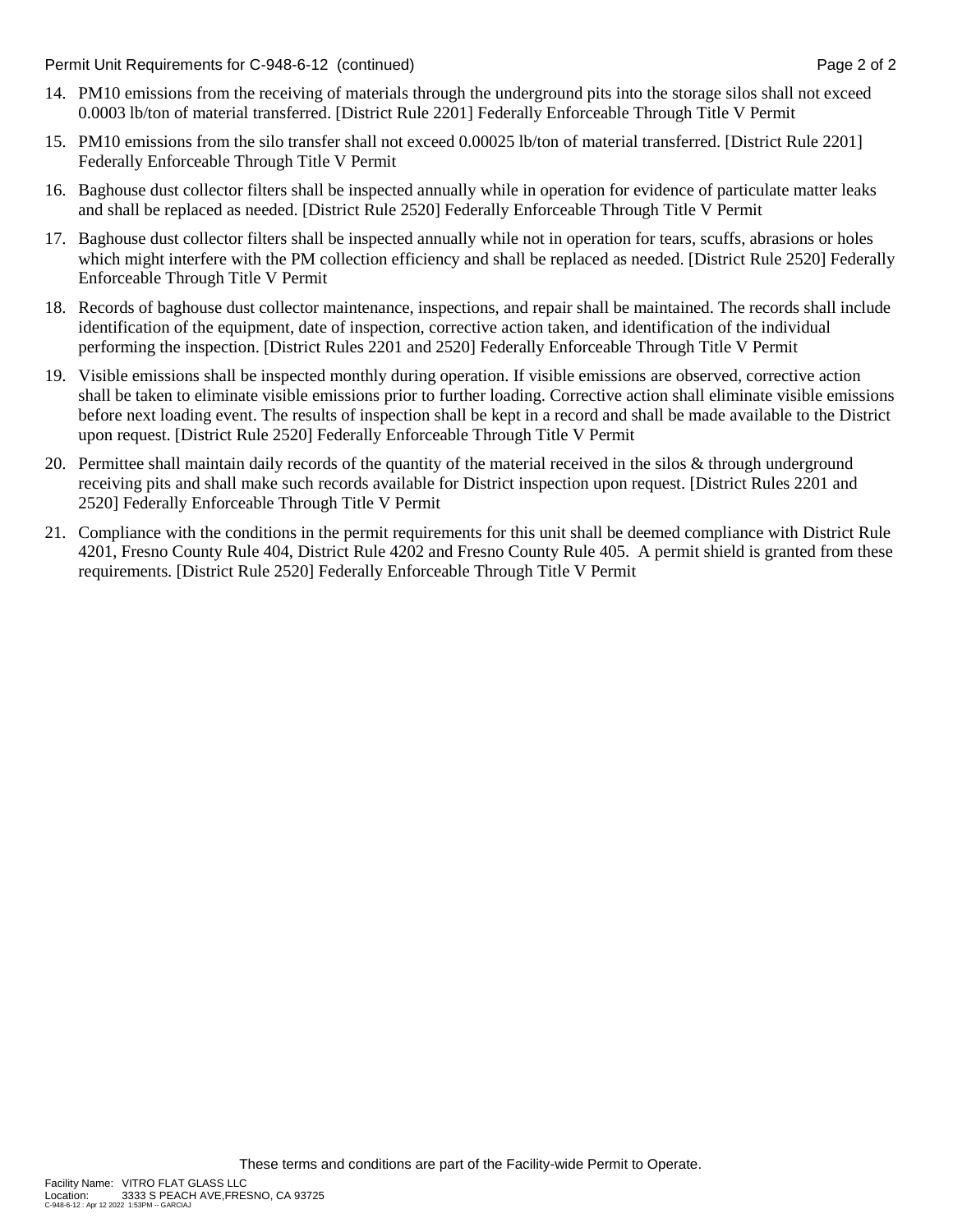14. PM10 emissions from the receiving of materials through the underground pits into the storage silos shall not exceed 0.0003 lb/ton of material transferred. [District Rule 2201] Federally Enforceable Through Title V Permit
15. PM10 emissions from the silo transfer shall not exceed 0.00025 lb/ton of material transferred. [District Rule 2201] Federally Enforceable Through Title V Permit
16. Baghouse dust collector filters shall be inspected annually while in operation for evidence of particulate matter leaks and shall be replaced as needed. [District Rule 2520] Federally Enforceable Through Title V Permit
17. Baghouse dust collector filters shall be inspected annually while not in operation for tears, scuffs, abrasions or holes which might interfere with the PM collection efficiency and shall be replaced as needed. [District Rule 2520] Federally Enforceable Through Title V Permit
18. Records of baghouse dust collector maintenance, inspections, and repair shall be maintained. The records shall include identification of the equipment, date of inspection, corrective action taken, and identification of the individual performing the inspection. [District Rules 2201 and 2520] Federally Enforceable Through Title V Permit
19. Visible emissions shall be inspected monthly during operation. If visible emissions are observed, corrective action shall be taken to eliminate visible emissions prior to further loading. Corrective action shall eliminate visible emissions before next loading event. The results of inspection shall be kept in a record and shall be made available to the District upon request. [District Rule 2520] Federally Enforceable Through Title V Permit
20. Permittee shall maintain daily records of the quantity of the material received in the silos & through underground receiving pits and shall make such records available for District inspection upon request. [District Rules 2201 and 2520] Federally Enforceable Through Title V Permit
21. Compliance with the conditions in the permit requirements for this unit shall be deemed compliance with District Rule 4201, Fresno County Rule 404, District Rule 4202 and Fresno County Rule 405. A permit shield is granted from these requirements. [District Rule 2520] Federally Enforceable Through Title V Permit

These terms and conditions are part of the Facility-wide Permit to Operate.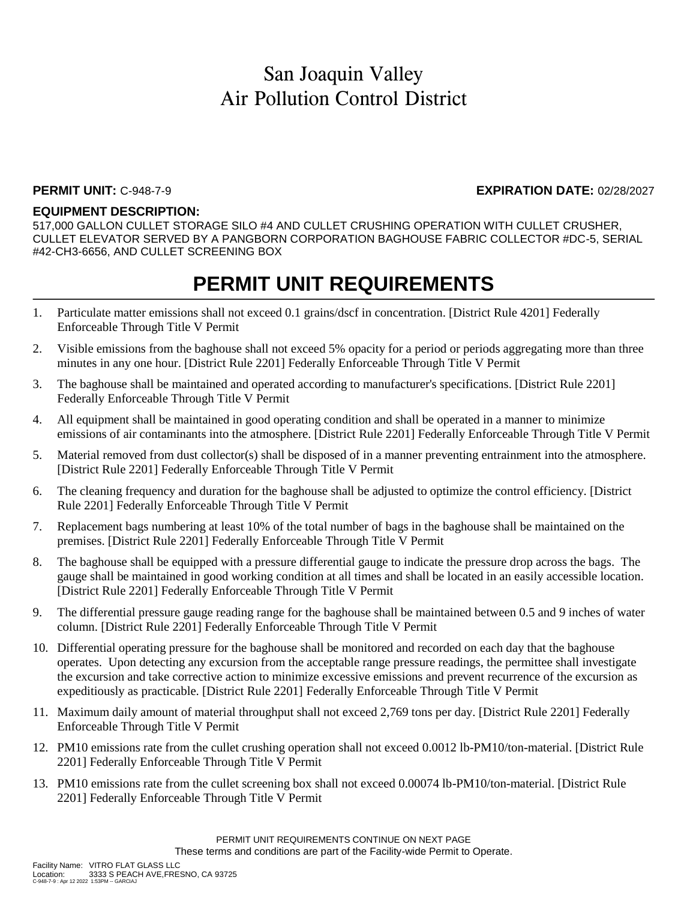# San Joaquin Valley
# Air Pollution Control District

**PERMIT UNIT:** C-948-7-9 **EXPIRATION DATE:** 02/28/2027

**EQUIPMENT DESCRIPTION:**
517,000 GALLON CULLET STORAGE SILO #4 AND CULLET CRUSHING OPERATION WITH CULLET CRUSHER, CULLET ELEVATOR SERVED BY A PANGBORN CORPORATION BAGHOUSE FABRIC COLLECTOR #DC-5, SERIAL #42-CH3-6656, AND CULLET SCREENING BOX

## PERMIT UNIT REQUIREMENTS

1. Particulate matter emissions shall not exceed 0.1 grains/dscf in concentration. [District Rule 4201] Federally Enforceable Through Title V Permit
2. Visible emissions from the baghouse shall not exceed 5% opacity for a period or periods aggregating more than three minutes in any one hour. [District Rule 2201] Federally Enforceable Through Title V Permit
3. The baghouse shall be maintained and operated according to manufacturer's specifications. [District Rule 2201] Federally Enforceable Through Title V Permit
4. All equipment shall be maintained in good operating condition and shall be operated in a manner to minimize emissions of air contaminants into the atmosphere. [District Rule 2201] Federally Enforceable Through Title V Permit
5. Material removed from dust collector(s) shall be disposed of in a manner preventing entrainment into the atmosphere. [District Rule 2201] Federally Enforceable Through Title V Permit
6. The cleaning frequency and duration for the baghouse shall be adjusted to optimize the control efficiency. [District Rule 2201] Federally Enforceable Through Title V Permit
7. Replacement bags numbering at least 10% of the total number of bags in the baghouse shall be maintained on the premises. [District Rule 2201] Federally Enforceable Through Title V Permit
8. The baghouse shall be equipped with a pressure differential gauge to indicate the pressure drop across the bags. The gauge shall be maintained in good working condition at all times and shall be located in an easily accessible location. [District Rule 2201] Federally Enforceable Through Title V Permit
9. The differential pressure gauge reading range for the baghouse shall be maintained between 0.5 and 9 inches of water column. [District Rule 2201] Federally Enforceable Through Title V Permit
10. Differential operating pressure for the baghouse shall be monitored and recorded on each day that the baghouse operates. Upon detecting any excursion from the acceptable range pressure readings, the permittee shall investigate the excursion and take corrective action to minimize excessive emissions and prevent recurrence of the excursion as expeditiously as practicable. [District Rule 2201] Federally Enforceable Through Title V Permit
11. Maximum daily amount of material throughput shall not exceed 2,769 tons per day. [District Rule 2201] Federally Enforceable Through Title V Permit
12. PM10 emissions rate from the cullet crushing operation shall not exceed 0.0012 lb-PM10/ton-material. [District Rule 2201] Federally Enforceable Through Title V Permit
13. PM10 emissions rate from the cullet screening box shall not exceed 0.00074 lb-PM10/ton-material. [District Rule 2201] Federally Enforceable Through Title V Permit

PERMIT UNIT REQUIREMENTS CONTINUE ON NEXT PAGE
These terms and conditions are part of the Facility-wide Permit to Operate.

Facility Name: VITRO FLAT GLASS LLC
Location: 3333 S PEACH AVE,FRESNO, CA 93725
C-948-7-9 : Apr 12 2022 1:53PM -- GARCIAJ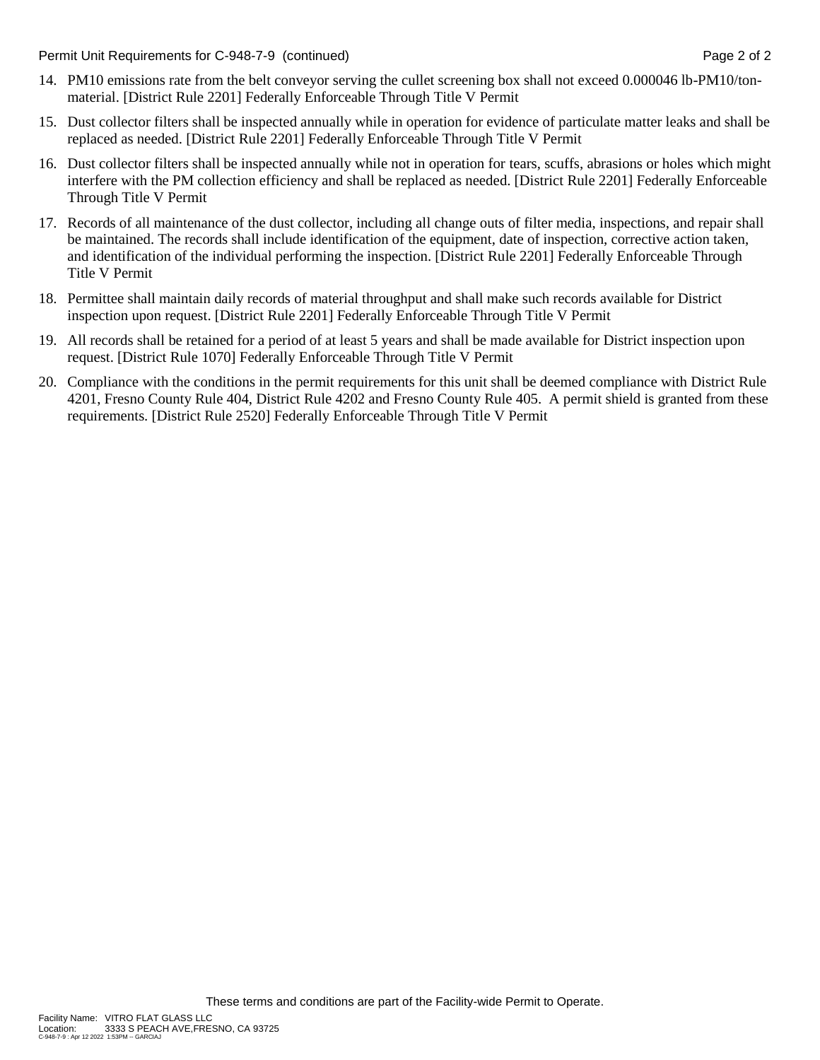14. PM10 emissions rate from the belt conveyor serving the cullet screening box shall not exceed 0.000046 lb-PM10/ton-material. [District Rule 2201] Federally Enforceable Through Title V Permit

15. Dust collector filters shall be inspected annually while in operation for evidence of particulate matter leaks and shall be replaced as needed. [District Rule 2201] Federally Enforceable Through Title V Permit

16. Dust collector filters shall be inspected annually while not in operation for tears, scuffs, abrasions or holes which might interfere with the PM collection efficiency and shall be replaced as needed. [District Rule 2201] Federally Enforceable Through Title V Permit

17. Records of all maintenance of the dust collector, including all change outs of filter media, inspections, and repair shall be maintained. The records shall include identification of the equipment, date of inspection, corrective action taken, and identification of the individual performing the inspection. [District Rule 2201] Federally Enforceable Through Title V Permit

18. Permittee shall maintain daily records of material throughput and shall make such records available for District inspection upon request. [District Rule 2201] Federally Enforceable Through Title V Permit

19. All records shall be retained for a period of at least 5 years and shall be made available for District inspection upon request. [District Rule 1070] Federally Enforceable Through Title V Permit

20. Compliance with the conditions in the permit requirements for this unit shall be deemed compliance with District Rule 4201, Fresno County Rule 404, District Rule 4202 and Fresno County Rule 405. A permit shield is granted from these requirements. [District Rule 2520] Federally Enforceable Through Title V Permit

These terms and conditions are part of the Facility-wide Permit to Operate.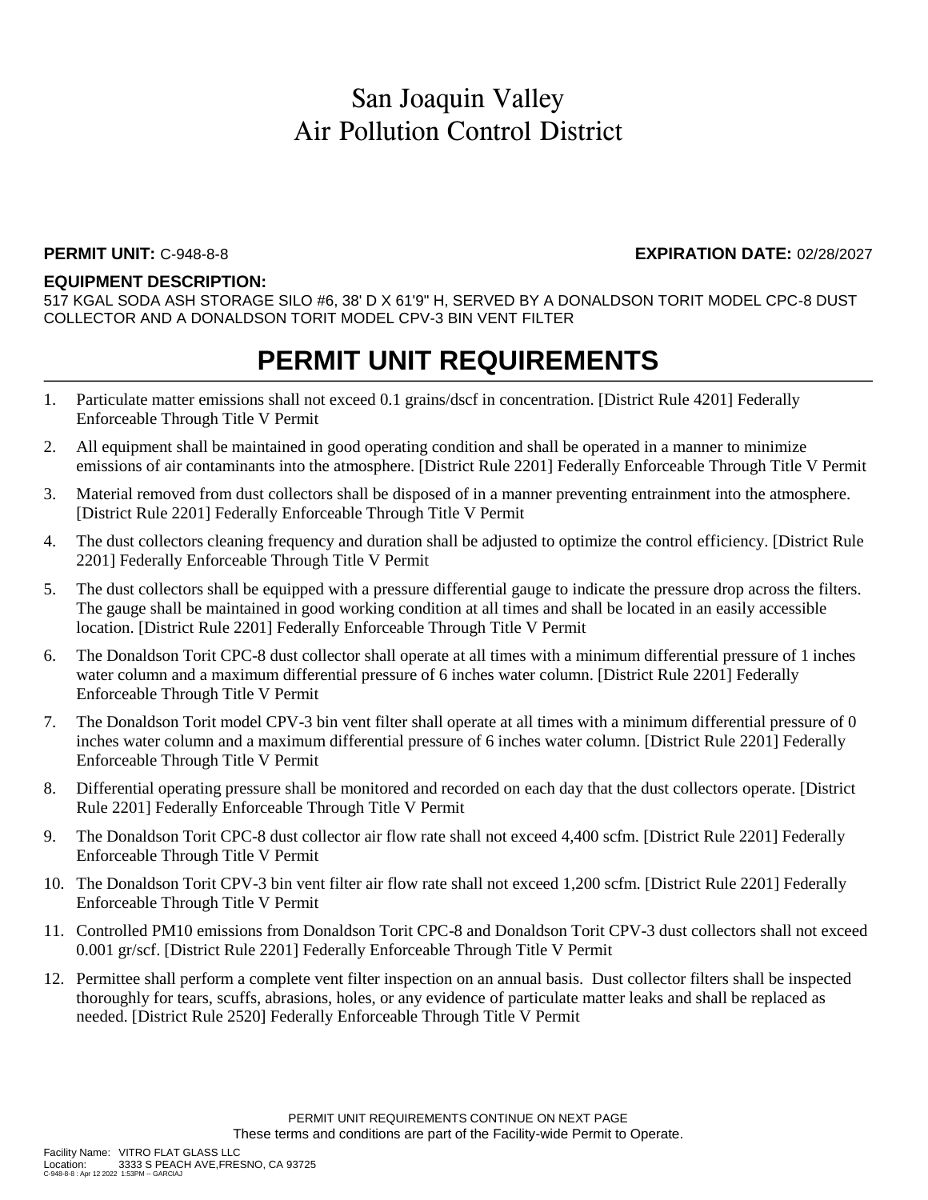# San Joaquin Valley Air Pollution Control District

**PERMIT UNIT:** C-948-8-8 **EXPIRATION DATE:** 02/28/2027

**EQUIPMENT DESCRIPTION:**
517 KGAL SODA ASH STORAGE SILO #6, 38' D X 61'9" H, SERVED BY A DONALDSON TORIT MODEL CPC-8 DUST COLLECTOR AND A DONALDSON TORIT MODEL CPV-3 BIN VENT FILTER

## PERMIT UNIT REQUIREMENTS

1. Particulate matter emissions shall not exceed 0.1 grains/dscf in concentration. [District Rule 4201] Federally Enforceable Through Title V Permit
2. All equipment shall be maintained in good operating condition and shall be operated in a manner to minimize emissions of air contaminants into the atmosphere. [District Rule 2201] Federally Enforceable Through Title V Permit
3. Material removed from dust collectors shall be disposed of in a manner preventing entrainment into the atmosphere. [District Rule 2201] Federally Enforceable Through Title V Permit
4. The dust collectors cleaning frequency and duration shall be adjusted to optimize the control efficiency. [District Rule 2201] Federally Enforceable Through Title V Permit
5. The dust collectors shall be equipped with a pressure differential gauge to indicate the pressure drop across the filters. The gauge shall be maintained in good working condition at all times and shall be located in an easily accessible location. [District Rule 2201] Federally Enforceable Through Title V Permit
6. The Donaldson Torit CPC-8 dust collector shall operate at all times with a minimum differential pressure of 1 inches water column and a maximum differential pressure of 6 inches water column. [District Rule 2201] Federally Enforceable Through Title V Permit
7. The Donaldson Torit model CPV-3 bin vent filter shall operate at all times with a minimum differential pressure of 0 inches water column and a maximum differential pressure of 6 inches water column. [District Rule 2201] Federally Enforceable Through Title V Permit
8. Differential operating pressure shall be monitored and recorded on each day that the dust collectors operate. [District Rule 2201] Federally Enforceable Through Title V Permit
9. The Donaldson Torit CPC-8 dust collector air flow rate shall not exceed 4,400 scfm. [District Rule 2201] Federally Enforceable Through Title V Permit
10. The Donaldson Torit CPV-3 bin vent filter air flow rate shall not exceed 1,200 scfm. [District Rule 2201] Federally Enforceable Through Title V Permit
11. Controlled PM10 emissions from Donaldson Torit CPC-8 and Donaldson Torit CPV-3 dust collectors shall not exceed 0.001 gr/scf. [District Rule 2201] Federally Enforceable Through Title V Permit
12. Permittee shall perform a complete vent filter inspection on an annual basis. Dust collector filters shall be inspected thoroughly for tears, scuffs, abrasions, holes, or any evidence of particulate matter leaks and shall be replaced as needed. [District Rule 2520] Federally Enforceable Through Title V Permit

PERMIT UNIT REQUIREMENTS CONTINUE ON NEXT PAGE
These terms and conditions are part of the Facility-wide Permit to Operate.

Facility Name: VITRO FLAT GLASS LLC
Location: 3333 S PEACH AVE,FRESNO, CA 93725
C-948-8-8 : Apr 12 2022 1:53PM -- GARCIAJ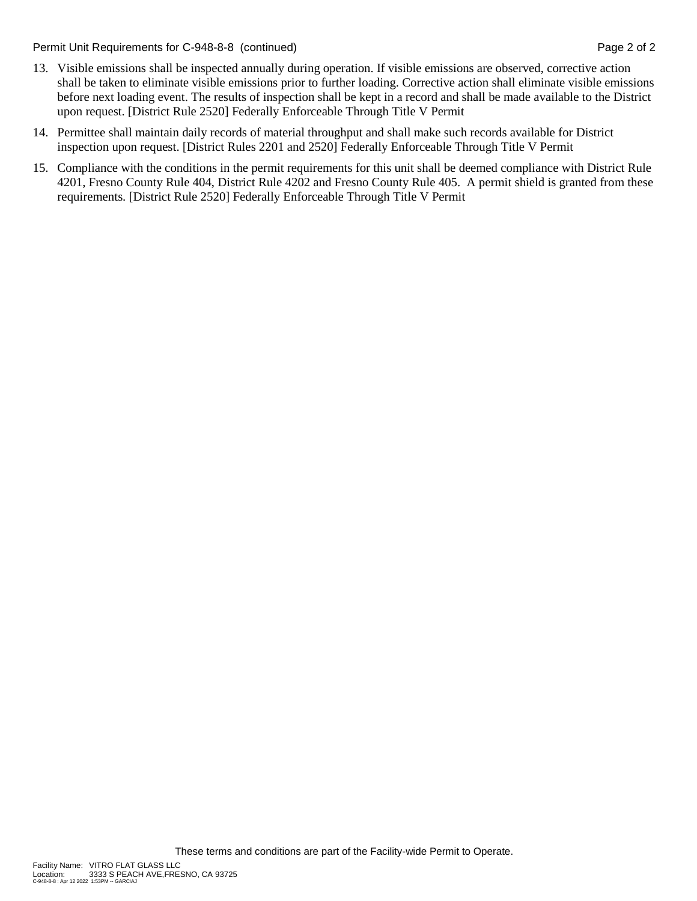13. Visible emissions shall be inspected annually during operation. If visible emissions are observed, corrective action shall be taken to eliminate visible emissions prior to further loading. Corrective action shall eliminate visible emissions before next loading event. The results of inspection shall be kept in a record and shall be made available to the District upon request. [District Rule 2520] Federally Enforceable Through Title V Permit

14. Permittee shall maintain daily records of material throughput and shall make such records available for District inspection upon request. [District Rules 2201 and 2520] Federally Enforceable Through Title V Permit

15. Compliance with the conditions in the permit requirements for this unit shall be deemed compliance with District Rule 4201, Fresno County Rule 404, District Rule 4202 and Fresno County Rule 405. A permit shield is granted from these requirements. [District Rule 2520] Federally Enforceable Through Title V Permit

These terms and conditions are part of the Facility-wide Permit to Operate.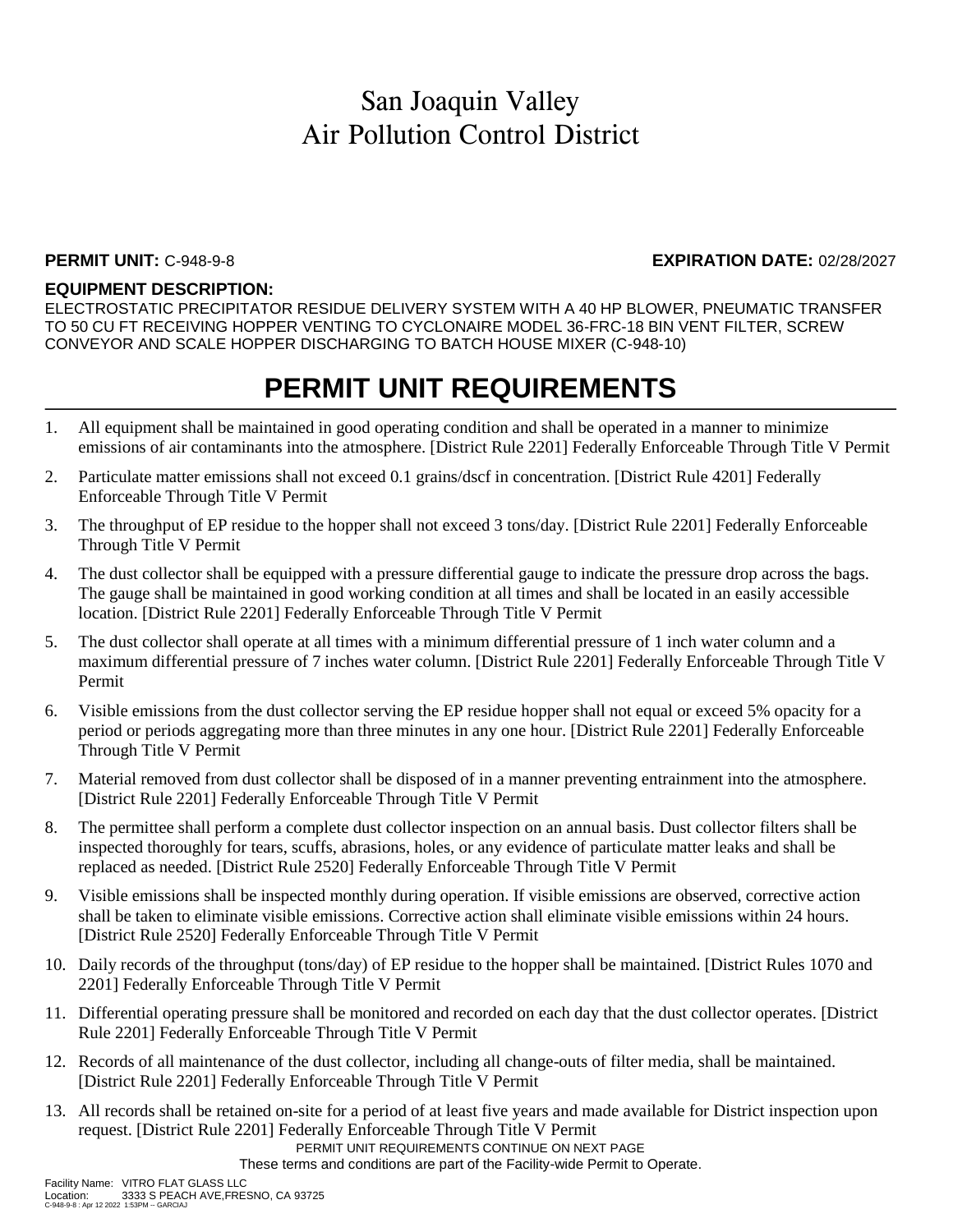# San Joaquin Valley
# Air Pollution Control District

**PERMIT UNIT:** C-948-9-8 **EXPIRATION DATE:** 02/28/2027

**EQUIPMENT DESCRIPTION:**

ELECTROSTATIC PRECIPITATOR RESIDUE DELIVERY SYSTEM WITH A 40 HP BLOWER, PNEUMATIC TRANSFER TO 50 CU FT RECEIVING HOPPER VENTING TO CYCLONAIRE MODEL 36-FRC-18 BIN VENT FILTER, SCREW CONVEYOR AND SCALE HOPPER DISCHARGING TO BATCH HOUSE MIXER (C-948-10)

## PERMIT UNIT REQUIREMENTS

1. All equipment shall be maintained in good operating condition and shall be operated in a manner to minimize emissions of air contaminants into the atmosphere. [District Rule 2201] Federally Enforceable Through Title V Permit
2. Particulate matter emissions shall not exceed 0.1 grains/dscf in concentration. [District Rule 4201] Federally Enforceable Through Title V Permit
3. The throughput of EP residue to the hopper shall not exceed 3 tons/day. [District Rule 2201] Federally Enforceable Through Title V Permit
4. The dust collector shall be equipped with a pressure differential gauge to indicate the pressure drop across the bags. The gauge shall be maintained in good working condition at all times and shall be located in an easily accessible location. [District Rule 2201] Federally Enforceable Through Title V Permit
5. The dust collector shall operate at all times with a minimum differential pressure of 1 inch water column and a maximum differential pressure of 7 inches water column. [District Rule 2201] Federally Enforceable Through Title V Permit
6. Visible emissions from the dust collector serving the EP residue hopper shall not equal or exceed 5% opacity for a period or periods aggregating more than three minutes in any one hour. [District Rule 2201] Federally Enforceable Through Title V Permit
7. Material removed from dust collector shall be disposed of in a manner preventing entrainment into the atmosphere. [District Rule 2201] Federally Enforceable Through Title V Permit
8. The permittee shall perform a complete dust collector inspection on an annual basis. Dust collector filters shall be inspected thoroughly for tears, scuffs, abrasions, holes, or any evidence of particulate matter leaks and shall be replaced as needed. [District Rule 2520] Federally Enforceable Through Title V Permit
9. Visible emissions shall be inspected monthly during operation. If visible emissions are observed, corrective action shall be taken to eliminate visible emissions. Corrective action shall eliminate visible emissions within 24 hours. [District Rule 2520] Federally Enforceable Through Title V Permit
10. Daily records of the throughput (tons/day) of EP residue to the hopper shall be maintained. [District Rules 1070 and 2201] Federally Enforceable Through Title V Permit
11. Differential operating pressure shall be monitored and recorded on each day that the dust collector operates. [District Rule 2201] Federally Enforceable Through Title V Permit
12. Records of all maintenance of the dust collector, including all change-outs of filter media, shall be maintained. [District Rule 2201] Federally Enforceable Through Title V Permit
13. All records shall be retained on-site for a period of at least five years and made available for District inspection upon request. [District Rule 2201] Federally Enforceable Through Title V Permit

PERMIT UNIT REQUIREMENTS CONTINUE ON NEXT PAGE

These terms and conditions are part of the Facility-wide Permit to Operate.

Facility Name: VITRO FLAT GLASS LLC
Location: 3333 S PEACH AVE,FRESNO, CA 93725
C-948-9-8 : Apr 12 2022 1:53PM -- GARCIAJ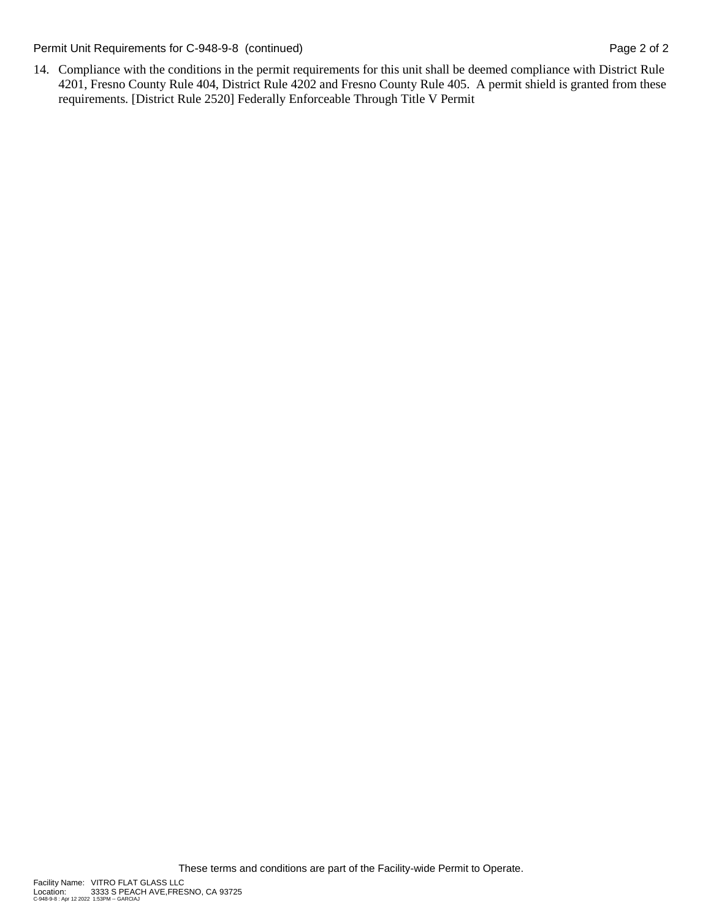14. Compliance with the conditions in the permit requirements for this unit shall be deemed compliance with District Rule 4201, Fresno County Rule 404, District Rule 4202 and Fresno County Rule 405. A permit shield is granted from these requirements. [District Rule 2520] Federally Enforceable Through Title V Permit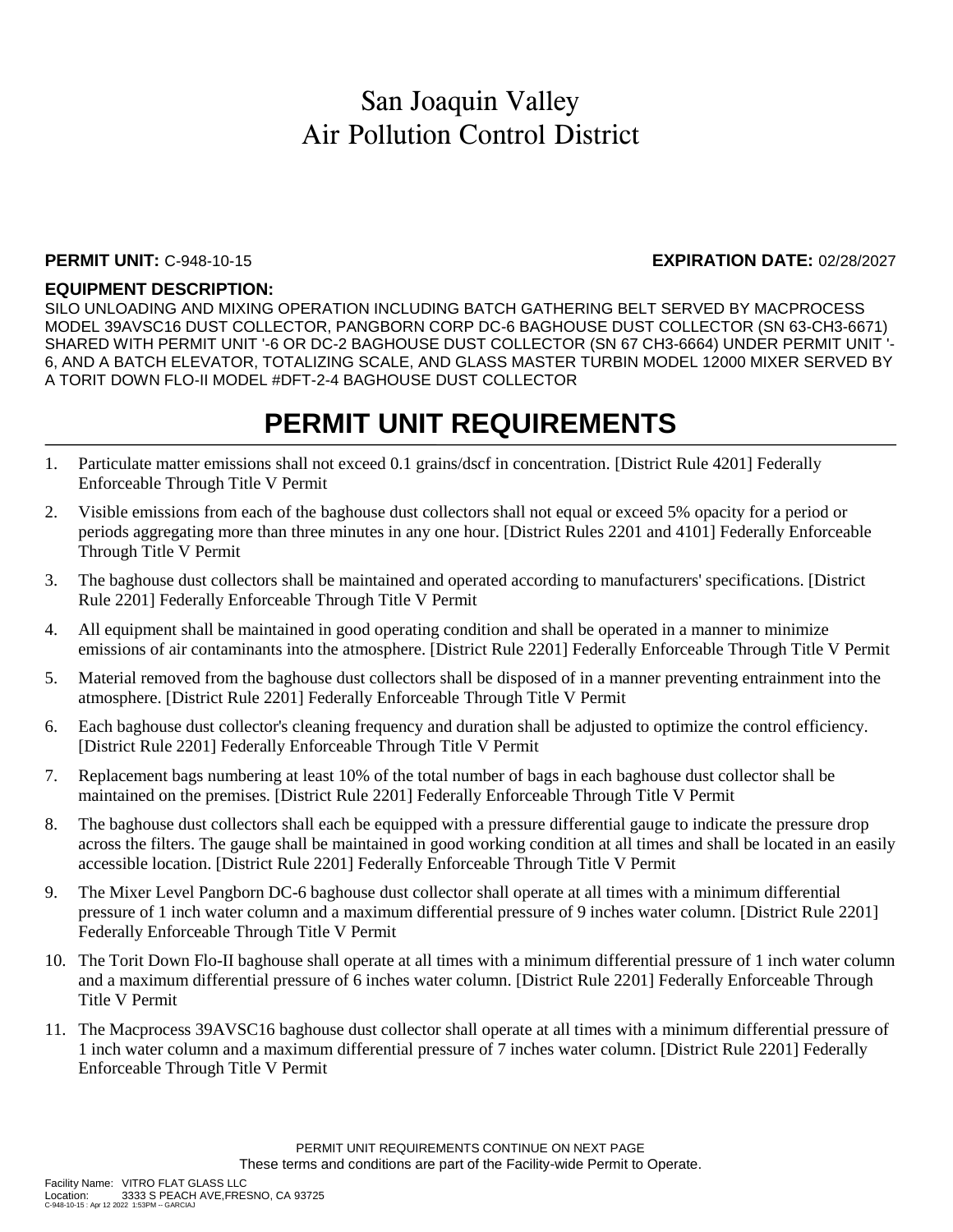# San Joaquin Valley
# Air Pollution Control District

**PERMIT UNIT:** C-948-10-15 **EXPIRATION DATE:** 02/28/2027

**EQUIPMENT DESCRIPTION:**

SILO UNLOADING AND MIXING OPERATION INCLUDING BATCH GATHERING BELT SERVED BY MACPROCESS MODEL 39AVSC16 DUST COLLECTOR, PANGBORN CORP DC-6 BAGHOUSE DUST COLLECTOR (SN 63-CH3-6671) SHARED WITH PERMIT UNIT '-6 OR DC-2 BAGHOUSE DUST COLLECTOR (SN 67 CH3-6664) UNDER PERMIT UNIT '-6, AND A BATCH ELEVATOR, TOTALIZING SCALE, AND GLASS MASTER TURBIN MODEL 12000 MIXER SERVED BY A TORIT DOWN FLO-II MODEL #DFT-2-4 BAGHOUSE DUST COLLECTOR

## PERMIT UNIT REQUIREMENTS

1. Particulate matter emissions shall not exceed 0.1 grains/dscf in concentration. [District Rule 4201] Federally Enforceable Through Title V Permit
2. Visible emissions from each of the baghouse dust collectors shall not equal or exceed 5% opacity for a period or periods aggregating more than three minutes in any one hour. [District Rules 2201 and 4101] Federally Enforceable Through Title V Permit
3. The baghouse dust collectors shall be maintained and operated according to manufacturers' specifications. [District Rule 2201] Federally Enforceable Through Title V Permit
4. All equipment shall be maintained in good operating condition and shall be operated in a manner to minimize emissions of air contaminants into the atmosphere. [District Rule 2201] Federally Enforceable Through Title V Permit
5. Material removed from the baghouse dust collectors shall be disposed of in a manner preventing entrainment into the atmosphere. [District Rule 2201] Federally Enforceable Through Title V Permit
6. Each baghouse dust collector's cleaning frequency and duration shall be adjusted to optimize the control efficiency. [District Rule 2201] Federally Enforceable Through Title V Permit
7. Replacement bags numbering at least 10% of the total number of bags in each baghouse dust collector shall be maintained on the premises. [District Rule 2201] Federally Enforceable Through Title V Permit
8. The baghouse dust collectors shall each be equipped with a pressure differential gauge to indicate the pressure drop across the filters. The gauge shall be maintained in good working condition at all times and shall be located in an easily accessible location. [District Rule 2201] Federally Enforceable Through Title V Permit
9. The Mixer Level Pangborn DC-6 baghouse dust collector shall operate at all times with a minimum differential pressure of 1 inch water column and a maximum differential pressure of 9 inches water column. [District Rule 2201] Federally Enforceable Through Title V Permit
10. The Torit Down Flo-II baghouse shall operate at all times with a minimum differential pressure of 1 inch water column and a maximum differential pressure of 6 inches water column. [District Rule 2201] Federally Enforceable Through Title V Permit
11. The Macprocess 39AVSC16 baghouse dust collector shall operate at all times with a minimum differential pressure of 1 inch water column and a maximum differential pressure of 7 inches water column. [District Rule 2201] Federally Enforceable Through Title V Permit

PERMIT UNIT REQUIREMENTS CONTINUE ON NEXT PAGE

These terms and conditions are part of the Facility-wide Permit to Operate.

Facility Name: VITRO FLAT GLASS LLC
Location: 3333 S PEACH AVE,FRESNO, CA 93725
C-948-10-15 : Apr 12 2022 1:53PM -- GARCIAJ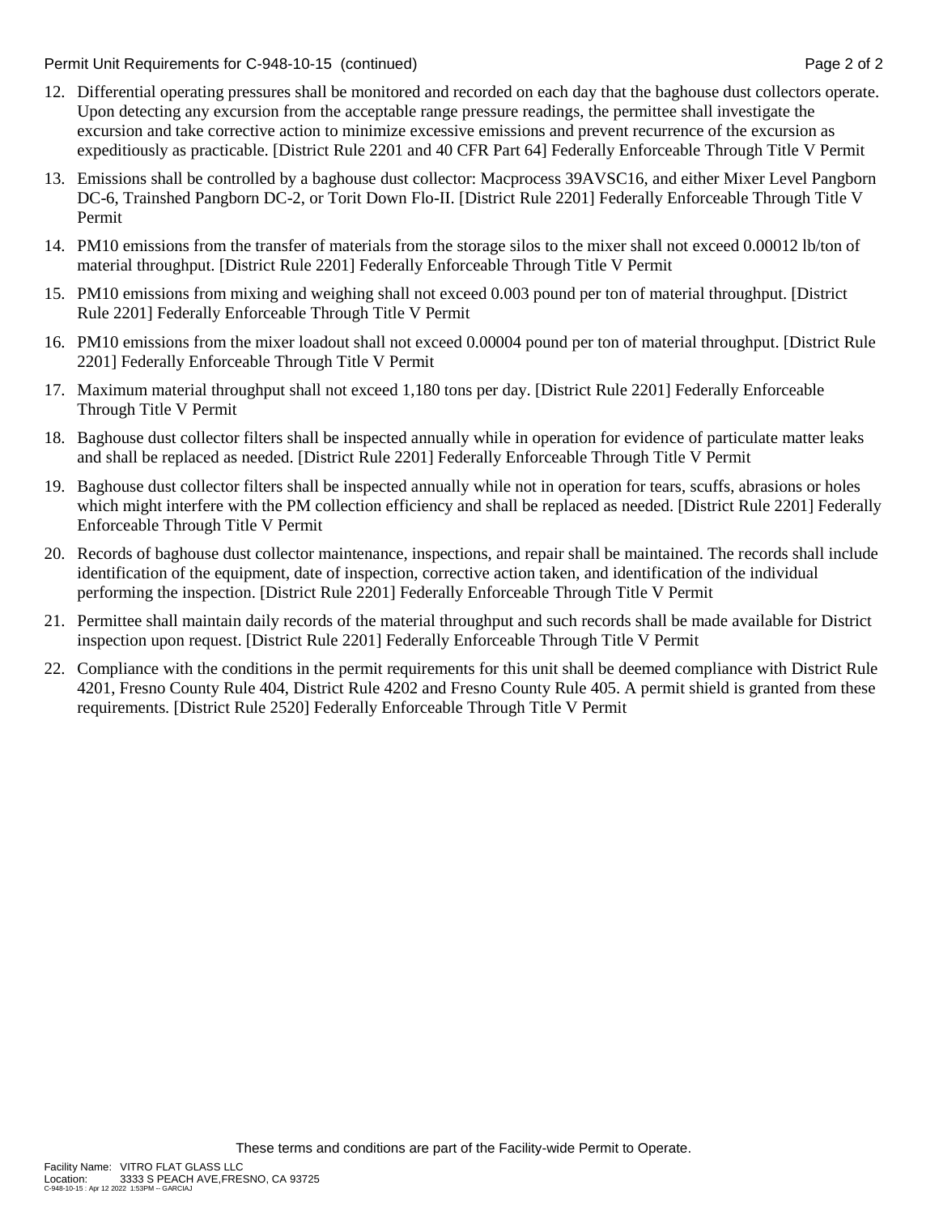12. Differential operating pressures shall be monitored and recorded on each day that the baghouse dust collectors operate. Upon detecting any excursion from the acceptable range pressure readings, the permittee shall investigate the excursion and take corrective action to minimize excessive emissions and prevent recurrence of the excursion as expeditiously as practicable. [District Rule 2201 and 40 CFR Part 64] Federally Enforceable Through Title V Permit

13. Emissions shall be controlled by a baghouse dust collector: Macprocess 39AVSC16, and either Mixer Level Pangborn DC-6, Trainshed Pangborn DC-2, or Torit Down Flo-II. [District Rule 2201] Federally Enforceable Through Title V Permit

14. PM10 emissions from the transfer of materials from the storage silos to the mixer shall not exceed 0.00012 lb/ton of material throughput. [District Rule 2201] Federally Enforceable Through Title V Permit

15. PM10 emissions from mixing and weighing shall not exceed 0.003 pound per ton of material throughput. [District Rule 2201] Federally Enforceable Through Title V Permit

16. PM10 emissions from the mixer loadout shall not exceed 0.00004 pound per ton of material throughput. [District Rule 2201] Federally Enforceable Through Title V Permit

17. Maximum material throughput shall not exceed 1,180 tons per day. [District Rule 2201] Federally Enforceable Through Title V Permit

18. Baghouse dust collector filters shall be inspected annually while in operation for evidence of particulate matter leaks and shall be replaced as needed. [District Rule 2201] Federally Enforceable Through Title V Permit

19. Baghouse dust collector filters shall be inspected annually while not in operation for tears, scuffs, abrasions or holes which might interfere with the PM collection efficiency and shall be replaced as needed. [District Rule 2201] Federally Enforceable Through Title V Permit

20. Records of baghouse dust collector maintenance, inspections, and repair shall be maintained. The records shall include identification of the equipment, date of inspection, corrective action taken, and identification of the individual performing the inspection. [District Rule 2201] Federally Enforceable Through Title V Permit

21. Permittee shall maintain daily records of the material throughput and such records shall be made available for District inspection upon request. [District Rule 2201] Federally Enforceable Through Title V Permit

22. Compliance with the conditions in the permit requirements for this unit shall be deemed compliance with District Rule 4201, Fresno County Rule 404, District Rule 4202 and Fresno County Rule 405. A permit shield is granted from these requirements. [District Rule 2520] Federally Enforceable Through Title V Permit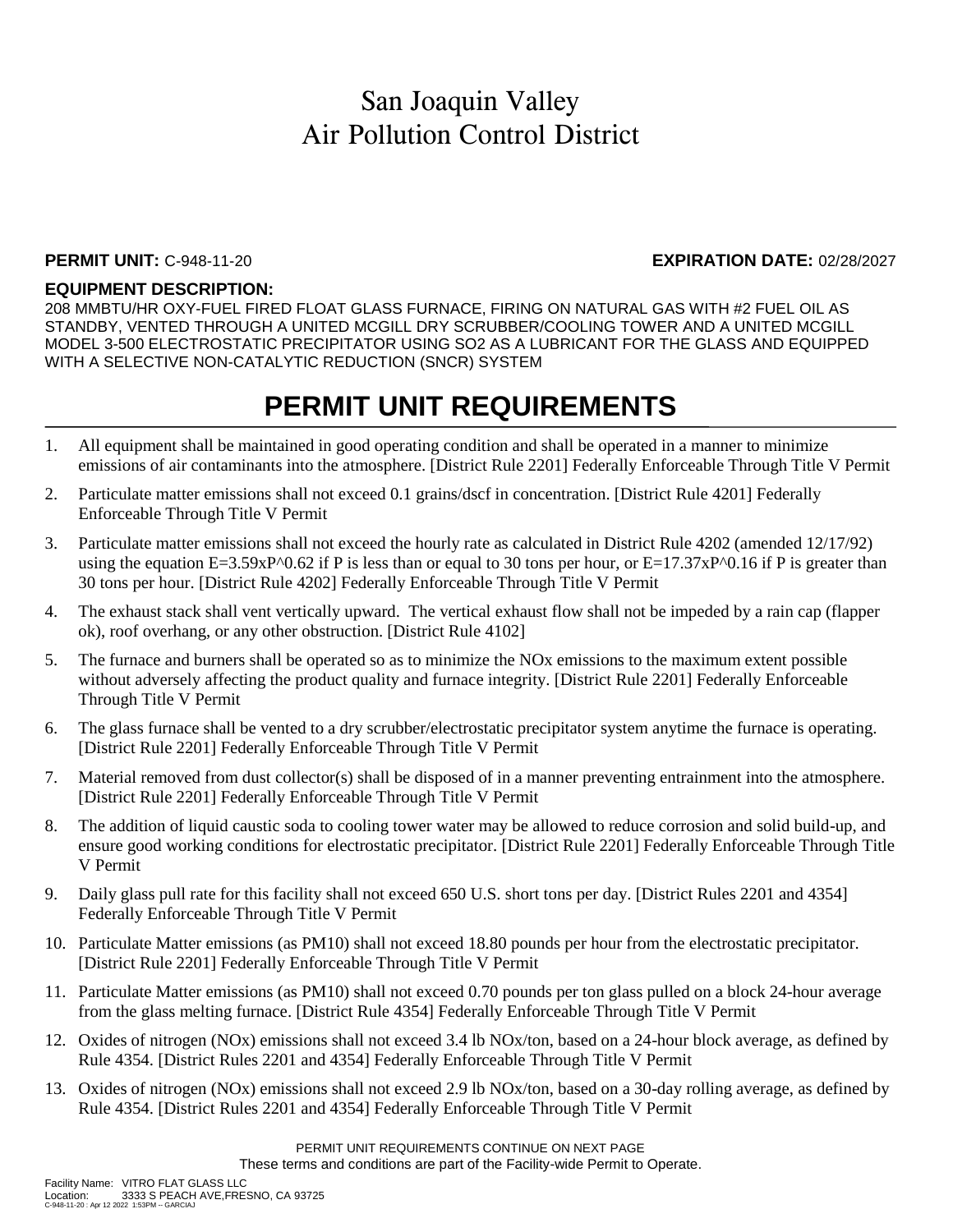# San Joaquin Valley
# Air Pollution Control District

**PERMIT UNIT:** C-948-11-20 **EXPIRATION DATE:** 02/28/2027

**EQUIPMENT DESCRIPTION:**

208 MMBTU/HR OXY-FUEL FIRED FLOAT GLASS FURNACE, FIRING ON NATURAL GAS WITH #2 FUEL OIL AS STANDBY, VENTED THROUGH A UNITED MCGILL DRY SCRUBBER/COOLING TOWER AND A UNITED MCGILL MODEL 3-500 ELECTROSTATIC PRECIPITATOR USING SO2 AS A LUBRICANT FOR THE GLASS AND EQUIPPED WITH A SELECTIVE NON-CATALYTIC REDUCTION (SNCR) SYSTEM

## PERMIT UNIT REQUIREMENTS

1. All equipment shall be maintained in good operating condition and shall be operated in a manner to minimize emissions of air contaminants into the atmosphere. [District Rule 2201] Federally Enforceable Through Title V Permit
2. Particulate matter emissions shall not exceed 0.1 grains/dscf in concentration. [District Rule 4201] Federally Enforceable Through Title V Permit
3. Particulate matter emissions shall not exceed the hourly rate as calculated in District Rule 4202 (amended 12/17/92) using the equation $E=3.59xP^{0.62}$ if P is less than or equal to 30 tons per hour, or $E=17.37xP^{0.16}$ if P is greater than 30 tons per hour. [District Rule 4202] Federally Enforceable Through Title V Permit
4. The exhaust stack shall vent vertically upward. The vertical exhaust flow shall not be impeded by a rain cap (flapper ok), roof overhang, or any other obstruction. [District Rule 4102]
5. The furnace and burners shall be operated so as to minimize the NOx emissions to the maximum extent possible without adversely affecting the product quality and furnace integrity. [District Rule 2201] Federally Enforceable Through Title V Permit
6. The glass furnace shall be vented to a dry scrubber/electrostatic precipitator system anytime the furnace is operating. [District Rule 2201] Federally Enforceable Through Title V Permit
7. Material removed from dust collector(s) shall be disposed of in a manner preventing entrainment into the atmosphere. [District Rule 2201] Federally Enforceable Through Title V Permit
8. The addition of liquid caustic soda to cooling tower water may be allowed to reduce corrosion and solid build-up, and ensure good working conditions for electrostatic precipitator. [District Rule 2201] Federally Enforceable Through Title V Permit
9. Daily glass pull rate for this facility shall not exceed 650 U.S. short tons per day. [District Rules 2201 and 4354] Federally Enforceable Through Title V Permit
10. Particulate Matter emissions (as PM10) shall not exceed 18.80 pounds per hour from the electrostatic precipitator. [District Rule 2201] Federally Enforceable Through Title V Permit
11. Particulate Matter emissions (as PM10) shall not exceed 0.70 pounds per ton glass pulled on a block 24-hour average from the glass melting furnace. [District Rule 4354] Federally Enforceable Through Title V Permit
12. Oxides of nitrogen (NOx) emissions shall not exceed 3.4 lb NOx/ton, based on a 24-hour block average, as defined by Rule 4354. [District Rules 2201 and 4354] Federally Enforceable Through Title V Permit
13. Oxides of nitrogen (NOx) emissions shall not exceed 2.9 lb NOx/ton, based on a 30-day rolling average, as defined by Rule 4354. [District Rules 2201 and 4354] Federally Enforceable Through Title V Permit

PERMIT UNIT REQUIREMENTS CONTINUE ON NEXT PAGE

These terms and conditions are part of the Facility-wide Permit to Operate.

Facility Name: VITRO FLAT GLASS LLC
Location: 3333 S PEACH AVE,FRESNO, CA 93725
C-948-11-20 : Apr 12 2022 1:53PM -- GARCIAJ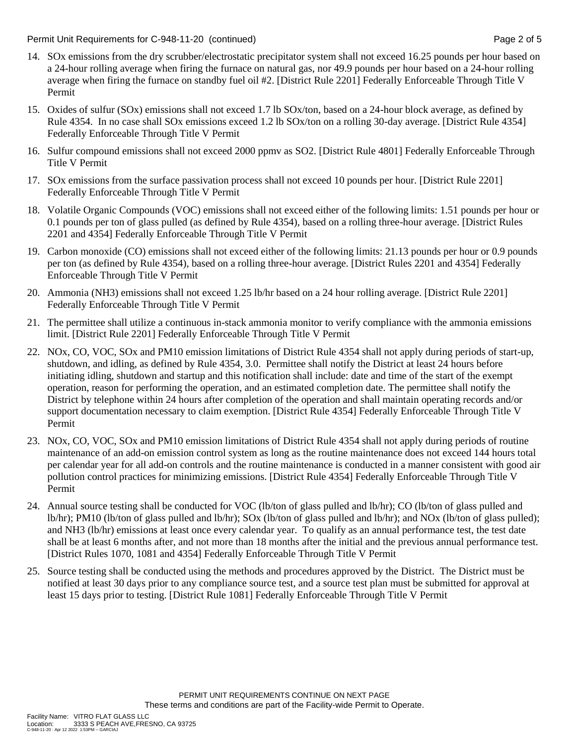14. SOx emissions from the dry scrubber/electrostatic precipitator system shall not exceed 16.25 pounds per hour based on a 24-hour rolling average when firing the furnace on natural gas, nor 49.9 pounds per hour based on a 24-hour rolling average when firing the furnace on standby fuel oil #2. [District Rule 2201] Federally Enforceable Through Title V Permit

15. Oxides of sulfur (SOx) emissions shall not exceed 1.7 lb SOx/ton, based on a 24-hour block average, as defined by Rule 4354. In no case shall SOx emissions exceed 1.2 lb SOx/ton on a rolling 30-day average. [District Rule 4354] Federally Enforceable Through Title V Permit

16. Sulfur compound emissions shall not exceed 2000 ppmv as $SO_2$. [District Rule 4801] Federally Enforceable Through Title V Permit

17. SOx emissions from the surface passivation process shall not exceed 10 pounds per hour. [District Rule 2201] Federally Enforceable Through Title V Permit

18. Volatile Organic Compounds (VOC) emissions shall not exceed either of the following limits: 1.51 pounds per hour or 0.1 pounds per ton of glass pulled (as defined by Rule 4354), based on a rolling three-hour average. [District Rules 2201 and 4354] Federally Enforceable Through Title V Permit

19. Carbon monoxide (CO) emissions shall not exceed either of the following limits: 21.13 pounds per hour or 0.9 pounds per ton (as defined by Rule 4354), based on a rolling three-hour average. [District Rules 2201 and 4354] Federally Enforceable Through Title V Permit

20. Ammonia ($NH_3$) emissions shall not exceed 1.25 lb/hr based on a 24 hour rolling average. [District Rule 2201] Federally Enforceable Through Title V Permit

21. The permittee shall utilize a continuous in-stack ammonia monitor to verify compliance with the ammonia emissions limit. [District Rule 2201] Federally Enforceable Through Title V Permit

22. NOx, CO, VOC, SOx and PM10 emission limitations of District Rule 4354 shall not apply during periods of start-up, shutdown, and idling, as defined by Rule 4354, 3.0. Permittee shall notify the District at least 24 hours before initiating idling, shutdown and startup and this notification shall include: date and time of the start of the exempt operation, reason for performing the operation, and an estimated completion date. The permittee shall notify the District by telephone within 24 hours after completion of the operation and shall maintain operating records and/or support documentation necessary to claim exemption. [District Rule 4354] Federally Enforceable Through Title V Permit

23. NOx, CO, VOC, SOx and PM10 emission limitations of District Rule 4354 shall not apply during periods of routine maintenance of an add-on emission control system as long as the routine maintenance does not exceed 144 hours total per calendar year for all add-on controls and the routine maintenance is conducted in a manner consistent with good air pollution control practices for minimizing emissions. [District Rule 4354] Federally Enforceable Through Title V Permit

24. Annual source testing shall be conducted for VOC (lb/ton of glass pulled and lb/hr); CO (lb/ton of glass pulled and lb/hr); PM10 (lb/ton of glass pulled and lb/hr); SOx (lb/ton of glass pulled and lb/hr); and NOx (lb/ton of glass pulled); and $NH_3$ (lb/hr) emissions at least once every calendar year. To qualify as an annual performance test, the test date shall be at least 6 months after, and not more than 18 months after the initial and the previous annual performance test. [District Rules 1070, 1081 and 4354] Federally Enforceable Through Title V Permit

25. Source testing shall be conducted using the methods and procedures approved by the District. The District must be notified at least 30 days prior to any compliance source test, and a source test plan must be submitted for approval at least 15 days prior to testing. [District Rule 1081] Federally Enforceable Through Title V Permit

PERMIT UNIT REQUIREMENTS CONTINUE ON NEXT PAGE
These terms and conditions are part of the Facility-wide Permit to Operate.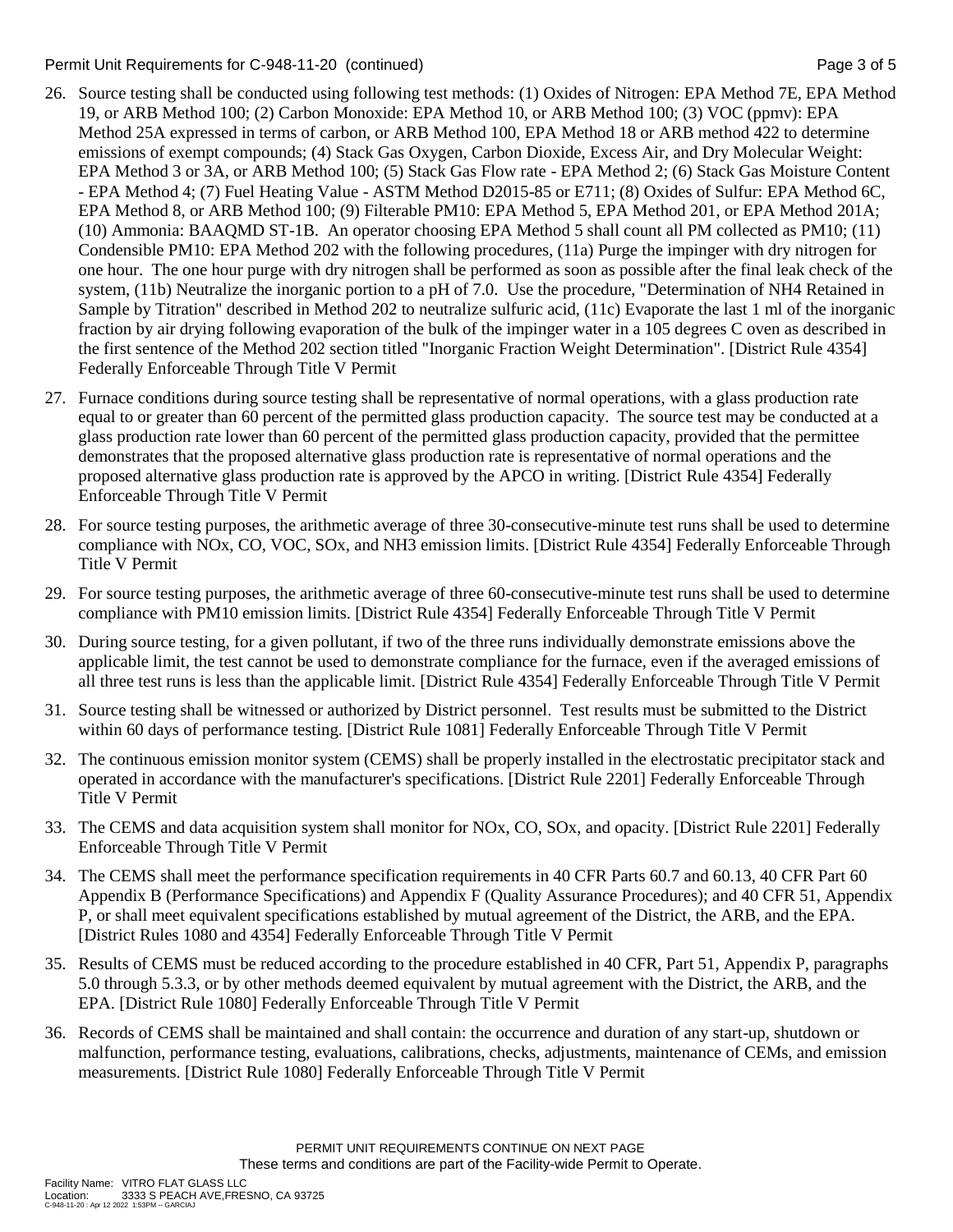26. Source testing shall be conducted using following test methods: (1) Oxides of Nitrogen: EPA Method 7E, EPA Method 19, or ARB Method 100; (2) Carbon Monoxide: EPA Method 10, or ARB Method 100; (3) VOC (ppmv): EPA Method 25A expressed in terms of carbon, or ARB Method 100, EPA Method 18 or ARB method 422 to determine emissions of exempt compounds; (4) Stack Gas Oxygen, Carbon Dioxide, Excess Air, and Dry Molecular Weight: EPA Method 3 or 3A, or ARB Method 100; (5) Stack Gas Flow rate - EPA Method 2; (6) Stack Gas Moisture Content - EPA Method 4; (7) Fuel Heating Value - ASTM Method D2015-85 or E711; (8) Oxides of Sulfur: EPA Method 6C, EPA Method 8, or ARB Method 100; (9) Filterable PM10: EPA Method 5, EPA Method 201, or EPA Method 201A; (10) Ammonia: BAAQMD ST-1B. An operator choosing EPA Method 5 shall count all PM collected as PM10; (11) Condensible PM10: EPA Method 202 with the following procedures, (11a) Purge the impinger with dry nitrogen for one hour. The one hour purge with dry nitrogen shall be performed as soon as possible after the final leak check of the system, (11b) Neutralize the inorganic portion to a pH of 7.0. Use the procedure, "Determination of NH4 Retained in Sample by Titration" described in Method 202 to neutralize sulfuric acid, (11c) Evaporate the last 1 ml of the inorganic fraction by air drying following evaporation of the bulk of the impinger water in a 105 degrees C oven as described in the first sentence of the Method 202 section titled "Inorganic Fraction Weight Determination". [District Rule 4354] Federally Enforceable Through Title V Permit

27. Furnace conditions during source testing shall be representative of normal operations, with a glass production rate equal to or greater than 60 percent of the permitted glass production capacity. The source test may be conducted at a glass production rate lower than 60 percent of the permitted glass production capacity, provided that the permittee demonstrates that the proposed alternative glass production rate is representative of normal operations and the proposed alternative glass production rate is approved by the APCO in writing. [District Rule 4354] Federally Enforceable Through Title V Permit

28. For source testing purposes, the arithmetic average of three 30-consecutive-minute test runs shall be used to determine compliance with NOx, CO, VOC, SOx, and NH3 emission limits. [District Rule 4354] Federally Enforceable Through Title V Permit

29. For source testing purposes, the arithmetic average of three 60-consecutive-minute test runs shall be used to determine compliance with PM10 emission limits. [District Rule 4354] Federally Enforceable Through Title V Permit

30. During source testing, for a given pollutant, if two of the three runs individually demonstrate emissions above the applicable limit, the test cannot be used to demonstrate compliance for the furnace, even if the averaged emissions of all three test runs is less than the applicable limit. [District Rule 4354] Federally Enforceable Through Title V Permit

31. Source testing shall be witnessed or authorized by District personnel. Test results must be submitted to the District within 60 days of performance testing. [District Rule 1081] Federally Enforceable Through Title V Permit

32. The continuous emission monitor system (CEMS) shall be properly installed in the electrostatic precipitator stack and operated in accordance with the manufacturer's specifications. [District Rule 2201] Federally Enforceable Through Title V Permit

33. The CEMS and data acquisition system shall monitor for NOx, CO, SOx, and opacity. [District Rule 2201] Federally Enforceable Through Title V Permit

34. The CEMS shall meet the performance specification requirements in 40 CFR Parts 60.7 and 60.13, 40 CFR Part 60 Appendix B (Performance Specifications) and Appendix F (Quality Assurance Procedures); and 40 CFR 51, Appendix P, or shall meet equivalent specifications established by mutual agreement of the District, the ARB, and the EPA. [District Rules 1080 and 4354] Federally Enforceable Through Title V Permit

35. Results of CEMS must be reduced according to the procedure established in 40 CFR, Part 51, Appendix P, paragraphs 5.0 through 5.3.3, or by other methods deemed equivalent by mutual agreement with the District, the ARB, and the EPA. [District Rule 1080] Federally Enforceable Through Title V Permit

36. Records of CEMS shall be maintained and shall contain: the occurrence and duration of any start-up, shutdown or malfunction, performance testing, evaluations, calibrations, checks, adjustments, maintenance of CEMs, and emission measurements. [District Rule 1080] Federally Enforceable Through Title V Permit

PERMIT UNIT REQUIREMENTS CONTINUE ON NEXT PAGE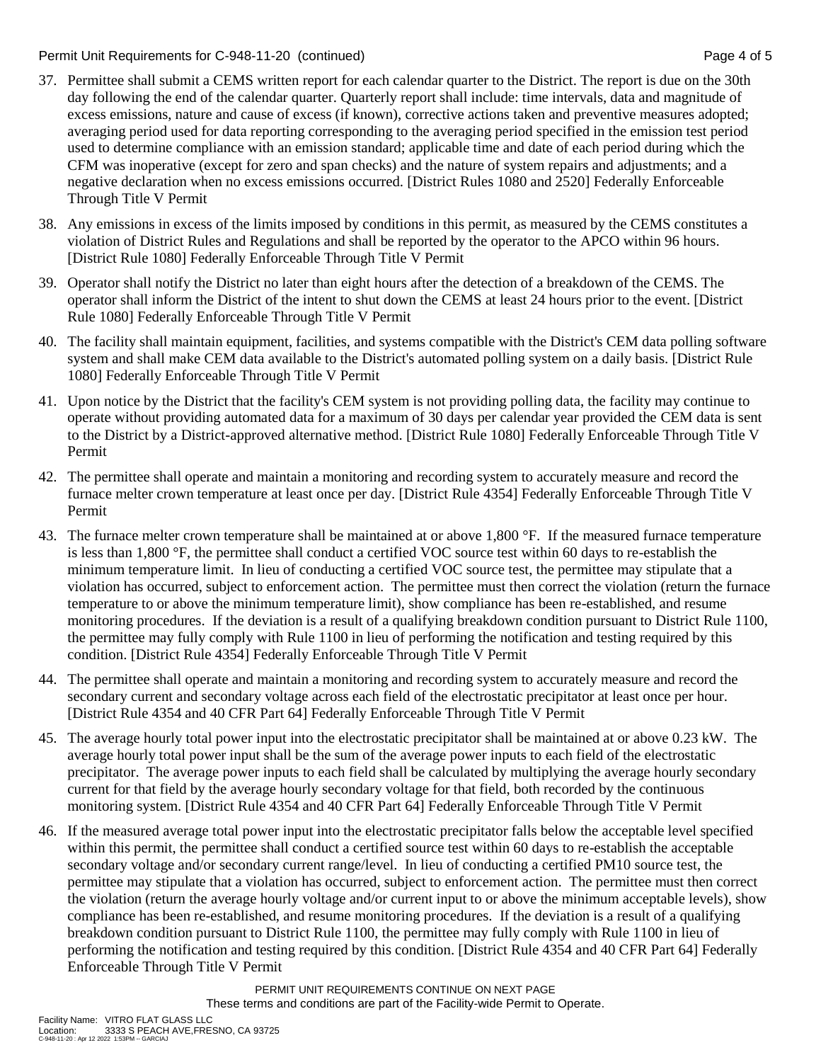37. Permittee shall submit a CEMS written report for each calendar quarter to the District. The report is due on the 30th day following the end of the calendar quarter. Quarterly report shall include: time intervals, data and magnitude of excess emissions, nature and cause of excess (if known), corrective actions taken and preventive measures adopted; averaging period used for data reporting corresponding to the averaging period specified in the emission test period used to determine compliance with an emission standard; applicable time and date of each period during which the CFM was inoperative (except for zero and span checks) and the nature of system repairs and adjustments; and a negative declaration when no excess emissions occurred. [District Rules 1080 and 2520] Federally Enforceable Through Title V Permit

38. Any emissions in excess of the limits imposed by conditions in this permit, as measured by the CEMS constitutes a violation of District Rules and Regulations and shall be reported by the operator to the APCO within 96 hours. [District Rule 1080] Federally Enforceable Through Title V Permit

39. Operator shall notify the District no later than eight hours after the detection of a breakdown of the CEMS. The operator shall inform the District of the intent to shut down the CEMS at least 24 hours prior to the event. [District Rule 1080] Federally Enforceable Through Title V Permit

40. The facility shall maintain equipment, facilities, and systems compatible with the District's CEM data polling software system and shall make CEM data available to the District's automated polling system on a daily basis. [District Rule 1080] Federally Enforceable Through Title V Permit

41. Upon notice by the District that the facility's CEM system is not providing polling data, the facility may continue to operate without providing automated data for a maximum of 30 days per calendar year provided the CEM data is sent to the District by a District-approved alternative method. [District Rule 1080] Federally Enforceable Through Title V Permit

42. The permittee shall operate and maintain a monitoring and recording system to accurately measure and record the furnace melter crown temperature at least once per day. [District Rule 4354] Federally Enforceable Through Title V Permit

43. The furnace melter crown temperature shall be maintained at or above 1,800 °F. If the measured furnace temperature is less than 1,800 °F, the permittee shall conduct a certified VOC source test within 60 days to re-establish the minimum temperature limit. In lieu of conducting a certified VOC source test, the permittee may stipulate that a violation has occurred, subject to enforcement action. The permittee must then correct the violation (return the furnace temperature to or above the minimum temperature limit), show compliance has been re-established, and resume monitoring procedures. If the deviation is a result of a qualifying breakdown condition pursuant to District Rule 1100, the permittee may fully comply with Rule 1100 in lieu of performing the notification and testing required by this condition. [District Rule 4354] Federally Enforceable Through Title V Permit

44. The permittee shall operate and maintain a monitoring and recording system to accurately measure and record the secondary current and secondary voltage across each field of the electrostatic precipitator at least once per hour. [District Rule 4354 and 40 CFR Part 64] Federally Enforceable Through Title V Permit

45. The average hourly total power input into the electrostatic precipitator shall be maintained at or above 0.23 kW. The average hourly total power input shall be the sum of the average power inputs to each field of the electrostatic precipitator. The average power inputs to each field shall be calculated by multiplying the average hourly secondary current for that field by the average hourly secondary voltage for that field, both recorded by the continuous monitoring system. [District Rule 4354 and 40 CFR Part 64] Federally Enforceable Through Title V Permit

46. If the measured average total power input into the electrostatic precipitator falls below the acceptable level specified within this permit, the permittee shall conduct a certified source test within 60 days to re-establish the acceptable secondary voltage and/or secondary current range/level. In lieu of conducting a certified PM10 source test, the permittee may stipulate that a violation has occurred, subject to enforcement action. The permittee must then correct the violation (return the average hourly voltage and/or current input to or above the minimum acceptable levels), show compliance has been re-established, and resume monitoring procedures. If the deviation is a result of a qualifying breakdown condition pursuant to District Rule 1100, the permittee may fully comply with Rule 1100 in lieu of performing the notification and testing required by this condition. [District Rule 4354 and 40 CFR Part 64] Federally Enforceable Through Title V Permit

PERMIT UNIT REQUIREMENTS CONTINUE ON NEXT PAGE
These terms and conditions are part of the Facility-wide Permit to Operate.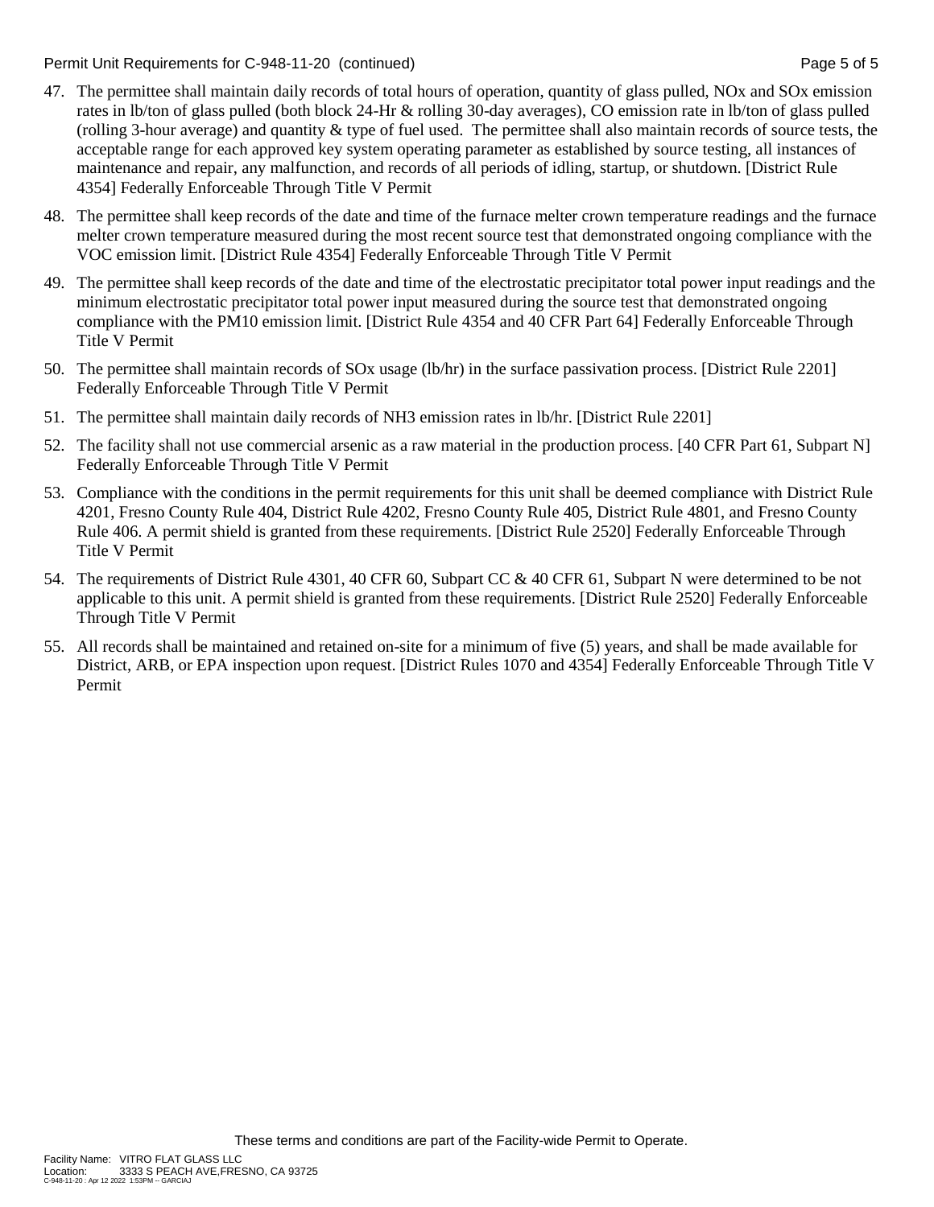47. The permittee shall maintain daily records of total hours of operation, quantity of glass pulled, NOx and SOx emission rates in lb/ton of glass pulled (both block 24-Hr & rolling 30-day averages), CO emission rate in lb/ton of glass pulled (rolling 3-hour average) and quantity & type of fuel used. The permittee shall also maintain records of source tests, the acceptable range for each approved key system operating parameter as established by source testing, all instances of maintenance and repair, any malfunction, and records of all periods of idling, startup, or shutdown. [District Rule 4354] Federally Enforceable Through Title V Permit

48. The permittee shall keep records of the date and time of the furnace melter crown temperature readings and the furnace melter crown temperature measured during the most recent source test that demonstrated ongoing compliance with the VOC emission limit. [District Rule 4354] Federally Enforceable Through Title V Permit

49. The permittee shall keep records of the date and time of the electrostatic precipitator total power input readings and the minimum electrostatic precipitator total power input measured during the source test that demonstrated ongoing compliance with the PM10 emission limit. [District Rule 4354 and 40 CFR Part 64] Federally Enforceable Through Title V Permit

50. The permittee shall maintain records of SOx usage (lb/hr) in the surface passivation process. [District Rule 2201] Federally Enforceable Through Title V Permit

51. The permittee shall maintain daily records of $NH_3$ emission rates in lb/hr. [District Rule 2201]

52. The facility shall not use commercial arsenic as a raw material in the production process. [40 CFR Part 61, Subpart N] Federally Enforceable Through Title V Permit

53. Compliance with the conditions in the permit requirements for this unit shall be deemed compliance with District Rule 4201, Fresno County Rule 404, District Rule 4202, Fresno County Rule 405, District Rule 4801, and Fresno County Rule 406. A permit shield is granted from these requirements. [District Rule 2520] Federally Enforceable Through Title V Permit

54. The requirements of District Rule 4301, 40 CFR 60, Subpart CC & 40 CFR 61, Subpart N were determined to be not applicable to this unit. A permit shield is granted from these requirements. [District Rule 2520] Federally Enforceable Through Title V Permit

55. All records shall be maintained and retained on-site for a minimum of five (5) years, and shall be made available for District, ARB, or EPA inspection upon request. [District Rules 1070 and 4354] Federally Enforceable Through Title V Permit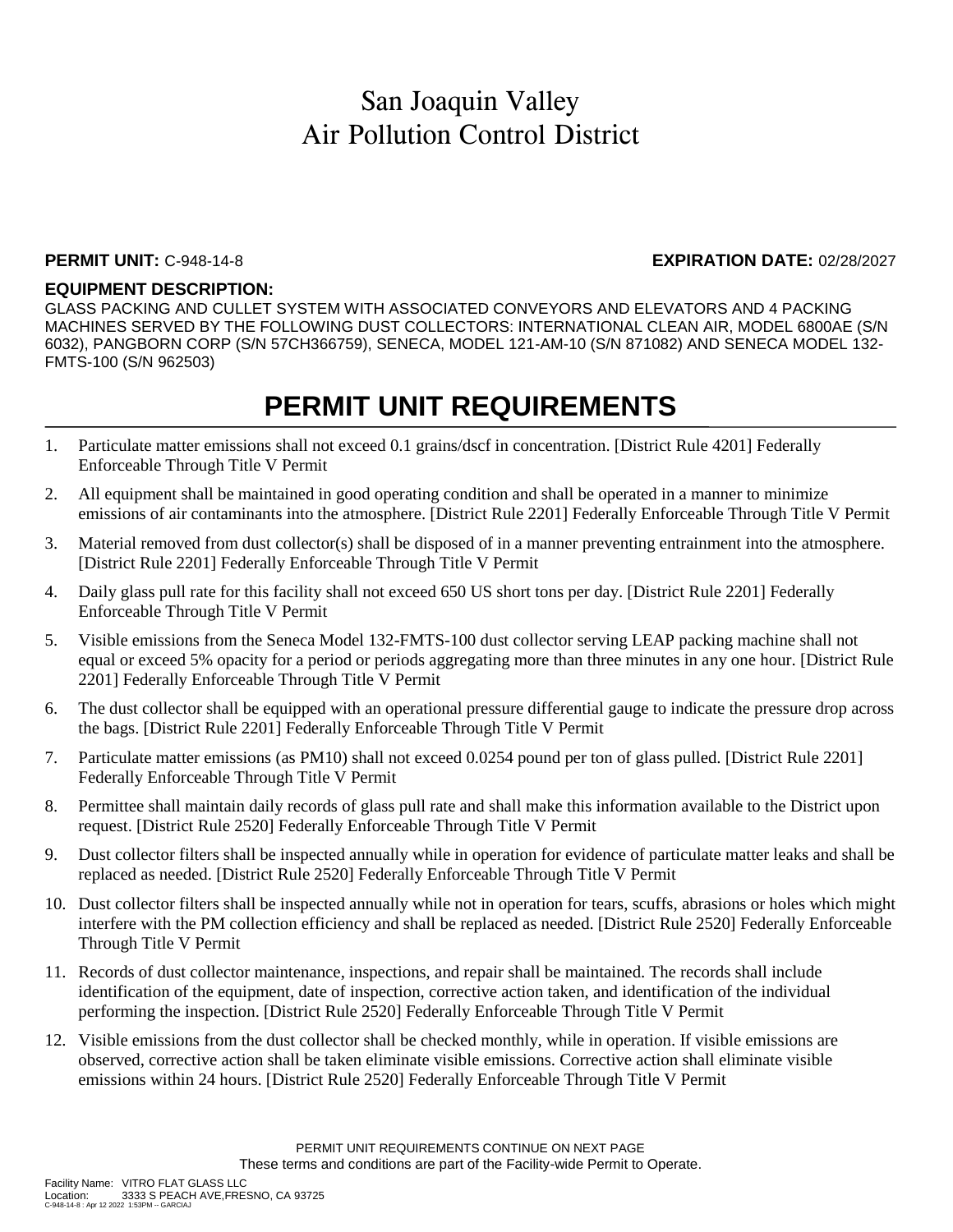# San Joaquin Valley
# Air Pollution Control District

**PERMIT UNIT:** C-948-14-8 **EXPIRATION DATE:** 02/28/2027

**EQUIPMENT DESCRIPTION:**

GLASS PACKING AND CULLET SYSTEM WITH ASSOCIATED CONVEYORS AND ELEVATORS AND 4 PACKING MACHINES SERVED BY THE FOLLOWING DUST COLLECTORS: INTERNATIONAL CLEAN AIR, MODEL 6800AE (S/N 6032), PANGBORN CORP (S/N 57CH366759), SENECA, MODEL 121-AM-10 (S/N 871082) AND SENECA MODEL 132-FMTS-100 (S/N 962503)

## PERMIT UNIT REQUIREMENTS

1. Particulate matter emissions shall not exceed 0.1 grains/dscf in concentration. [District Rule 4201] Federally Enforceable Through Title V Permit
2. All equipment shall be maintained in good operating condition and shall be operated in a manner to minimize emissions of air contaminants into the atmosphere. [District Rule 2201] Federally Enforceable Through Title V Permit
3. Material removed from dust collector(s) shall be disposed of in a manner preventing entrainment into the atmosphere. [District Rule 2201] Federally Enforceable Through Title V Permit
4. Daily glass pull rate for this facility shall not exceed 650 US short tons per day. [District Rule 2201] Federally Enforceable Through Title V Permit
5. Visible emissions from the Seneca Model 132-FMTS-100 dust collector serving LEAP packing machine shall not equal or exceed 5% opacity for a period or periods aggregating more than three minutes in any one hour. [District Rule 2201] Federally Enforceable Through Title V Permit
6. The dust collector shall be equipped with an operational pressure differential gauge to indicate the pressure drop across the bags. [District Rule 2201] Federally Enforceable Through Title V Permit
7. Particulate matter emissions (as PM10) shall not exceed 0.0254 pound per ton of glass pulled. [District Rule 2201] Federally Enforceable Through Title V Permit
8. Permittee shall maintain daily records of glass pull rate and shall make this information available to the District upon request. [District Rule 2520] Federally Enforceable Through Title V Permit
9. Dust collector filters shall be inspected annually while in operation for evidence of particulate matter leaks and shall be replaced as needed. [District Rule 2520] Federally Enforceable Through Title V Permit
10. Dust collector filters shall be inspected annually while not in operation for tears, scuffs, abrasions or holes which might interfere with the PM collection efficiency and shall be replaced as needed. [District Rule 2520] Federally Enforceable Through Title V Permit
11. Records of dust collector maintenance, inspections, and repair shall be maintained. The records shall include identification of the equipment, date of inspection, corrective action taken, and identification of the individual performing the inspection. [District Rule 2520] Federally Enforceable Through Title V Permit
12. Visible emissions from the dust collector shall be checked monthly, while in operation. If visible emissions are observed, corrective action shall be taken eliminate visible emissions. Corrective action shall eliminate visible emissions within 24 hours. [District Rule 2520] Federally Enforceable Through Title V Permit

PERMIT UNIT REQUIREMENTS CONTINUE ON NEXT PAGE

These terms and conditions are part of the Facility-wide Permit to Operate.

Facility Name: VITRO FLAT GLASS LLC
Location: 3333 S PEACH AVE,FRESNO, CA 93725
C-948-14-8 : Apr 12 2022 1:53PM -- GARCIAJ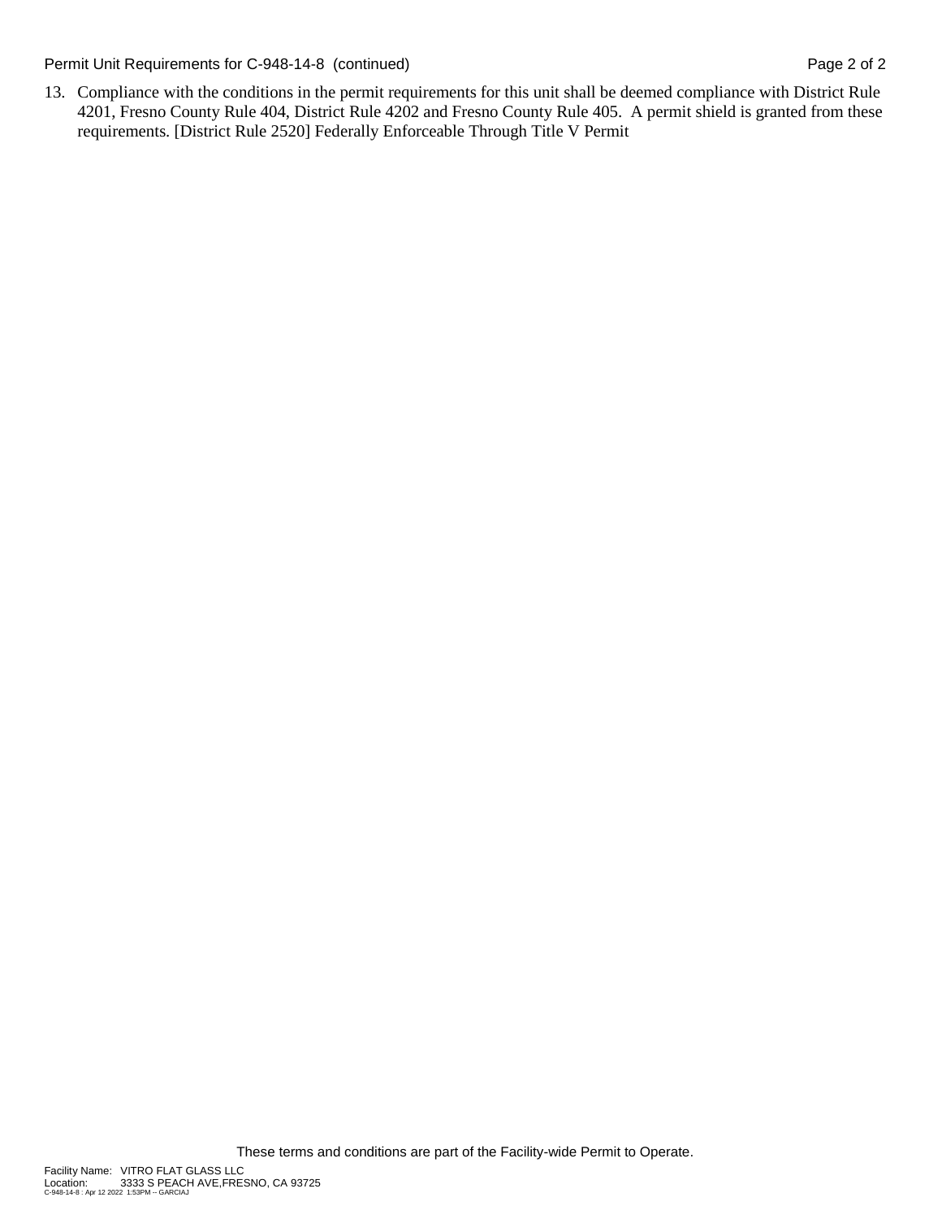13. Compliance with the conditions in the permit requirements for this unit shall be deemed compliance with District Rule 4201, Fresno County Rule 404, District Rule 4202 and Fresno County Rule 405. A permit shield is granted from these requirements. [District Rule 2520] Federally Enforceable Through Title V Permit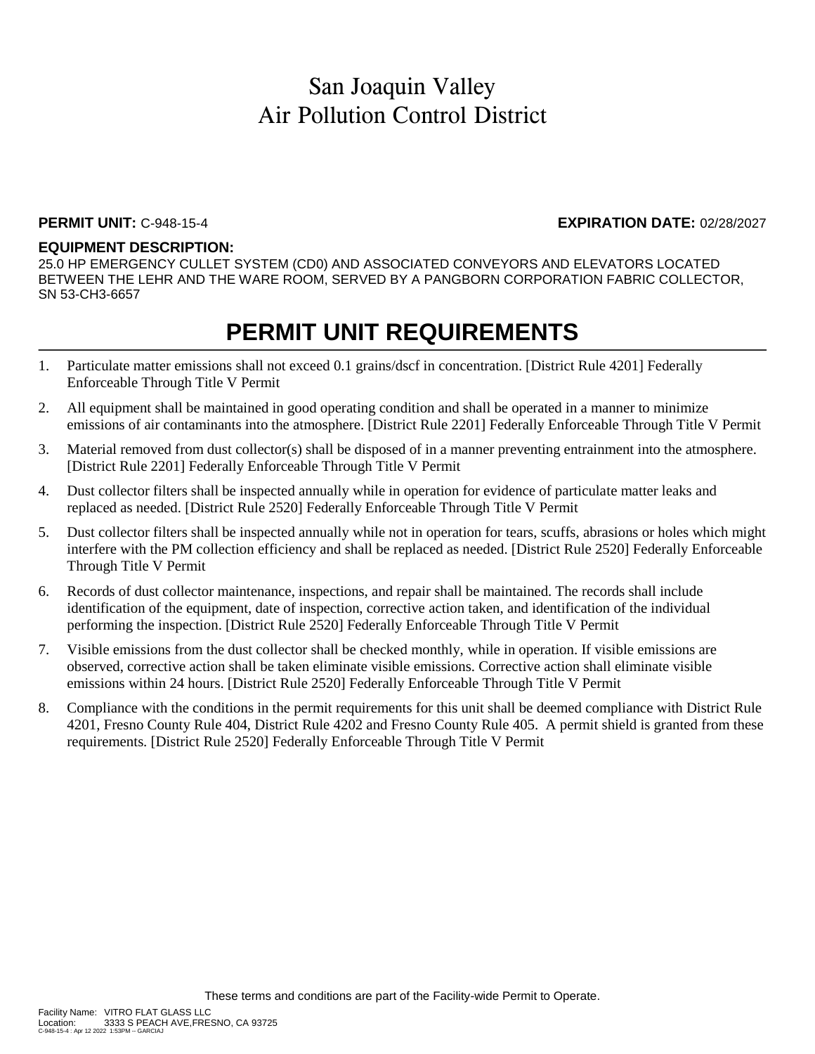# San Joaquin Valley
# Air Pollution Control District

**PERMIT UNIT:** C-948-15-4 **EXPIRATION DATE:** 02/28/2027

**EQUIPMENT DESCRIPTION:**
25.0 HP EMERGENCY CULLET SYSTEM (CD0) AND ASSOCIATED CONVEYORS AND ELEVATORS LOCATED BETWEEN THE LEHR AND THE WARE ROOM, SERVED BY A PANGBORN CORPORATION FABRIC COLLECTOR, SN 53-CH3-6657

## PERMIT UNIT REQUIREMENTS

1. Particulate matter emissions shall not exceed 0.1 grains/dscf in concentration. [District Rule 4201] Federally Enforceable Through Title V Permit
2. All equipment shall be maintained in good operating condition and shall be operated in a manner to minimize emissions of air contaminants into the atmosphere. [District Rule 2201] Federally Enforceable Through Title V Permit
3. Material removed from dust collector(s) shall be disposed of in a manner preventing entrainment into the atmosphere. [District Rule 2201] Federally Enforceable Through Title V Permit
4. Dust collector filters shall be inspected annually while in operation for evidence of particulate matter leaks and replaced as needed. [District Rule 2520] Federally Enforceable Through Title V Permit
5. Dust collector filters shall be inspected annually while not in operation for tears, scuffs, abrasions or holes which might interfere with the PM collection efficiency and shall be replaced as needed. [District Rule 2520] Federally Enforceable Through Title V Permit
6. Records of dust collector maintenance, inspections, and repair shall be maintained. The records shall include identification of the equipment, date of inspection, corrective action taken, and identification of the individual performing the inspection. [District Rule 2520] Federally Enforceable Through Title V Permit
7. Visible emissions from the dust collector shall be checked monthly, while in operation. If visible emissions are observed, corrective action shall be taken eliminate visible emissions. Corrective action shall eliminate visible emissions within 24 hours. [District Rule 2520] Federally Enforceable Through Title V Permit
8. Compliance with the conditions in the permit requirements for this unit shall be deemed compliance with District Rule 4201, Fresno County Rule 404, District Rule 4202 and Fresno County Rule 405. A permit shield is granted from these requirements. [District Rule 2520] Federally Enforceable Through Title V Permit

These terms and conditions are part of the Facility-wide Permit to Operate.

Facility Name: VITRO FLAT GLASS LLC
Location: 3333 S PEACH AVE,FRESNO, CA 93725
C-948-15-4 : Apr 12 2022 1:53PM -- GARCIAJ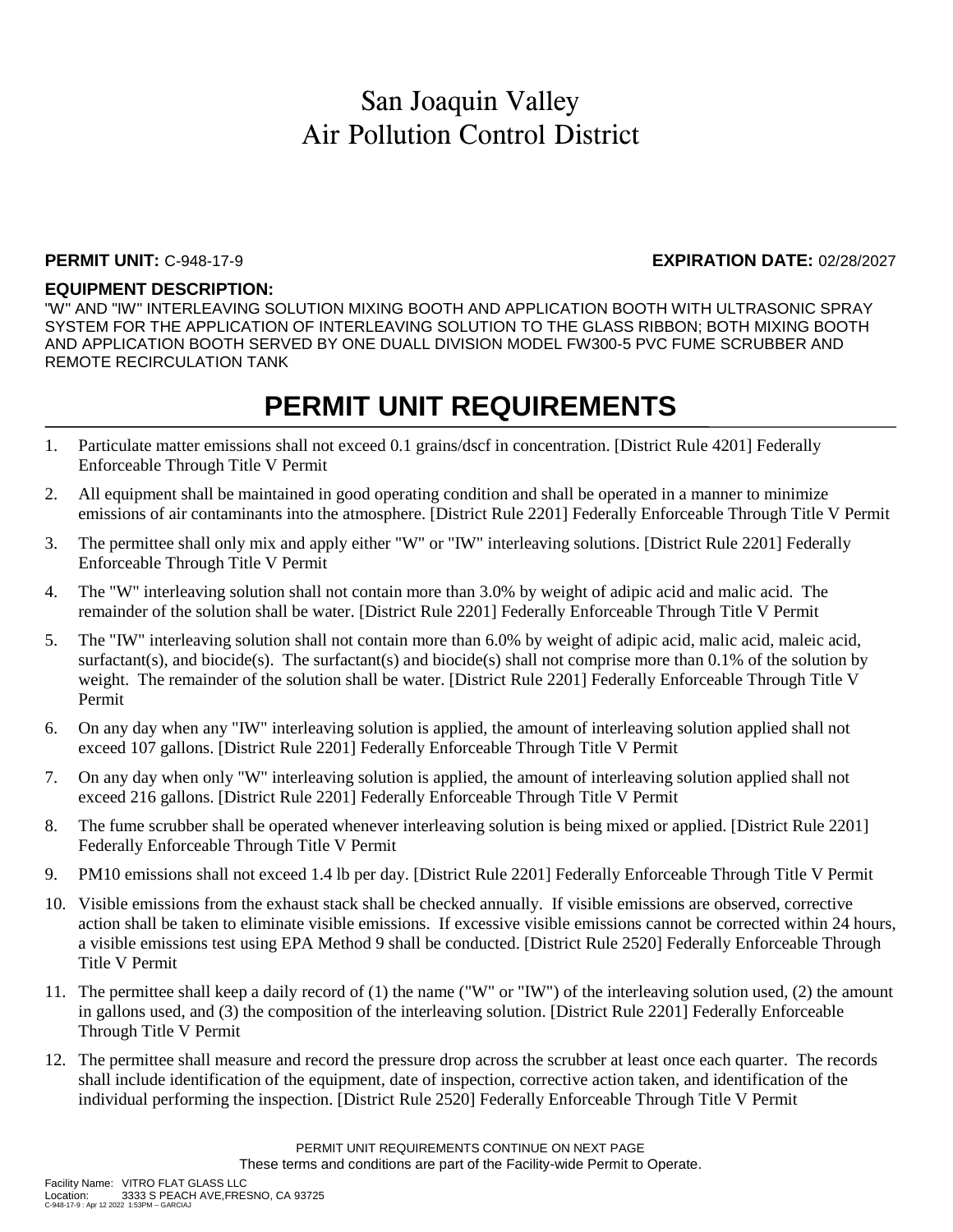# San Joaquin Valley
# Air Pollution Control District

**PERMIT UNIT:** C-948-17-9 **EXPIRATION DATE:** 02/28/2027

**EQUIPMENT DESCRIPTION:**

"W" AND "IW" INTERLEAVING SOLUTION MIXING BOOTH AND APPLICATION BOOTH WITH ULTRASONIC SPRAY SYSTEM FOR THE APPLICATION OF INTERLEAVING SOLUTION TO THE GLASS RIBBON; BOTH MIXING BOOTH AND APPLICATION BOOTH SERVED BY ONE DUALL DIVISION MODEL FW300-5 PVC FUME SCRUBBER AND REMOTE RECIRCULATION TANK

## PERMIT UNIT REQUIREMENTS

1. Particulate matter emissions shall not exceed 0.1 grains/dscf in concentration. [District Rule 4201] Federally Enforceable Through Title V Permit
2. All equipment shall be maintained in good operating condition and shall be operated in a manner to minimize emissions of air contaminants into the atmosphere. [District Rule 2201] Federally Enforceable Through Title V Permit
3. The permittee shall only mix and apply either "W" or "IW" interleaving solutions. [District Rule 2201] Federally Enforceable Through Title V Permit
4. The "W" interleaving solution shall not contain more than 3.0% by weight of adipic acid and malic acid. The remainder of the solution shall be water. [District Rule 2201] Federally Enforceable Through Title V Permit
5. The "IW" interleaving solution shall not contain more than 6.0% by weight of adipic acid, malic acid, maleic acid, surfactant(s), and biocide(s). The surfactant(s) and biocide(s) shall not comprise more than 0.1% of the solution by weight. The remainder of the solution shall be water. [District Rule 2201] Federally Enforceable Through Title V Permit
6. On any day when any "IW" interleaving solution is applied, the amount of interleaving solution applied shall not exceed 107 gallons. [District Rule 2201] Federally Enforceable Through Title V Permit
7. On any day when only "W" interleaving solution is applied, the amount of interleaving solution applied shall not exceed 216 gallons. [District Rule 2201] Federally Enforceable Through Title V Permit
8. The fume scrubber shall be operated whenever interleaving solution is being mixed or applied. [District Rule 2201] Federally Enforceable Through Title V Permit
9. PM10 emissions shall not exceed 1.4 lb per day. [District Rule 2201] Federally Enforceable Through Title V Permit
10. Visible emissions from the exhaust stack shall be checked annually. If visible emissions are observed, corrective action shall be taken to eliminate visible emissions. If excessive visible emissions cannot be corrected within 24 hours, a visible emissions test using EPA Method 9 shall be conducted. [District Rule 2520] Federally Enforceable Through Title V Permit
11. The permittee shall keep a daily record of (1) the name ("W" or "IW") of the interleaving solution used, (2) the amount in gallons used, and (3) the composition of the interleaving solution. [District Rule 2201] Federally Enforceable Through Title V Permit
12. The permittee shall measure and record the pressure drop across the scrubber at least once each quarter. The records shall include identification of the equipment, date of inspection, corrective action taken, and identification of the individual performing the inspection. [District Rule 2520] Federally Enforceable Through Title V Permit

PERMIT UNIT REQUIREMENTS CONTINUE ON NEXT PAGE

These terms and conditions are part of the Facility-wide Permit to Operate.

Facility Name: VITRO FLAT GLASS LLC
Location: 3333 S PEACH AVE,FRESNO, CA 93725
C-948-17-9 : Apr 12 2022 1:53PM -- GARCIAJ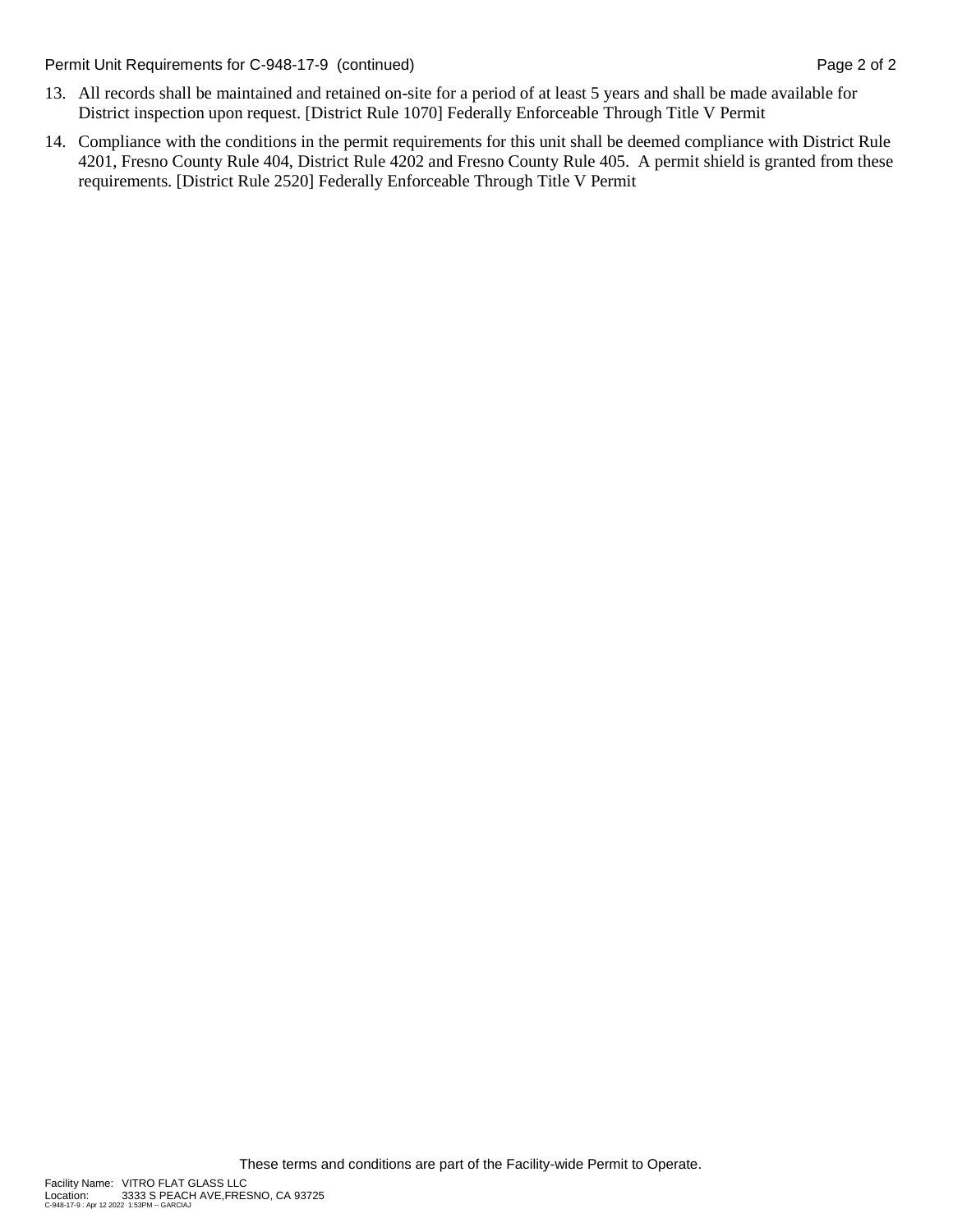13. All records shall be maintained and retained on-site for a period of at least 5 years and shall be made available for District inspection upon request. [District Rule 1070] Federally Enforceable Through Title V Permit

14. Compliance with the conditions in the permit requirements for this unit shall be deemed compliance with District Rule 4201, Fresno County Rule 404, District Rule 4202 and Fresno County Rule 405. A permit shield is granted from these requirements. [District Rule 2520] Federally Enforceable Through Title V Permit

These terms and conditions are part of the Facility-wide Permit to Operate.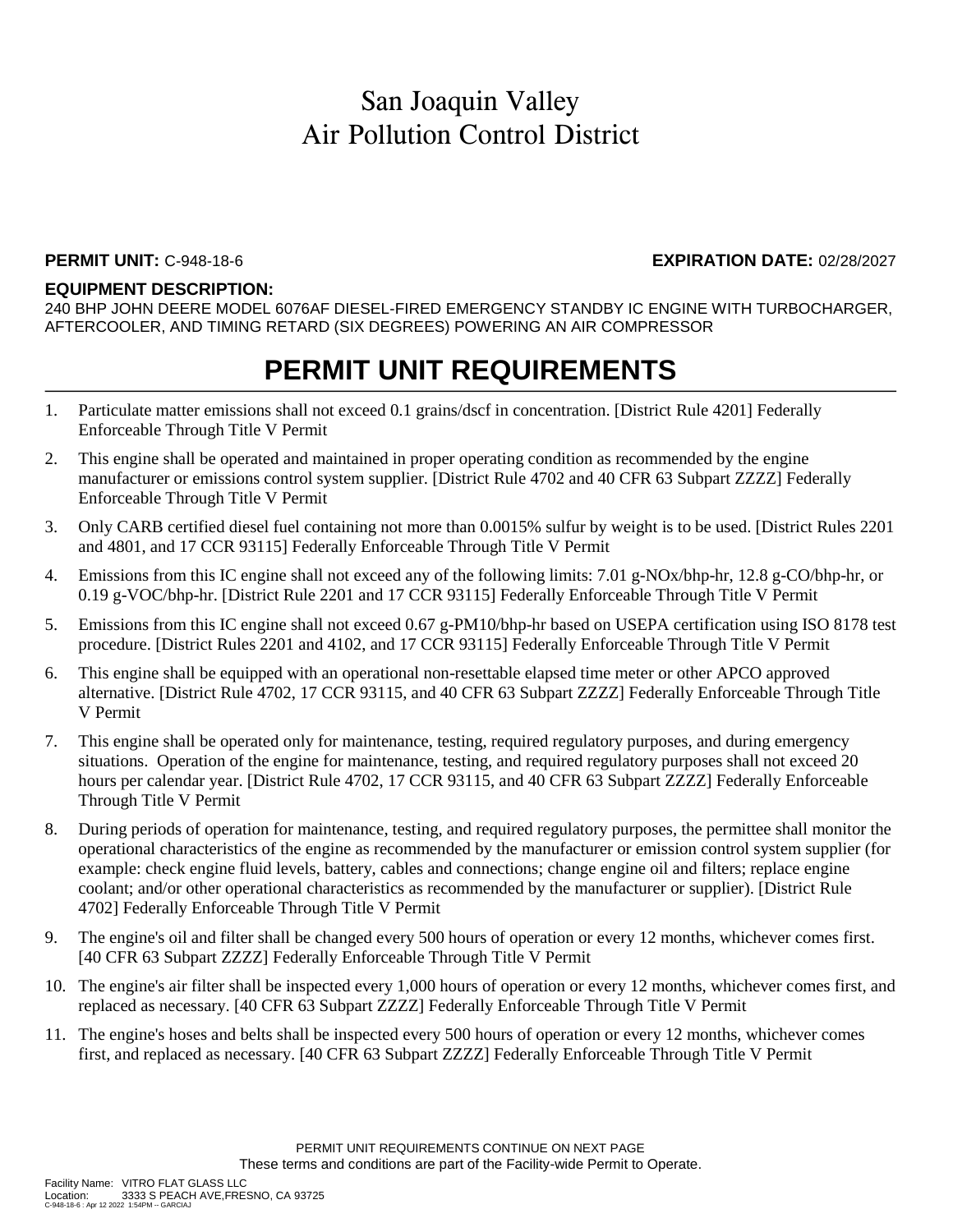# San Joaquin Valley
# Air Pollution Control District

**PERMIT UNIT:** C-948-18-6 **EXPIRATION DATE:** 02/28/2027

**EQUIPMENT DESCRIPTION:**
240 BHP JOHN DEERE MODEL 6076AF DIESEL-FIRED EMERGENCY STANDBY IC ENGINE WITH TURBOCHARGER, AFTERCOOLER, AND TIMING RETARD (SIX DEGREES) POWERING AN AIR COMPRESSOR

## PERMIT UNIT REQUIREMENTS

1. Particulate matter emissions shall not exceed 0.1 grains/dscf in concentration. [District Rule 4201] Federally Enforceable Through Title V Permit
2. This engine shall be operated and maintained in proper operating condition as recommended by the engine manufacturer or emissions control system supplier. [District Rule 4702 and 40 CFR 63 Subpart ZZZZ] Federally Enforceable Through Title V Permit
3. Only CARB certified diesel fuel containing not more than 0.0015% sulfur by weight is to be used. [District Rules 2201 and 4801, and 17 CCR 93115] Federally Enforceable Through Title V Permit
4. Emissions from this IC engine shall not exceed any of the following limits: 7.01 g-NOx/bhp-hr, 12.8 g-CO/bhp-hr, or 0.19 g-VOC/bhp-hr. [District Rule 2201 and 17 CCR 93115] Federally Enforceable Through Title V Permit
5. Emissions from this IC engine shall not exceed 0.67 g-PM10/bhp-hr based on USEPA certification using ISO 8178 test procedure. [District Rules 2201 and 4102, and 17 CCR 93115] Federally Enforceable Through Title V Permit
6. This engine shall be equipped with an operational non-resettable elapsed time meter or other APCO approved alternative. [District Rule 4702, 17 CCR 93115, and 40 CFR 63 Subpart ZZZZ] Federally Enforceable Through Title V Permit
7. This engine shall be operated only for maintenance, testing, required regulatory purposes, and during emergency situations. Operation of the engine for maintenance, testing, and required regulatory purposes shall not exceed 20 hours per calendar year. [District Rule 4702, 17 CCR 93115, and 40 CFR 63 Subpart ZZZZ] Federally Enforceable Through Title V Permit
8. During periods of operation for maintenance, testing, and required regulatory purposes, the permittee shall monitor the operational characteristics of the engine as recommended by the manufacturer or emission control system supplier (for example: check engine fluid levels, battery, cables and connections; change engine oil and filters; replace engine coolant; and/or other operational characteristics as recommended by the manufacturer or supplier). [District Rule 4702] Federally Enforceable Through Title V Permit
9. The engine's oil and filter shall be changed every 500 hours of operation or every 12 months, whichever comes first. [40 CFR 63 Subpart ZZZZ] Federally Enforceable Through Title V Permit
10. The engine's air filter shall be inspected every 1,000 hours of operation or every 12 months, whichever comes first, and replaced as necessary. [40 CFR 63 Subpart ZZZZ] Federally Enforceable Through Title V Permit
11. The engine's hoses and belts shall be inspected every 500 hours of operation or every 12 months, whichever comes first, and replaced as necessary. [40 CFR 63 Subpart ZZZZ] Federally Enforceable Through Title V Permit

PERMIT UNIT REQUIREMENTS CONTINUE ON NEXT PAGE
These terms and conditions are part of the Facility-wide Permit to Operate.

Facility Name: VITRO FLAT GLASS LLC
Location: 3333 S PEACH AVE,FRESNO, CA 93725
C-948-18-6 : Apr 12 2022 1:54PM -- GARCIAJ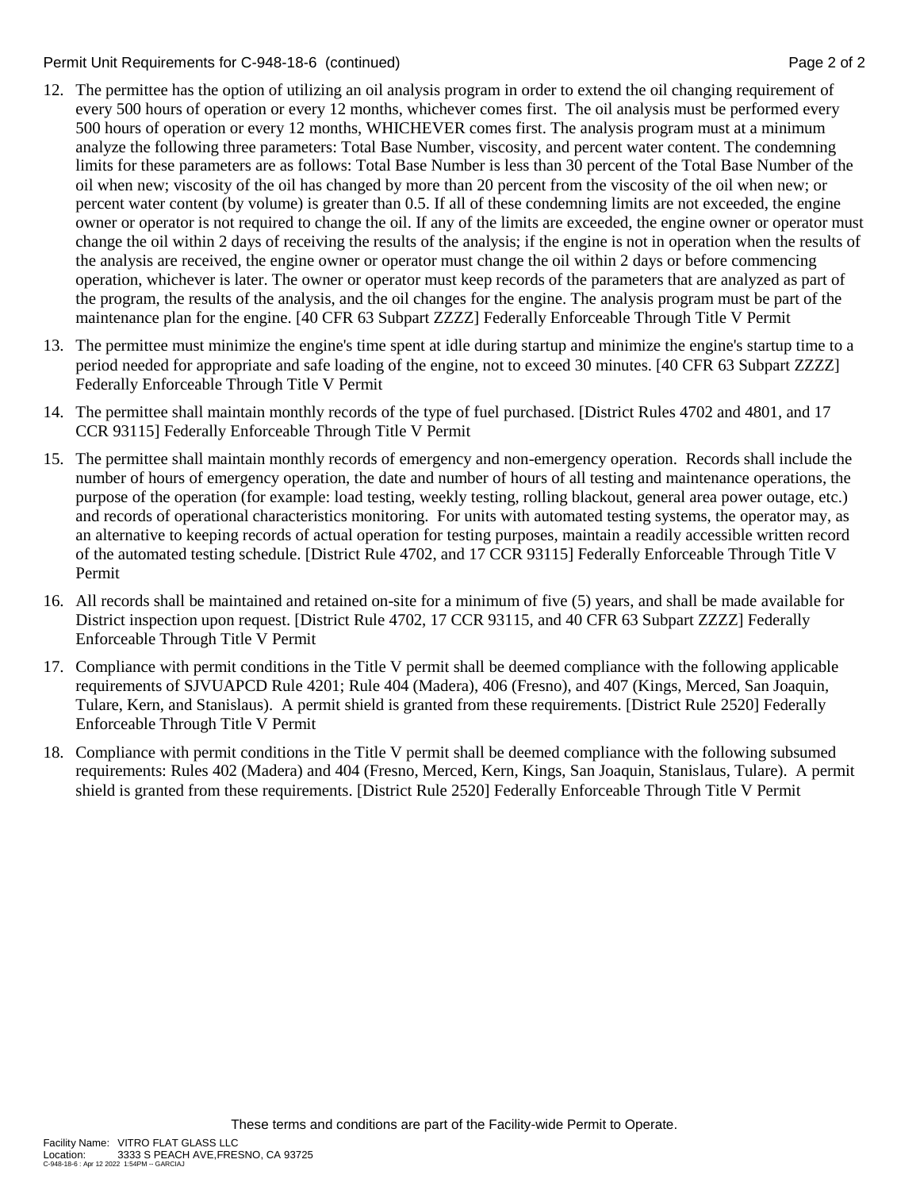12. The permittee has the option of utilizing an oil analysis program in order to extend the oil changing requirement of every 500 hours of operation or every 12 months, whichever comes first. The oil analysis must be performed every 500 hours of operation or every 12 months, WHICHEVER comes first. The analysis program must at a minimum analyze the following three parameters: Total Base Number, viscosity, and percent water content. The condemning limits for these parameters are as follows: Total Base Number is less than 30 percent of the Total Base Number of the oil when new; viscosity of the oil has changed by more than 20 percent from the viscosity of the oil when new; or percent water content (by volume) is greater than 0.5. If all of these condemning limits are not exceeded, the engine owner or operator is not required to change the oil. If any of the limits are exceeded, the engine owner or operator must change the oil within 2 days of receiving the results of the analysis; if the engine is not in operation when the results of the analysis are received, the engine owner or operator must change the oil within 2 days or before commencing operation, whichever is later. The owner or operator must keep records of the parameters that are analyzed as part of the program, the results of the analysis, and the oil changes for the engine. The analysis program must be part of the maintenance plan for the engine. [40 CFR 63 Subpart ZZZZ] Federally Enforceable Through Title V Permit

13. The permittee must minimize the engine's time spent at idle during startup and minimize the engine's startup time to a period needed for appropriate and safe loading of the engine, not to exceed 30 minutes. [40 CFR 63 Subpart ZZZZ] Federally Enforceable Through Title V Permit

14. The permittee shall maintain monthly records of the type of fuel purchased. [District Rules 4702 and 4801, and 17 CCR 93115] Federally Enforceable Through Title V Permit

15. The permittee shall maintain monthly records of emergency and non-emergency operation. Records shall include the number of hours of emergency operation, the date and number of hours of all testing and maintenance operations, the purpose of the operation (for example: load testing, weekly testing, rolling blackout, general area power outage, etc.) and records of operational characteristics monitoring. For units with automated testing systems, the operator may, as an alternative to keeping records of actual operation for testing purposes, maintain a readily accessible written record of the automated testing schedule. [District Rule 4702, and 17 CCR 93115] Federally Enforceable Through Title V Permit

16. All records shall be maintained and retained on-site for a minimum of five (5) years, and shall be made available for District inspection upon request. [District Rule 4702, 17 CCR 93115, and 40 CFR 63 Subpart ZZZZ] Federally Enforceable Through Title V Permit

17. Compliance with permit conditions in the Title V permit shall be deemed compliance with the following applicable requirements of SJVUAPCD Rule 4201; Rule 404 (Madera), 406 (Fresno), and 407 (Kings, Merced, San Joaquin, Tulare, Kern, and Stanislaus). A permit shield is granted from these requirements. [District Rule 2520] Federally Enforceable Through Title V Permit

18. Compliance with permit conditions in the Title V permit shall be deemed compliance with the following subsumed requirements: Rules 402 (Madera) and 404 (Fresno, Merced, Kern, Kings, San Joaquin, Stanislaus, Tulare). A permit shield is granted from these requirements. [District Rule 2520] Federally Enforceable Through Title V Permit

These terms and conditions are part of the Facility-wide Permit to Operate.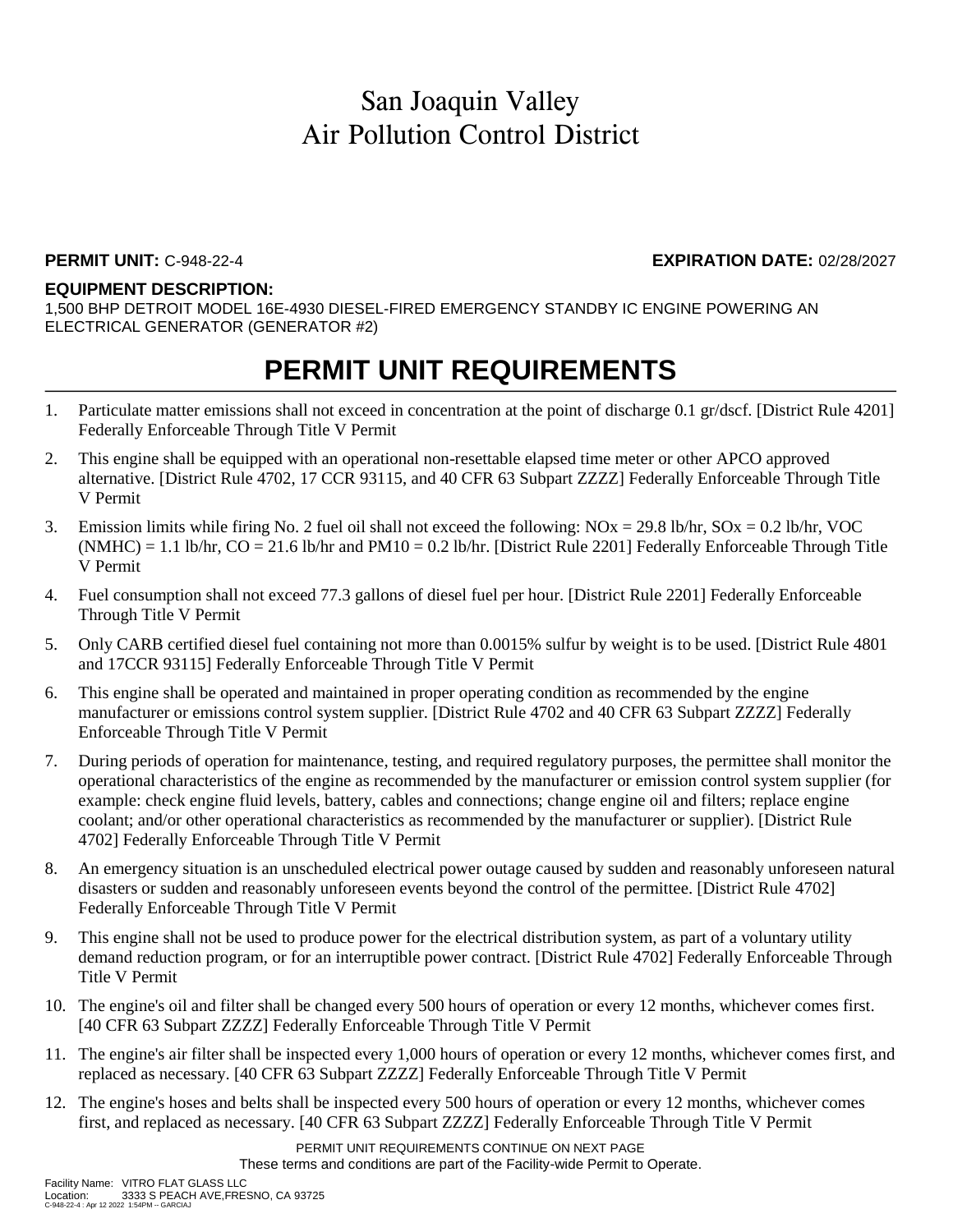# San Joaquin Valley
# Air Pollution Control District

**PERMIT UNIT:** C-948-22-4 **EXPIRATION DATE:** 02/28/2027

**EQUIPMENT DESCRIPTION:**

1,500 BHP DETROIT MODEL 16E-4930 DIESEL-FIRED EMERGENCY STANDBY IC ENGINE POWERING AN ELECTRICAL GENERATOR (GENERATOR #2)

## PERMIT UNIT REQUIREMENTS

1. Particulate matter emissions shall not exceed in concentration at the point of discharge 0.1 gr/dscf. [District Rule 4201] Federally Enforceable Through Title V Permit
2. This engine shall be equipped with an operational non-resettable elapsed time meter or other APCO approved alternative. [District Rule 4702, 17 CCR 93115, and 40 CFR 63 Subpart ZZZZ] Federally Enforceable Through Title V Permit
3. Emission limits while firing No. 2 fuel oil shall not exceed the following: NOx = 29.8 lb/hr, SOx = 0.2 lb/hr, VOC (NMHC) = 1.1 lb/hr, CO = 21.6 lb/hr and PM10 = 0.2 lb/hr. [District Rule 2201] Federally Enforceable Through Title V Permit
4. Fuel consumption shall not exceed 77.3 gallons of diesel fuel per hour. [District Rule 2201] Federally Enforceable Through Title V Permit
5. Only CARB certified diesel fuel containing not more than 0.0015% sulfur by weight is to be used. [District Rule 4801 and 17CCR 93115] Federally Enforceable Through Title V Permit
6. This engine shall be operated and maintained in proper operating condition as recommended by the engine manufacturer or emissions control system supplier. [District Rule 4702 and 40 CFR 63 Subpart ZZZZ] Federally Enforceable Through Title V Permit
7. During periods of operation for maintenance, testing, and required regulatory purposes, the permittee shall monitor the operational characteristics of the engine as recommended by the manufacturer or emission control system supplier (for example: check engine fluid levels, battery, cables and connections; change engine oil and filters; replace engine coolant; and/or other operational characteristics as recommended by the manufacturer or supplier). [District Rule 4702] Federally Enforceable Through Title V Permit
8. An emergency situation is an unscheduled electrical power outage caused by sudden and reasonably unforeseen natural disasters or sudden and reasonably unforeseen events beyond the control of the permittee. [District Rule 4702] Federally Enforceable Through Title V Permit
9. This engine shall not be used to produce power for the electrical distribution system, as part of a voluntary utility demand reduction program, or for an interruptible power contract. [District Rule 4702] Federally Enforceable Through Title V Permit
10. The engine's oil and filter shall be changed every 500 hours of operation or every 12 months, whichever comes first. [40 CFR 63 Subpart ZZZZ] Federally Enforceable Through Title V Permit
11. The engine's air filter shall be inspected every 1,000 hours of operation or every 12 months, whichever comes first, and replaced as necessary. [40 CFR 63 Subpart ZZZZ] Federally Enforceable Through Title V Permit
12. The engine's hoses and belts shall be inspected every 500 hours of operation or every 12 months, whichever comes first, and replaced as necessary. [40 CFR 63 Subpart ZZZZ] Federally Enforceable Through Title V Permit

PERMIT UNIT REQUIREMENTS CONTINUE ON NEXT PAGE

These terms and conditions are part of the Facility-wide Permit to Operate.

Facility Name: VITRO FLAT GLASS LLC
Location: 3333 S PEACH AVE,FRESNO, CA 93725
C-948-22-4 : Apr 12 2022 1:54PM -- GARCIAJ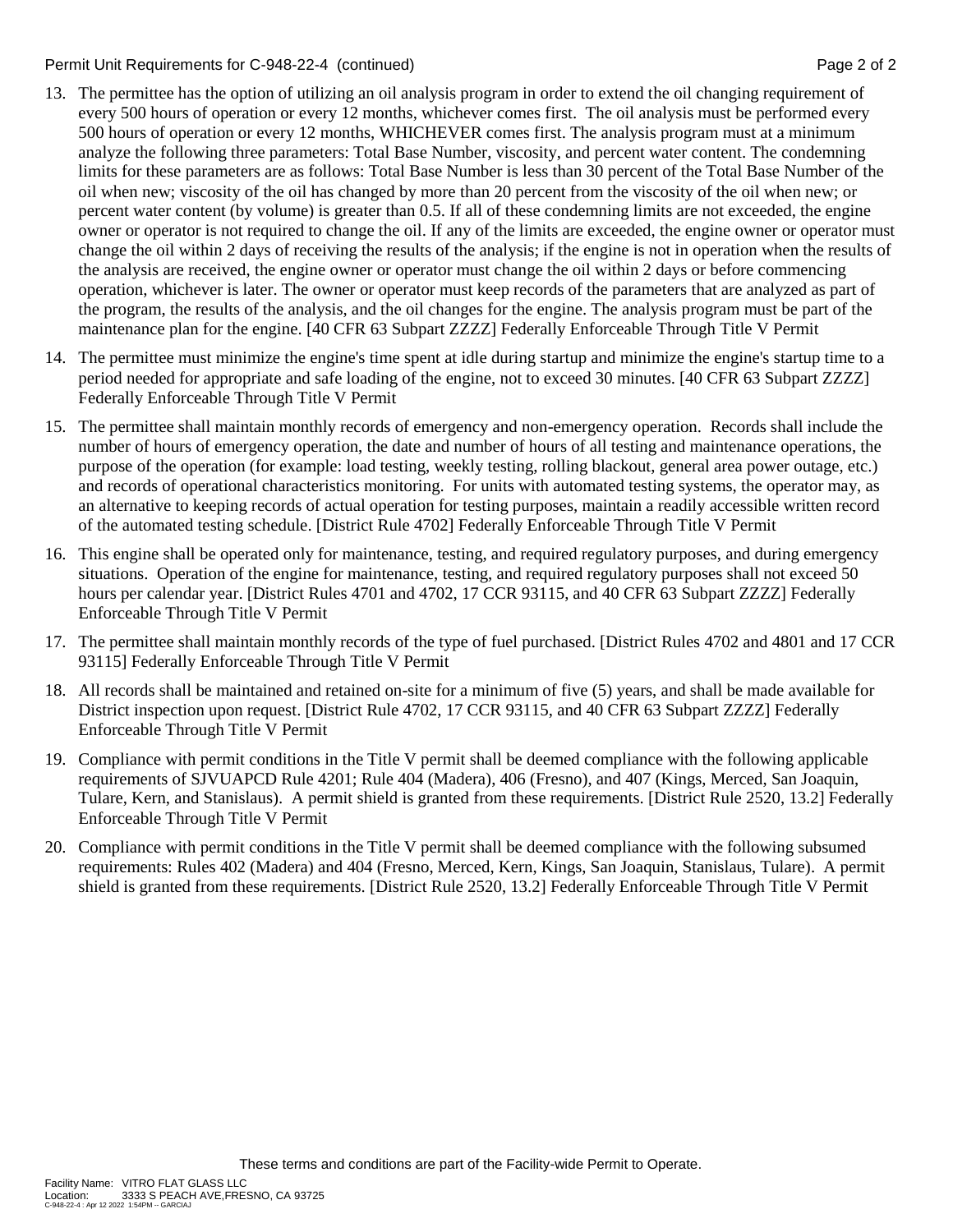13. The permittee has the option of utilizing an oil analysis program in order to extend the oil changing requirement of every 500 hours of operation or every 12 months, whichever comes first. The oil analysis must be performed every 500 hours of operation or every 12 months, WHICHEVER comes first. The analysis program must at a minimum analyze the following three parameters: Total Base Number, viscosity, and percent water content. The condemning limits for these parameters are as follows: Total Base Number is less than 30 percent of the Total Base Number of the oil when new; viscosity of the oil has changed by more than 20 percent from the viscosity of the oil when new; or percent water content (by volume) is greater than 0.5. If all of these condemning limits are not exceeded, the engine owner or operator is not required to change the oil. If any of the limits are exceeded, the engine owner or operator must change the oil within 2 days of receiving the results of the analysis; if the engine is not in operation when the results of the analysis are received, the engine owner or operator must change the oil within 2 days or before commencing operation, whichever is later. The owner or operator must keep records of the parameters that are analyzed as part of the program, the results of the analysis, and the oil changes for the engine. The analysis program must be part of the maintenance plan for the engine. [40 CFR 63 Subpart ZZZZ] Federally Enforceable Through Title V Permit
14. The permittee must minimize the engine's time spent at idle during startup and minimize the engine's startup time to a period needed for appropriate and safe loading of the engine, not to exceed 30 minutes. [40 CFR 63 Subpart ZZZZ] Federally Enforceable Through Title V Permit
15. The permittee shall maintain monthly records of emergency and non-emergency operation. Records shall include the number of hours of emergency operation, the date and number of hours of all testing and maintenance operations, the purpose of the operation (for example: load testing, weekly testing, rolling blackout, general area power outage, etc.) and records of operational characteristics monitoring. For units with automated testing systems, the operator may, as an alternative to keeping records of actual operation for testing purposes, maintain a readily accessible written record of the automated testing schedule. [District Rule 4702] Federally Enforceable Through Title V Permit
16. This engine shall be operated only for maintenance, testing, and required regulatory purposes, and during emergency situations. Operation of the engine for maintenance, testing, and required regulatory purposes shall not exceed 50 hours per calendar year. [District Rules 4701 and 4702, 17 CCR 93115, and 40 CFR 63 Subpart ZZZZ] Federally Enforceable Through Title V Permit
17. The permittee shall maintain monthly records of the type of fuel purchased. [District Rules 4702 and 4801 and 17 CCR 93115] Federally Enforceable Through Title V Permit
18. All records shall be maintained and retained on-site for a minimum of five (5) years, and shall be made available for District inspection upon request. [District Rule 4702, 17 CCR 93115, and 40 CFR 63 Subpart ZZZZ] Federally Enforceable Through Title V Permit
19. Compliance with permit conditions in the Title V permit shall be deemed compliance with the following applicable requirements of SJVUAPCD Rule 4201; Rule 404 (Madera), 406 (Fresno), and 407 (Kings, Merced, San Joaquin, Tulare, Kern, and Stanislaus). A permit shield is granted from these requirements. [District Rule 2520, 13.2] Federally Enforceable Through Title V Permit
20. Compliance with permit conditions in the Title V permit shall be deemed compliance with the following subsumed requirements: Rules 402 (Madera) and 404 (Fresno, Merced, Kern, Kings, San Joaquin, Stanislaus, Tulare). A permit shield is granted from these requirements. [District Rule 2520, 13.2] Federally Enforceable Through Title V Permit

These terms and conditions are part of the Facility-wide Permit to Operate.

Facility Name: VITRO FLAT GLASS LLC
Location: 3333 S PEACH AVE,FRESNO, CA 93725
C-948-22-4 : Apr 12 2022 1:54PM -- GARCIAJ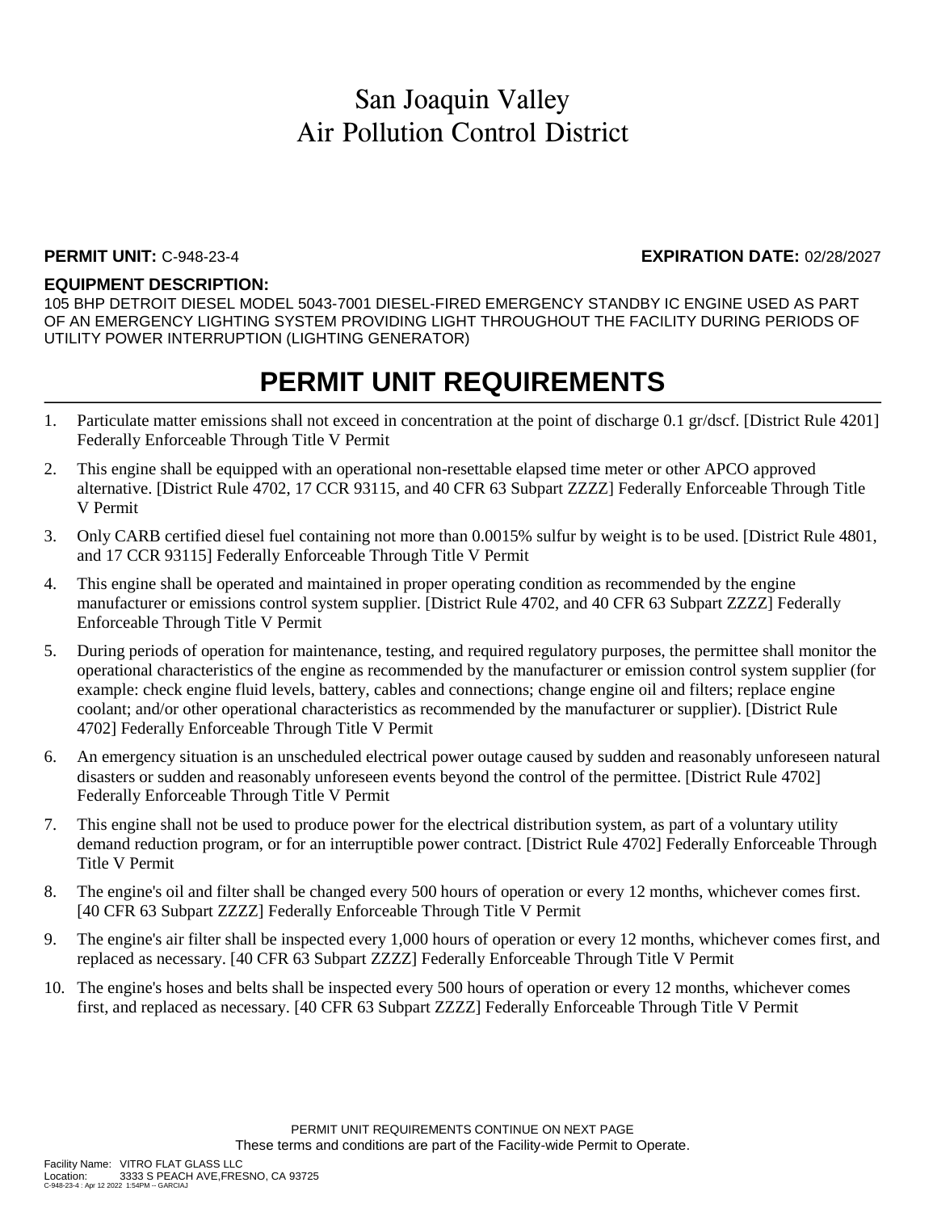# San Joaquin Valley
# Air Pollution Control District

**PERMIT UNIT:** C-948-23-4 **EXPIRATION DATE:** 02/28/2027

**EQUIPMENT DESCRIPTION:**
105 BHP DETROIT DIESEL MODEL 5043-7001 DIESEL-FIRED EMERGENCY STANDBY IC ENGINE USED AS PART OF AN EMERGENCY LIGHTING SYSTEM PROVIDING LIGHT THROUGHOUT THE FACILITY DURING PERIODS OF UTILITY POWER INTERRUPTION (LIGHTING GENERATOR)

## PERMIT UNIT REQUIREMENTS

1. Particulate matter emissions shall not exceed in concentration at the point of discharge 0.1 gr/dscf. [District Rule 4201] Federally Enforceable Through Title V Permit
2. This engine shall be equipped with an operational non-resettable elapsed time meter or other APCO approved alternative. [District Rule 4702, 17 CCR 93115, and 40 CFR 63 Subpart ZZZZ] Federally Enforceable Through Title V Permit
3. Only CARB certified diesel fuel containing not more than 0.0015% sulfur by weight is to be used. [District Rule 4801, and 17 CCR 93115] Federally Enforceable Through Title V Permit
4. This engine shall be operated and maintained in proper operating condition as recommended by the engine manufacturer or emissions control system supplier. [District Rule 4702, and 40 CFR 63 Subpart ZZZZ] Federally Enforceable Through Title V Permit
5. During periods of operation for maintenance, testing, and required regulatory purposes, the permittee shall monitor the operational characteristics of the engine as recommended by the manufacturer or emission control system supplier (for example: check engine fluid levels, battery, cables and connections; change engine oil and filters; replace engine coolant; and/or other operational characteristics as recommended by the manufacturer or supplier). [District Rule 4702] Federally Enforceable Through Title V Permit
6. An emergency situation is an unscheduled electrical power outage caused by sudden and reasonably unforeseen natural disasters or sudden and reasonably unforeseen events beyond the control of the permittee. [District Rule 4702] Federally Enforceable Through Title V Permit
7. This engine shall not be used to produce power for the electrical distribution system, as part of a voluntary utility demand reduction program, or for an interruptible power contract. [District Rule 4702] Federally Enforceable Through Title V Permit
8. The engine's oil and filter shall be changed every 500 hours of operation or every 12 months, whichever comes first. [40 CFR 63 Subpart ZZZZ] Federally Enforceable Through Title V Permit
9. The engine's air filter shall be inspected every 1,000 hours of operation or every 12 months, whichever comes first, and replaced as necessary. [40 CFR 63 Subpart ZZZZ] Federally Enforceable Through Title V Permit
10. The engine's hoses and belts shall be inspected every 500 hours of operation or every 12 months, whichever comes first, and replaced as necessary. [40 CFR 63 Subpart ZZZZ] Federally Enforceable Through Title V Permit

PERMIT UNIT REQUIREMENTS CONTINUE ON NEXT PAGE
These terms and conditions are part of the Facility-wide Permit to Operate.

Facility Name: VITRO FLAT GLASS LLC
Location: 3333 S PEACH AVE,FRESNO, CA 93725
C-948-23-4 : Apr 12 2022 1:54PM -- GARCIAJ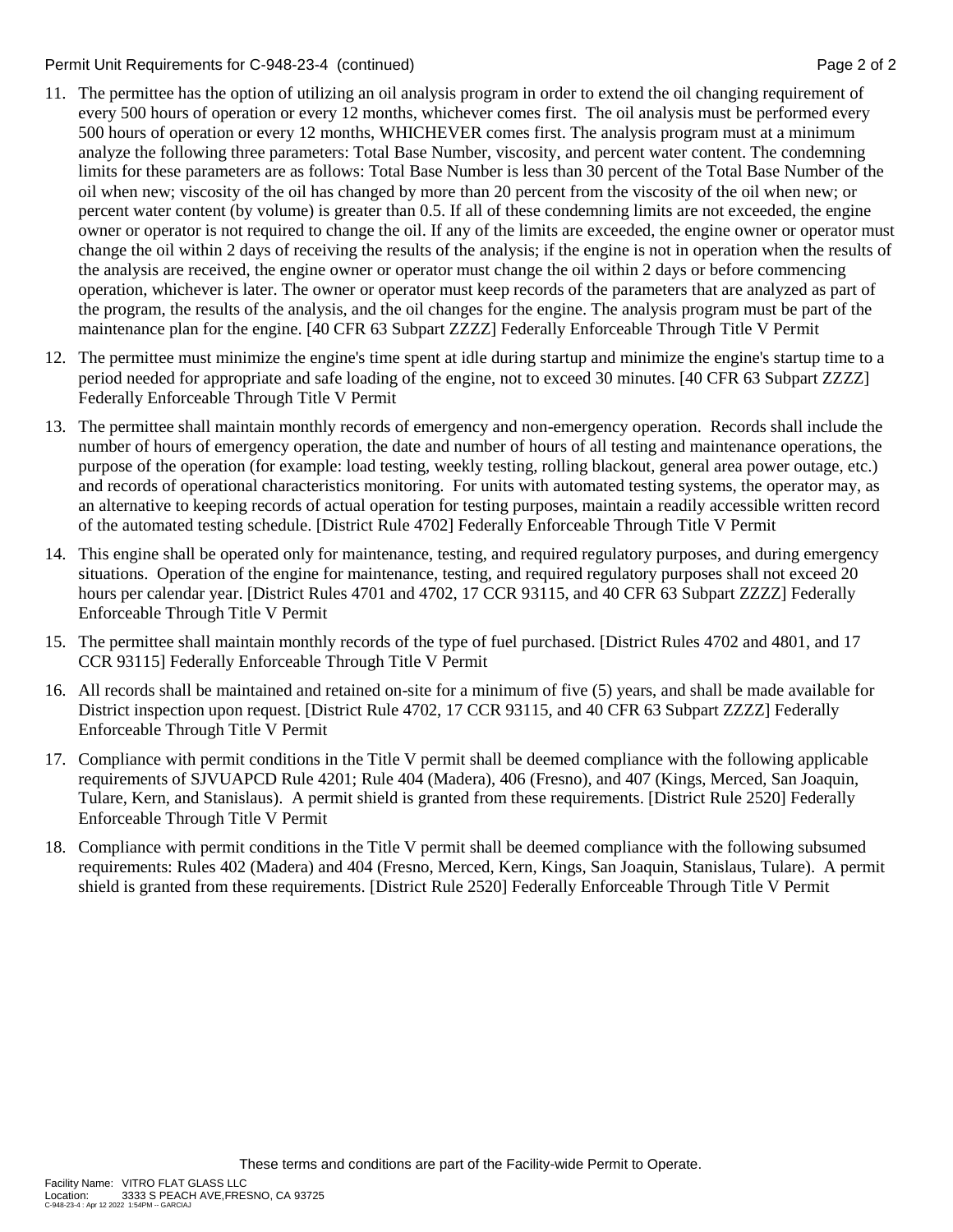11. The permittee has the option of utilizing an oil analysis program in order to extend the oil changing requirement of every 500 hours of operation or every 12 months, whichever comes first. The oil analysis must be performed every 500 hours of operation or every 12 months, WHICHEVER comes first. The analysis program must at a minimum analyze the following three parameters: Total Base Number, viscosity, and percent water content. The condemning limits for these parameters are as follows: Total Base Number is less than 30 percent of the Total Base Number of the oil when new; viscosity of the oil has changed by more than 20 percent from the viscosity of the oil when new; or percent water content (by volume) is greater than 0.5. If all of these condemning limits are not exceeded, the engine owner or operator is not required to change the oil. If any of the limits are exceeded, the engine owner or operator must change the oil within 2 days of receiving the results of the analysis; if the engine is not in operation when the results of the analysis are received, the engine owner or operator must change the oil within 2 days or before commencing operation, whichever is later. The owner or operator must keep records of the parameters that are analyzed as part of the program, the results of the analysis, and the oil changes for the engine. The analysis program must be part of the maintenance plan for the engine. [40 CFR 63 Subpart ZZZZ] Federally Enforceable Through Title V Permit

12. The permittee must minimize the engine's time spent at idle during startup and minimize the engine's startup time to a period needed for appropriate and safe loading of the engine, not to exceed 30 minutes. [40 CFR 63 Subpart ZZZZ] Federally Enforceable Through Title V Permit

13. The permittee shall maintain monthly records of emergency and non-emergency operation. Records shall include the number of hours of emergency operation, the date and number of hours of all testing and maintenance operations, the purpose of the operation (for example: load testing, weekly testing, rolling blackout, general area power outage, etc.) and records of operational characteristics monitoring. For units with automated testing systems, the operator may, as an alternative to keeping records of actual operation for testing purposes, maintain a readily accessible written record of the automated testing schedule. [District Rule 4702] Federally Enforceable Through Title V Permit

14. This engine shall be operated only for maintenance, testing, and required regulatory purposes, and during emergency situations. Operation of the engine for maintenance, testing, and required regulatory purposes shall not exceed 20 hours per calendar year. [District Rules 4701 and 4702, 17 CCR 93115, and 40 CFR 63 Subpart ZZZZ] Federally Enforceable Through Title V Permit

15. The permittee shall maintain monthly records of the type of fuel purchased. [District Rules 4702 and 4801, and 17 CCR 93115] Federally Enforceable Through Title V Permit

16. All records shall be maintained and retained on-site for a minimum of five (5) years, and shall be made available for District inspection upon request. [District Rule 4702, 17 CCR 93115, and 40 CFR 63 Subpart ZZZZ] Federally Enforceable Through Title V Permit

17. Compliance with permit conditions in the Title V permit shall be deemed compliance with the following applicable requirements of SJVUAPCD Rule 4201; Rule 404 (Madera), 406 (Fresno), and 407 (Kings, Merced, San Joaquin, Tulare, Kern, and Stanislaus). A permit shield is granted from these requirements. [District Rule 2520] Federally Enforceable Through Title V Permit

18. Compliance with permit conditions in the Title V permit shall be deemed compliance with the following subsumed requirements: Rules 402 (Madera) and 404 (Fresno, Merced, Kern, Kings, San Joaquin, Stanislaus, Tulare). A permit shield is granted from these requirements. [District Rule 2520] Federally Enforceable Through Title V Permit

These terms and conditions are part of the Facility-wide Permit to Operate.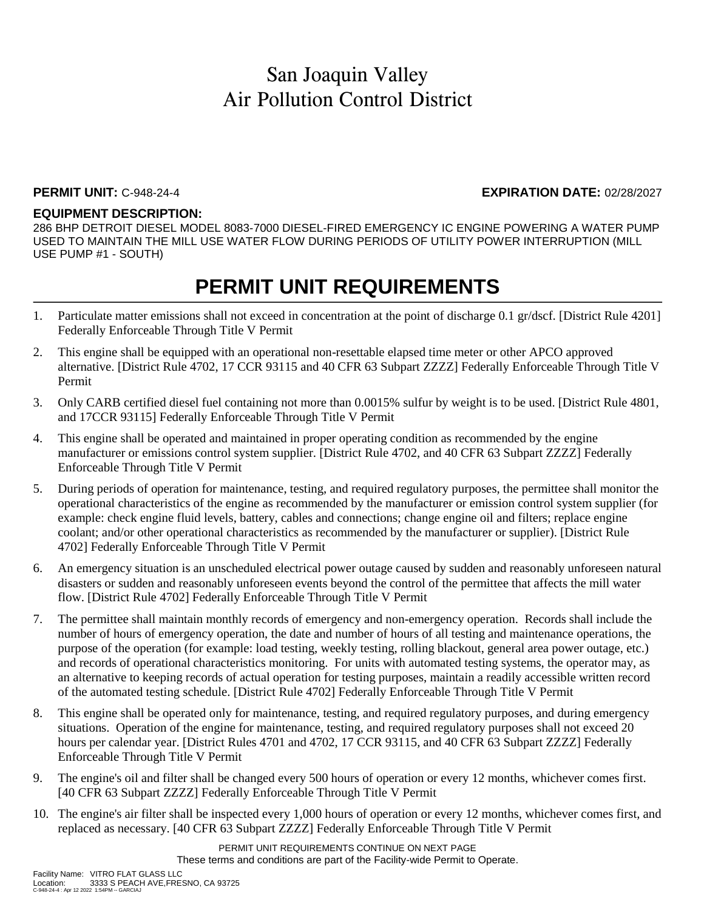# San Joaquin Valley
# Air Pollution Control District

**PERMIT UNIT:** C-948-24-4 **EXPIRATION DATE:** 02/28/2027

**EQUIPMENT DESCRIPTION:**
286 BHP DETROIT DIESEL MODEL 8083-7000 DIESEL-FIRED EMERGENCY IC ENGINE POWERING A WATER PUMP USED TO MAINTAIN THE MILL USE WATER FLOW DURING PERIODS OF UTILITY POWER INTERRUPTION (MILL USE PUMP #1 - SOUTH)

## PERMIT UNIT REQUIREMENTS

1. Particulate matter emissions shall not exceed in concentration at the point of discharge 0.1 gr/dscf. [District Rule 4201] Federally Enforceable Through Title V Permit
2. This engine shall be equipped with an operational non-resettable elapsed time meter or other APCO approved alternative. [District Rule 4702, 17 CCR 93115 and 40 CFR 63 Subpart ZZZZ] Federally Enforceable Through Title V Permit
3. Only CARB certified diesel fuel containing not more than 0.0015% sulfur by weight is to be used. [District Rule 4801, and 17CCR 93115] Federally Enforceable Through Title V Permit
4. This engine shall be operated and maintained in proper operating condition as recommended by the engine manufacturer or emissions control system supplier. [District Rule 4702, and 40 CFR 63 Subpart ZZZZ] Federally Enforceable Through Title V Permit
5. During periods of operation for maintenance, testing, and required regulatory purposes, the permittee shall monitor the operational characteristics of the engine as recommended by the manufacturer or emission control system supplier (for example: check engine fluid levels, battery, cables and connections; change engine oil and filters; replace engine coolant; and/or other operational characteristics as recommended by the manufacturer or supplier). [District Rule 4702] Federally Enforceable Through Title V Permit
6. An emergency situation is an unscheduled electrical power outage caused by sudden and reasonably unforeseen natural disasters or sudden and reasonably unforeseen events beyond the control of the permittee that affects the mill water flow. [District Rule 4702] Federally Enforceable Through Title V Permit
7. The permittee shall maintain monthly records of emergency and non-emergency operation. Records shall include the number of hours of emergency operation, the date and number of hours of all testing and maintenance operations, the purpose of the operation (for example: load testing, weekly testing, rolling blackout, general area power outage, etc.) and records of operational characteristics monitoring. For units with automated testing systems, the operator may, as an alternative to keeping records of actual operation for testing purposes, maintain a readily accessible written record of the automated testing schedule. [District Rule 4702] Federally Enforceable Through Title V Permit
8. This engine shall be operated only for maintenance, testing, and required regulatory purposes, and during emergency situations. Operation of the engine for maintenance, testing, and required regulatory purposes shall not exceed 20 hours per calendar year. [District Rules 4701 and 4702, 17 CCR 93115, and 40 CFR 63 Subpart ZZZZ] Federally Enforceable Through Title V Permit
9. The engine's oil and filter shall be changed every 500 hours of operation or every 12 months, whichever comes first. [40 CFR 63 Subpart ZZZZ] Federally Enforceable Through Title V Permit
10. The engine's air filter shall be inspected every 1,000 hours of operation or every 12 months, whichever comes first, and replaced as necessary. [40 CFR 63 Subpart ZZZZ] Federally Enforceable Through Title V Permit

PERMIT UNIT REQUIREMENTS CONTINUE ON NEXT PAGE
These terms and conditions are part of the Facility-wide Permit to Operate.

Facility Name: VITRO FLAT GLASS LLC
Location: 3333 S PEACH AVE,FRESNO, CA 93725
C-948-24-4 : Apr 12 2022 1:54PM -- GARCIAJ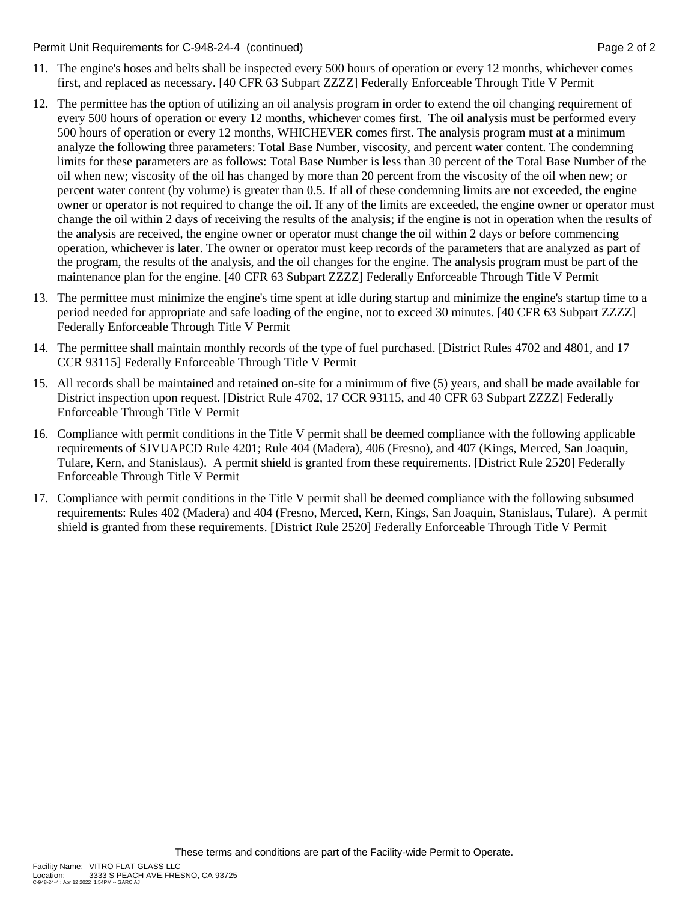11. The engine's hoses and belts shall be inspected every 500 hours of operation or every 12 months, whichever comes first, and replaced as necessary. [40 CFR 63 Subpart ZZZZ] Federally Enforceable Through Title V Permit

12. The permittee has the option of utilizing an oil analysis program in order to extend the oil changing requirement of every 500 hours of operation or every 12 months, whichever comes first. The oil analysis must be performed every 500 hours of operation or every 12 months, WHICHEVER comes first. The analysis program must at a minimum analyze the following three parameters: Total Base Number, viscosity, and percent water content. The condemning limits for these parameters are as follows: Total Base Number is less than 30 percent of the Total Base Number of the oil when new; viscosity of the oil has changed by more than 20 percent from the viscosity of the oil when new; or percent water content (by volume) is greater than 0.5. If all of these condemning limits are not exceeded, the engine owner or operator is not required to change the oil. If any of the limits are exceeded, the engine owner or operator must change the oil within 2 days of receiving the results of the analysis; if the engine is not in operation when the results of the analysis are received, the engine owner or operator must change the oil within 2 days or before commencing operation, whichever is later. The owner or operator must keep records of the parameters that are analyzed as part of the program, the results of the analysis, and the oil changes for the engine. The analysis program must be part of the maintenance plan for the engine. [40 CFR 63 Subpart ZZZZ] Federally Enforceable Through Title V Permit

13. The permittee must minimize the engine's time spent at idle during startup and minimize the engine's startup time to a period needed for appropriate and safe loading of the engine, not to exceed 30 minutes. [40 CFR 63 Subpart ZZZZ] Federally Enforceable Through Title V Permit

14. The permittee shall maintain monthly records of the type of fuel purchased. [District Rules 4702 and 4801, and 17 CCR 93115] Federally Enforceable Through Title V Permit

15. All records shall be maintained and retained on-site for a minimum of five (5) years, and shall be made available for District inspection upon request. [District Rule 4702, 17 CCR 93115, and 40 CFR 63 Subpart ZZZZ] Federally Enforceable Through Title V Permit

16. Compliance with permit conditions in the Title V permit shall be deemed compliance with the following applicable requirements of SJVUAPCD Rule 4201; Rule 404 (Madera), 406 (Fresno), and 407 (Kings, Merced, San Joaquin, Tulare, Kern, and Stanislaus). A permit shield is granted from these requirements. [District Rule 2520] Federally Enforceable Through Title V Permit

17. Compliance with permit conditions in the Title V permit shall be deemed compliance with the following subsumed requirements: Rules 402 (Madera) and 404 (Fresno, Merced, Kern, Kings, San Joaquin, Stanislaus, Tulare). A permit shield is granted from these requirements. [District Rule 2520] Federally Enforceable Through Title V Permit

These terms and conditions are part of the Facility-wide Permit to Operate.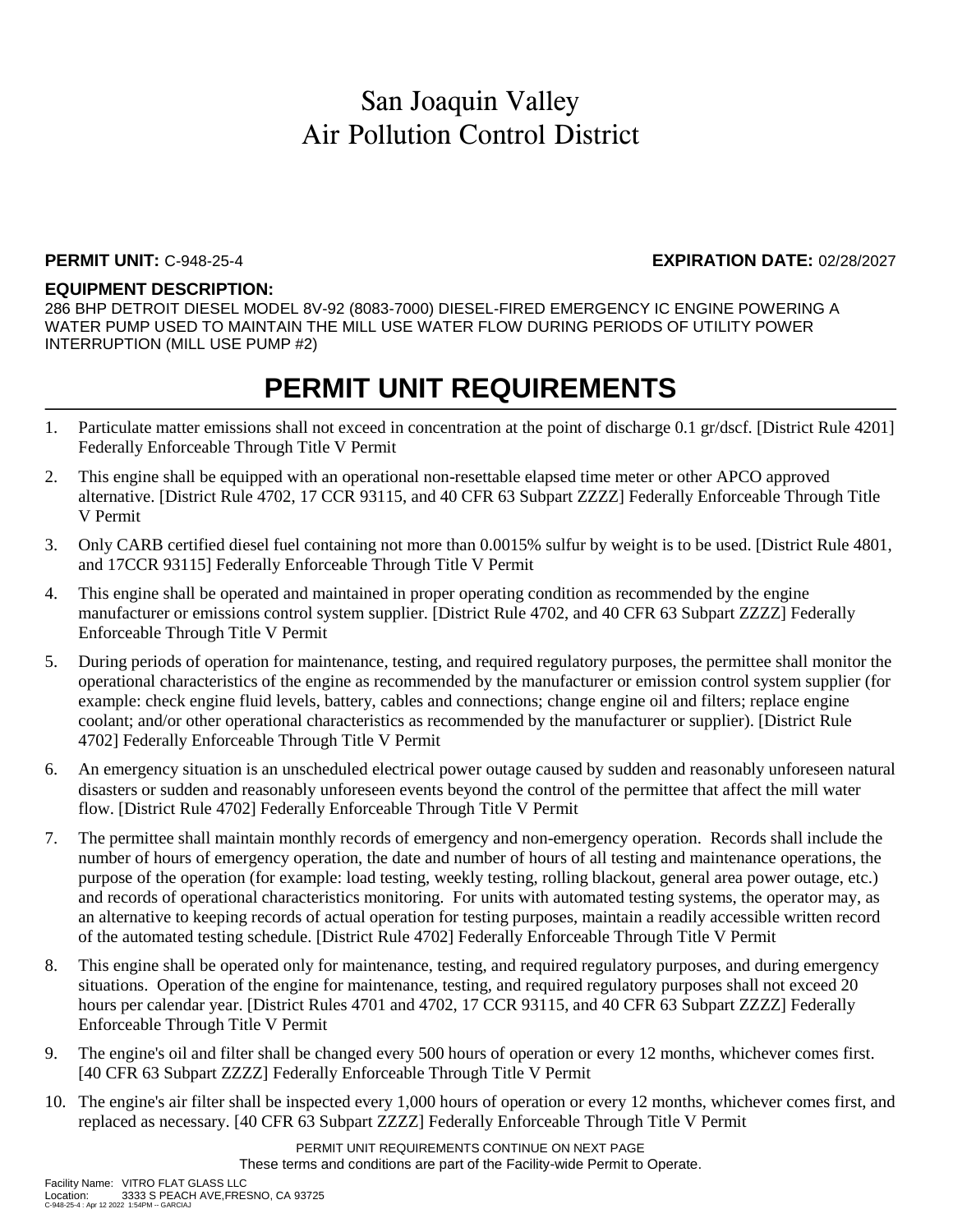# San Joaquin Valley Air Pollution Control District

**PERMIT UNIT:** C-948-25-4 **EXPIRATION DATE:** 02/28/2027

**EQUIPMENT DESCRIPTION:**

286 BHP DETROIT DIESEL MODEL 8V-92 (8083-7000) DIESEL-FIRED EMERGENCY IC ENGINE POWERING A WATER PUMP USED TO MAINTAIN THE MILL USE WATER FLOW DURING PERIODS OF UTILITY POWER INTERRUPTION (MILL USE PUMP #2)

## PERMIT UNIT REQUIREMENTS

1. Particulate matter emissions shall not exceed in concentration at the point of discharge 0.1 gr/dscf. [District Rule 4201] Federally Enforceable Through Title V Permit
2. This engine shall be equipped with an operational non-resettable elapsed time meter or other APCO approved alternative. [District Rule 4702, 17 CCR 93115, and 40 CFR 63 Subpart ZZZZ] Federally Enforceable Through Title V Permit
3. Only CARB certified diesel fuel containing not more than 0.0015% sulfur by weight is to be used. [District Rule 4801, and 17CCR 93115] Federally Enforceable Through Title V Permit
4. This engine shall be operated and maintained in proper operating condition as recommended by the engine manufacturer or emissions control system supplier. [District Rule 4702, and 40 CFR 63 Subpart ZZZZ] Federally Enforceable Through Title V Permit
5. During periods of operation for maintenance, testing, and required regulatory purposes, the permittee shall monitor the operational characteristics of the engine as recommended by the manufacturer or emission control system supplier (for example: check engine fluid levels, battery, cables and connections; change engine oil and filters; replace engine coolant; and/or other operational characteristics as recommended by the manufacturer or supplier). [District Rule 4702] Federally Enforceable Through Title V Permit
6. An emergency situation is an unscheduled electrical power outage caused by sudden and reasonably unforeseen natural disasters or sudden and reasonably unforeseen events beyond the control of the permittee that affect the mill water flow. [District Rule 4702] Federally Enforceable Through Title V Permit
7. The permittee shall maintain monthly records of emergency and non-emergency operation. Records shall include the number of hours of emergency operation, the date and number of hours of all testing and maintenance operations, the purpose of the operation (for example: load testing, weekly testing, rolling blackout, general area power outage, etc.) and records of operational characteristics monitoring. For units with automated testing systems, the operator may, as an alternative to keeping records of actual operation for testing purposes, maintain a readily accessible written record of the automated testing schedule. [District Rule 4702] Federally Enforceable Through Title V Permit
8. This engine shall be operated only for maintenance, testing, and required regulatory purposes, and during emergency situations. Operation of the engine for maintenance, testing, and required regulatory purposes shall not exceed 20 hours per calendar year. [District Rules 4701 and 4702, 17 CCR 93115, and 40 CFR 63 Subpart ZZZZ] Federally Enforceable Through Title V Permit
9. The engine's oil and filter shall be changed every 500 hours of operation or every 12 months, whichever comes first. [40 CFR 63 Subpart ZZZZ] Federally Enforceable Through Title V Permit
10. The engine's air filter shall be inspected every 1,000 hours of operation or every 12 months, whichever comes first, and replaced as necessary. [40 CFR 63 Subpart ZZZZ] Federally Enforceable Through Title V Permit

PERMIT UNIT REQUIREMENTS CONTINUE ON NEXT PAGE

These terms and conditions are part of the Facility-wide Permit to Operate.

Facility Name: VITRO FLAT GLASS LLC
Location: 3333 S PEACH AVE,FRESNO, CA 93725
C-948-25-4 : Apr 12 2022 1:54PM -- GARCIAJ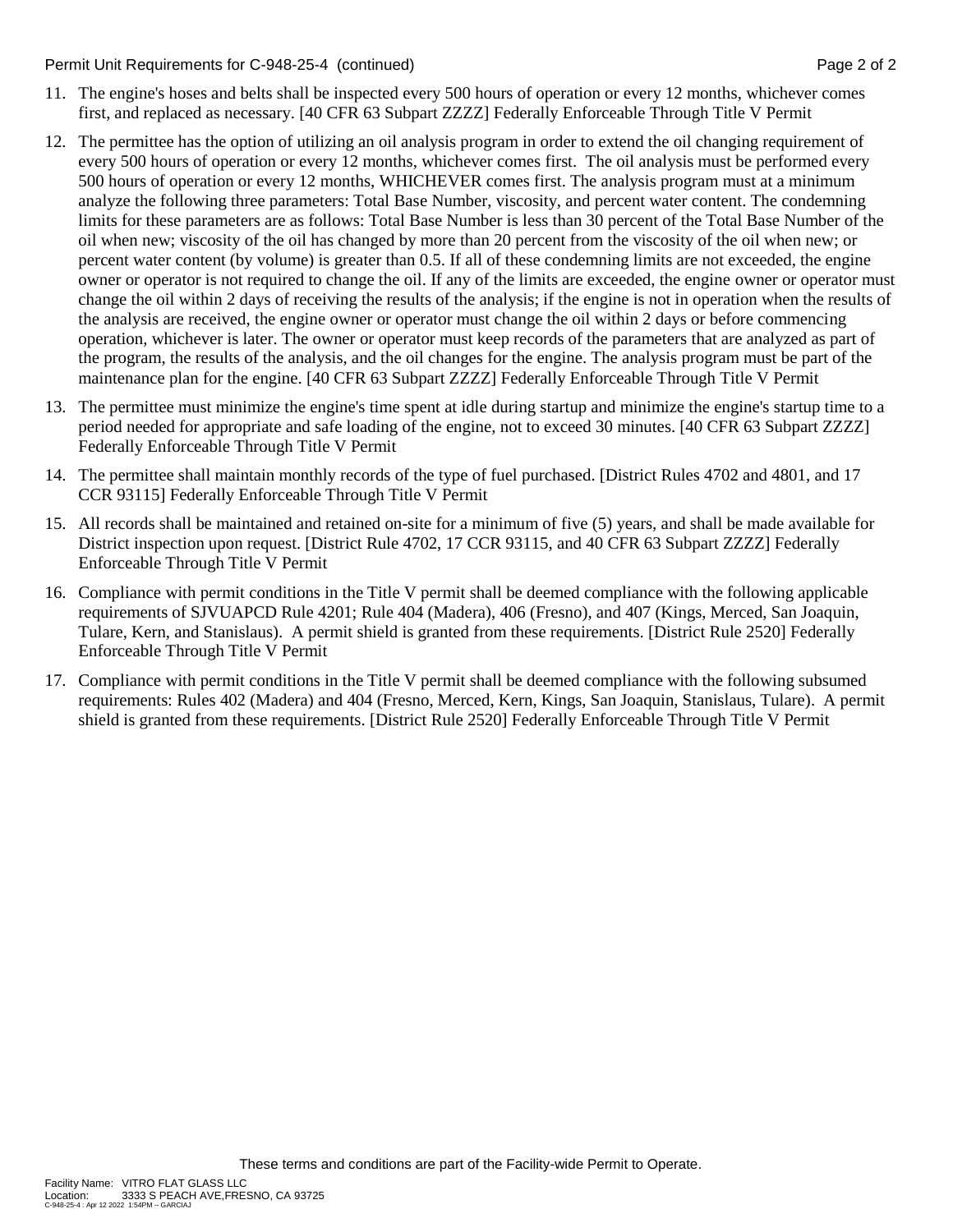11. The engine's hoses and belts shall be inspected every 500 hours of operation or every 12 months, whichever comes first, and replaced as necessary. [40 CFR 63 Subpart ZZZZ] Federally Enforceable Through Title V Permit

12. The permittee has the option of utilizing an oil analysis program in order to extend the oil changing requirement of every 500 hours of operation or every 12 months, whichever comes first. The oil analysis must be performed every 500 hours of operation or every 12 months, WHICHEVER comes first. The analysis program must at a minimum analyze the following three parameters: Total Base Number, viscosity, and percent water content. The condemning limits for these parameters are as follows: Total Base Number is less than 30 percent of the Total Base Number of the oil when new; viscosity of the oil has changed by more than 20 percent from the viscosity of the oil when new; or percent water content (by volume) is greater than 0.5. If all of these condemning limits are not exceeded, the engine owner or operator is not required to change the oil. If any of the limits are exceeded, the engine owner or operator must change the oil within 2 days of receiving the results of the analysis; if the engine is not in operation when the results of the analysis are received, the engine owner or operator must change the oil within 2 days or before commencing operation, whichever is later. The owner or operator must keep records of the parameters that are analyzed as part of the program, the results of the analysis, and the oil changes for the engine. The analysis program must be part of the maintenance plan for the engine. [40 CFR 63 Subpart ZZZZ] Federally Enforceable Through Title V Permit

13. The permittee must minimize the engine's time spent at idle during startup and minimize the engine's startup time to a period needed for appropriate and safe loading of the engine, not to exceed 30 minutes. [40 CFR 63 Subpart ZZZZ] Federally Enforceable Through Title V Permit

14. The permittee shall maintain monthly records of the type of fuel purchased. [District Rules 4702 and 4801, and 17 CCR 93115] Federally Enforceable Through Title V Permit

15. All records shall be maintained and retained on-site for a minimum of five (5) years, and shall be made available for District inspection upon request. [District Rule 4702, 17 CCR 93115, and 40 CFR 63 Subpart ZZZZ] Federally Enforceable Through Title V Permit

16. Compliance with permit conditions in the Title V permit shall be deemed compliance with the following applicable requirements of SJVUAPCD Rule 4201; Rule 404 (Madera), 406 (Fresno), and 407 (Kings, Merced, San Joaquin, Tulare, Kern, and Stanislaus). A permit shield is granted from these requirements. [District Rule 2520] Federally Enforceable Through Title V Permit

17. Compliance with permit conditions in the Title V permit shall be deemed compliance with the following subsumed requirements: Rules 402 (Madera) and 404 (Fresno, Merced, Kern, Kings, San Joaquin, Stanislaus, Tulare). A permit shield is granted from these requirements. [District Rule 2520] Federally Enforceable Through Title V Permit

These terms and conditions are part of the Facility-wide Permit to Operate.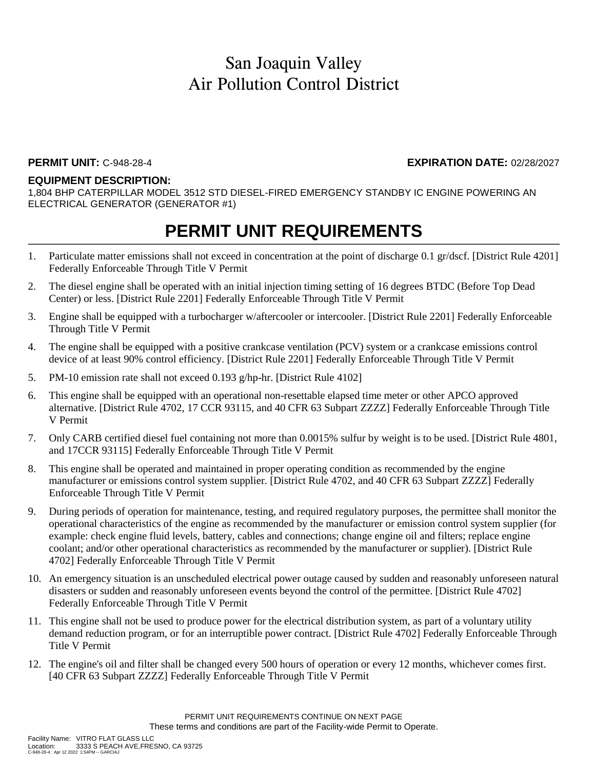# San Joaquin Valley
# Air Pollution Control District

**PERMIT UNIT:** C-948-28-4 **EXPIRATION DATE:** 02/28/2027

**EQUIPMENT DESCRIPTION:**
1,804 BHP CATERPILLAR MODEL 3512 STD DIESEL-FIRED EMERGENCY STANDBY IC ENGINE POWERING AN ELECTRICAL GENERATOR (GENERATOR #1)

## PERMIT UNIT REQUIREMENTS

1. Particulate matter emissions shall not exceed in concentration at the point of discharge 0.1 gr/dscf. [District Rule 4201] Federally Enforceable Through Title V Permit
2. The diesel engine shall be operated with an initial injection timing setting of 16 degrees BTDC (Before Top Dead Center) or less. [District Rule 2201] Federally Enforceable Through Title V Permit
3. Engine shall be equipped with a turbocharger w/aftercooler or intercooler. [District Rule 2201] Federally Enforceable Through Title V Permit
4. The engine shall be equipped with a positive crankcase ventilation (PCV) system or a crankcase emissions control device of at least 90% control efficiency. [District Rule 2201] Federally Enforceable Through Title V Permit
5. PM-10 emission rate shall not exceed 0.193 g/hp-hr. [District Rule 4102]
6. This engine shall be equipped with an operational non-resettable elapsed time meter or other APCO approved alternative. [District Rule 4702, 17 CCR 93115, and 40 CFR 63 Subpart ZZZZ] Federally Enforceable Through Title V Permit
7. Only CARB certified diesel fuel containing not more than 0.0015% sulfur by weight is to be used. [District Rule 4801, and 17CCR 93115] Federally Enforceable Through Title V Permit
8. This engine shall be operated and maintained in proper operating condition as recommended by the engine manufacturer or emissions control system supplier. [District Rule 4702, and 40 CFR 63 Subpart ZZZZ] Federally Enforceable Through Title V Permit
9. During periods of operation for maintenance, testing, and required regulatory purposes, the permittee shall monitor the operational characteristics of the engine as recommended by the manufacturer or emission control system supplier (for example: check engine fluid levels, battery, cables and connections; change engine oil and filters; replace engine coolant; and/or other operational characteristics as recommended by the manufacturer or supplier). [District Rule 4702] Federally Enforceable Through Title V Permit
10. An emergency situation is an unscheduled electrical power outage caused by sudden and reasonably unforeseen natural disasters or sudden and reasonably unforeseen events beyond the control of the permittee. [District Rule 4702] Federally Enforceable Through Title V Permit
11. This engine shall not be used to produce power for the electrical distribution system, as part of a voluntary utility demand reduction program, or for an interruptible power contract. [District Rule 4702] Federally Enforceable Through Title V Permit
12. The engine's oil and filter shall be changed every 500 hours of operation or every 12 months, whichever comes first. [40 CFR 63 Subpart ZZZZ] Federally Enforceable Through Title V Permit

PERMIT UNIT REQUIREMENTS CONTINUE ON NEXT PAGE
These terms and conditions are part of the Facility-wide Permit to Operate.

Facility Name: VITRO FLAT GLASS LLC
Location: 3333 S PEACH AVE,FRESNO, CA 93725
C-948-28-4 : Apr 12 2022 1:54PM -- GARCIAJ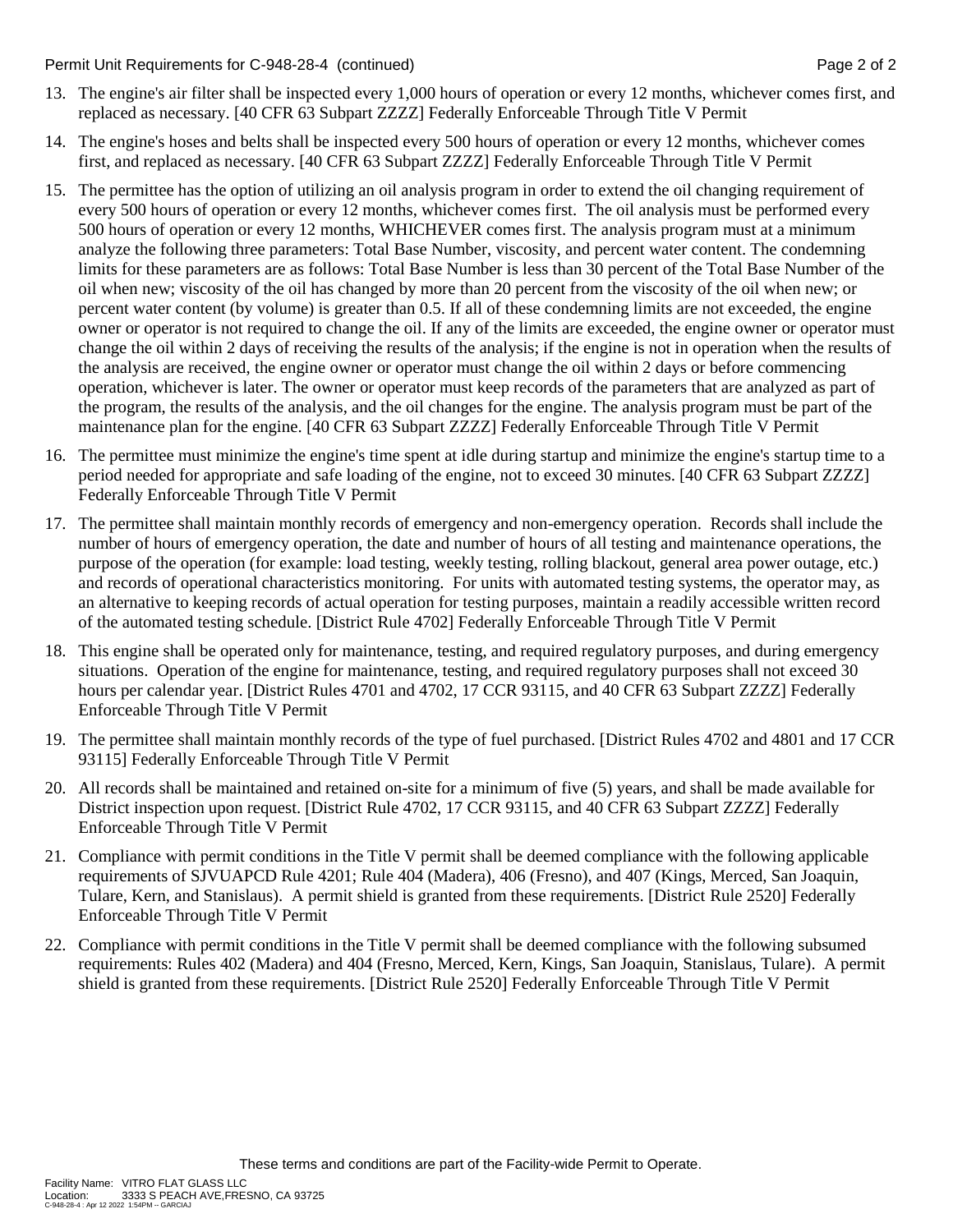13. The engine's air filter shall be inspected every 1,000 hours of operation or every 12 months, whichever comes first, and replaced as necessary. [40 CFR 63 Subpart ZZZZ] Federally Enforceable Through Title V Permit

14. The engine's hoses and belts shall be inspected every 500 hours of operation or every 12 months, whichever comes first, and replaced as necessary. [40 CFR 63 Subpart ZZZZ] Federally Enforceable Through Title V Permit

15. The permittee has the option of utilizing an oil analysis program in order to extend the oil changing requirement of every 500 hours of operation or every 12 months, whichever comes first. The oil analysis must be performed every 500 hours of operation or every 12 months, WHICHEVER comes first. The analysis program must at a minimum analyze the following three parameters: Total Base Number, viscosity, and percent water content. The condemning limits for these parameters are as follows: Total Base Number is less than 30 percent of the Total Base Number of the oil when new; viscosity of the oil has changed by more than 20 percent from the viscosity of the oil when new; or percent water content (by volume) is greater than 0.5. If all of these condemning limits are not exceeded, the engine owner or operator is not required to change the oil. If any of the limits are exceeded, the engine owner or operator must change the oil within 2 days of receiving the results of the analysis; if the engine is not in operation when the results of the analysis are received, the engine owner or operator must change the oil within 2 days or before commencing operation, whichever is later. The owner or operator must keep records of the parameters that are analyzed as part of the program, the results of the analysis, and the oil changes for the engine. The analysis program must be part of the maintenance plan for the engine. [40 CFR 63 Subpart ZZZZ] Federally Enforceable Through Title V Permit

16. The permittee must minimize the engine's time spent at idle during startup and minimize the engine's startup time to a period needed for appropriate and safe loading of the engine, not to exceed 30 minutes. [40 CFR 63 Subpart ZZZZ] Federally Enforceable Through Title V Permit

17. The permittee shall maintain monthly records of emergency and non-emergency operation. Records shall include the number of hours of emergency operation, the date and number of hours of all testing and maintenance operations, the purpose of the operation (for example: load testing, weekly testing, rolling blackout, general area power outage, etc.) and records of operational characteristics monitoring. For units with automated testing systems, the operator may, as an alternative to keeping records of actual operation for testing purposes, maintain a readily accessible written record of the automated testing schedule. [District Rule 4702] Federally Enforceable Through Title V Permit

18. This engine shall be operated only for maintenance, testing, and required regulatory purposes, and during emergency situations. Operation of the engine for maintenance, testing, and required regulatory purposes shall not exceed 30 hours per calendar year. [District Rules 4701 and 4702, 17 CCR 93115, and 40 CFR 63 Subpart ZZZZ] Federally Enforceable Through Title V Permit

19. The permittee shall maintain monthly records of the type of fuel purchased. [District Rules 4702 and 4801 and 17 CCR 93115] Federally Enforceable Through Title V Permit

20. All records shall be maintained and retained on-site for a minimum of five (5) years, and shall be made available for District inspection upon request. [District Rule 4702, 17 CCR 93115, and 40 CFR 63 Subpart ZZZZ] Federally Enforceable Through Title V Permit

21. Compliance with permit conditions in the Title V permit shall be deemed compliance with the following applicable requirements of SJVUAPCD Rule 4201; Rule 404 (Madera), 406 (Fresno), and 407 (Kings, Merced, San Joaquin, Tulare, Kern, and Stanislaus). A permit shield is granted from these requirements. [District Rule 2520] Federally Enforceable Through Title V Permit

22. Compliance with permit conditions in the Title V permit shall be deemed compliance with the following subsumed requirements: Rules 402 (Madera) and 404 (Fresno, Merced, Kern, Kings, San Joaquin, Stanislaus, Tulare). A permit shield is granted from these requirements. [District Rule 2520] Federally Enforceable Through Title V Permit

These terms and conditions are part of the Facility-wide Permit to Operate.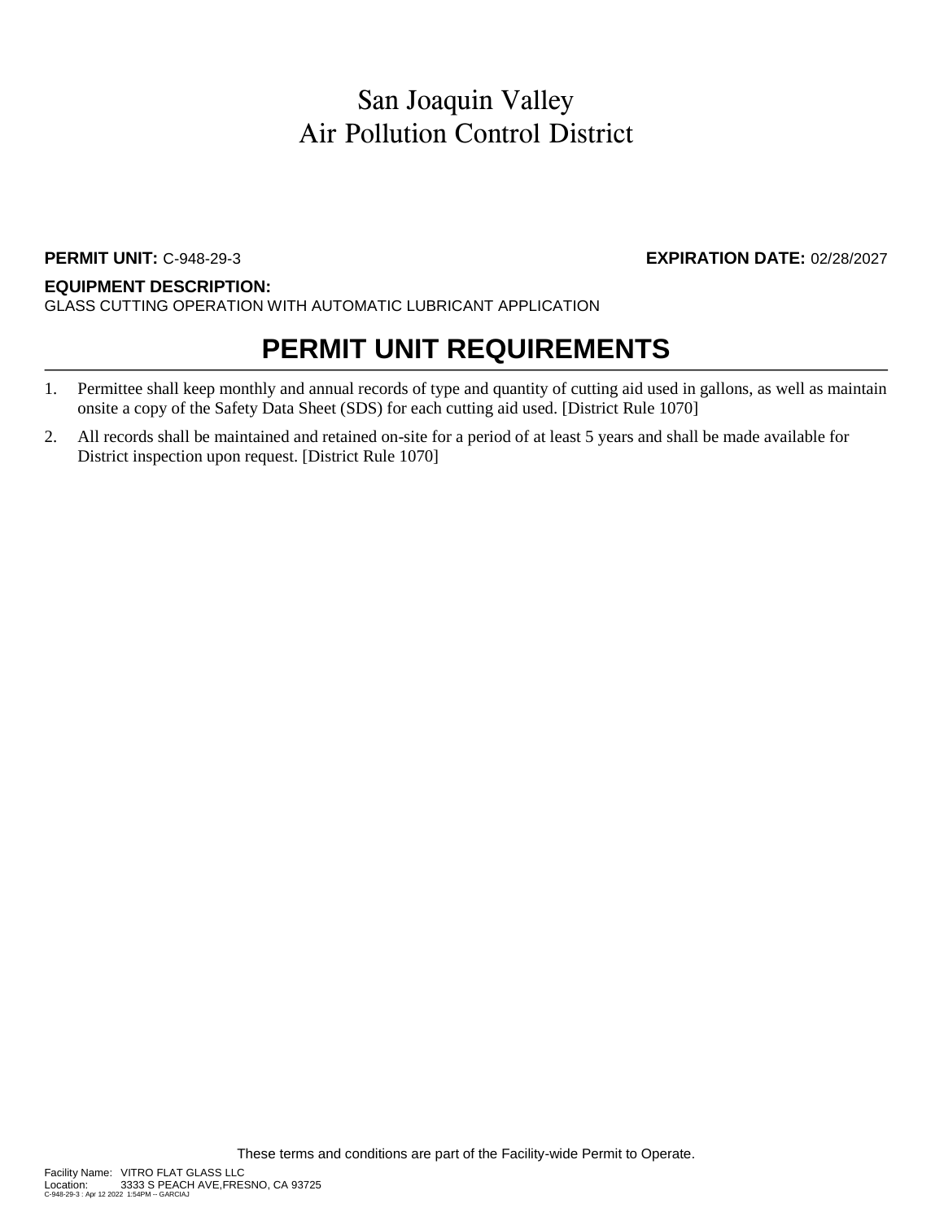# San Joaquin Valley
# Air Pollution Control District

**PERMIT UNIT:** C-948-29-3 **EXPIRATION DATE:** 02/28/2027

**EQUIPMENT DESCRIPTION:**
GLASS CUTTING OPERATION WITH AUTOMATIC LUBRICANT APPLICATION

## PERMIT UNIT REQUIREMENTS

1. Permittee shall keep monthly and annual records of type and quantity of cutting aid used in gallons, as well as maintain onsite a copy of the Safety Data Sheet (SDS) for each cutting aid used. [District Rule 1070]
2. All records shall be maintained and retained on-site for a period of at least 5 years and shall be made available for District inspection upon request. [District Rule 1070]

These terms and conditions are part of the Facility-wide Permit to Operate.

Facility Name: VITRO FLAT GLASS LLC
Location: 3333 S PEACH AVE,FRESNO, CA 93725
C-948-29-3 : Apr 12 2022 1:54PM -- GARCIAJ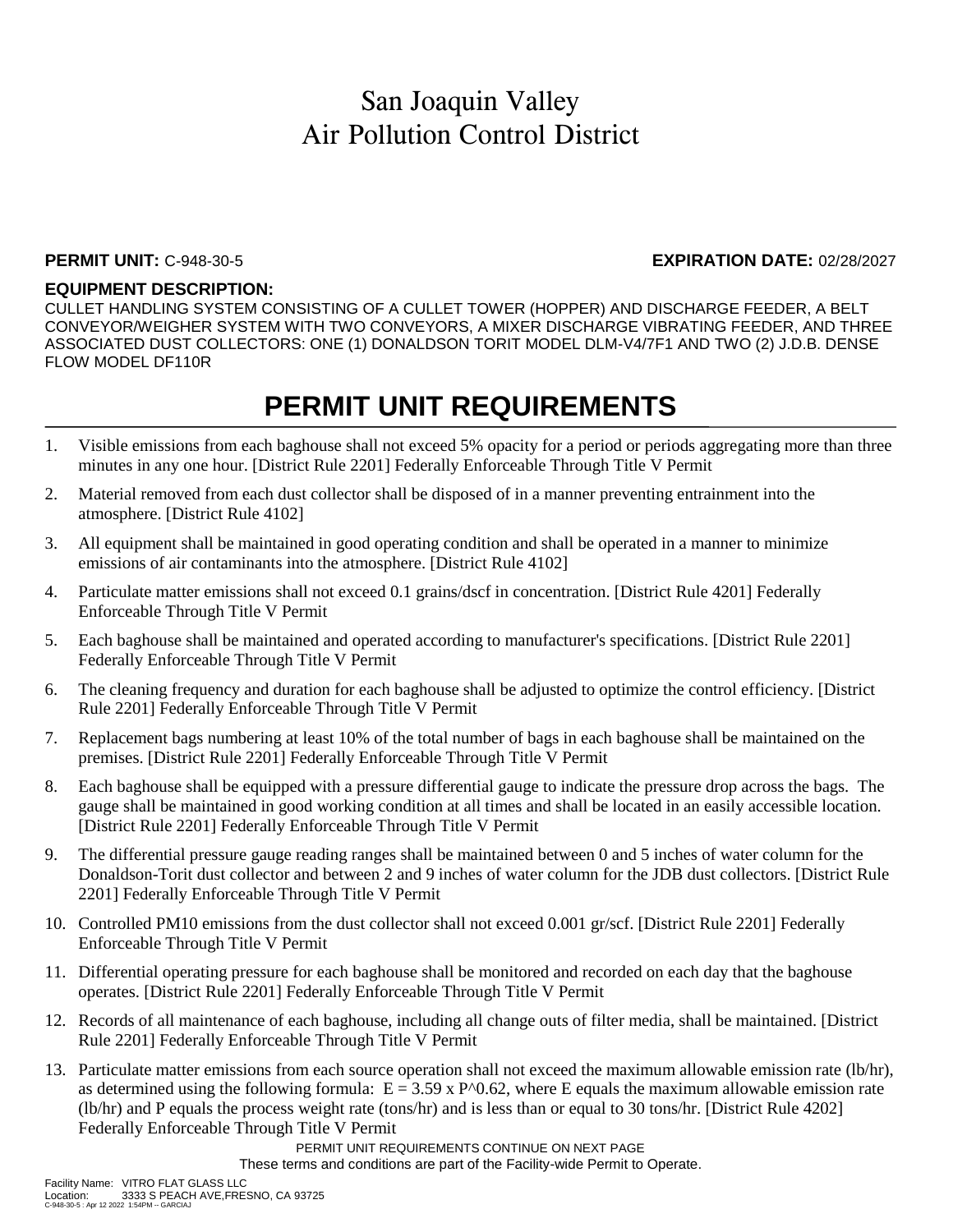# San Joaquin Valley
# Air Pollution Control District

**PERMIT UNIT:** C-948-30-5 **EXPIRATION DATE:** 02/28/2027

**EQUIPMENT DESCRIPTION:**

CULLET HANDLING SYSTEM CONSISTING OF A CULLET TOWER (HOPPER) AND DISCHARGE FEEDER, A BELT CONVEYOR/WEIGHER SYSTEM WITH TWO CONVEYORS, A MIXER DISCHARGE VIBRATING FEEDER, AND THREE ASSOCIATED DUST COLLECTORS: ONE (1) DONALDSON TORIT MODEL DLM-V4/7F1 AND TWO (2) J.D.B. DENSE FLOW MODEL DF110R

## PERMIT UNIT REQUIREMENTS

1. Visible emissions from each baghouse shall not exceed 5% opacity for a period or periods aggregating more than three minutes in any one hour. [District Rule 2201] Federally Enforceable Through Title V Permit
2. Material removed from each dust collector shall be disposed of in a manner preventing entrainment into the atmosphere. [District Rule 4102]
3. All equipment shall be maintained in good operating condition and shall be operated in a manner to minimize emissions of air contaminants into the atmosphere. [District Rule 4102]
4. Particulate matter emissions shall not exceed 0.1 grains/dscf in concentration. [District Rule 4201] Federally Enforceable Through Title V Permit
5. Each baghouse shall be maintained and operated according to manufacturer's specifications. [District Rule 2201] Federally Enforceable Through Title V Permit
6. The cleaning frequency and duration for each baghouse shall be adjusted to optimize the control efficiency. [District Rule 2201] Federally Enforceable Through Title V Permit
7. Replacement bags numbering at least 10% of the total number of bags in each baghouse shall be maintained on the premises. [District Rule 2201] Federally Enforceable Through Title V Permit
8. Each baghouse shall be equipped with a pressure differential gauge to indicate the pressure drop across the bags. The gauge shall be maintained in good working condition at all times and shall be located in an easily accessible location. [District Rule 2201] Federally Enforceable Through Title V Permit
9. The differential pressure gauge reading ranges shall be maintained between 0 and 5 inches of water column for the Donaldson-Torit dust collector and between 2 and 9 inches of water column for the JDB dust collectors. [District Rule 2201] Federally Enforceable Through Title V Permit
10. Controlled PM10 emissions from the dust collector shall not exceed 0.001 gr/scf. [District Rule 2201] Federally Enforceable Through Title V Permit
11. Differential operating pressure for each baghouse shall be monitored and recorded on each day that the baghouse operates. [District Rule 2201] Federally Enforceable Through Title V Permit
12. Records of all maintenance of each baghouse, including all change outs of filter media, shall be maintained. [District Rule 2201] Federally Enforceable Through Title V Permit
13. Particulate matter emissions from each source operation shall not exceed the maximum allowable emission rate (lb/hr), as determined using the following formula: $E = 3.59 \times P^{0.62}$, where E equals the maximum allowable emission rate (lb/hr) and P equals the process weight rate (tons/hr) and is less than or equal to 30 tons/hr. [District Rule 4202] Federally Enforceable Through Title V Permit

PERMIT UNIT REQUIREMENTS CONTINUE ON NEXT PAGE

These terms and conditions are part of the Facility-wide Permit to Operate.

Facility Name: VITRO FLAT GLASS LLC
Location: 3333 S PEACH AVE,FRESNO, CA 93725
C-948-30-5 : Apr 12 2022 1:54PM -- GARCIAJ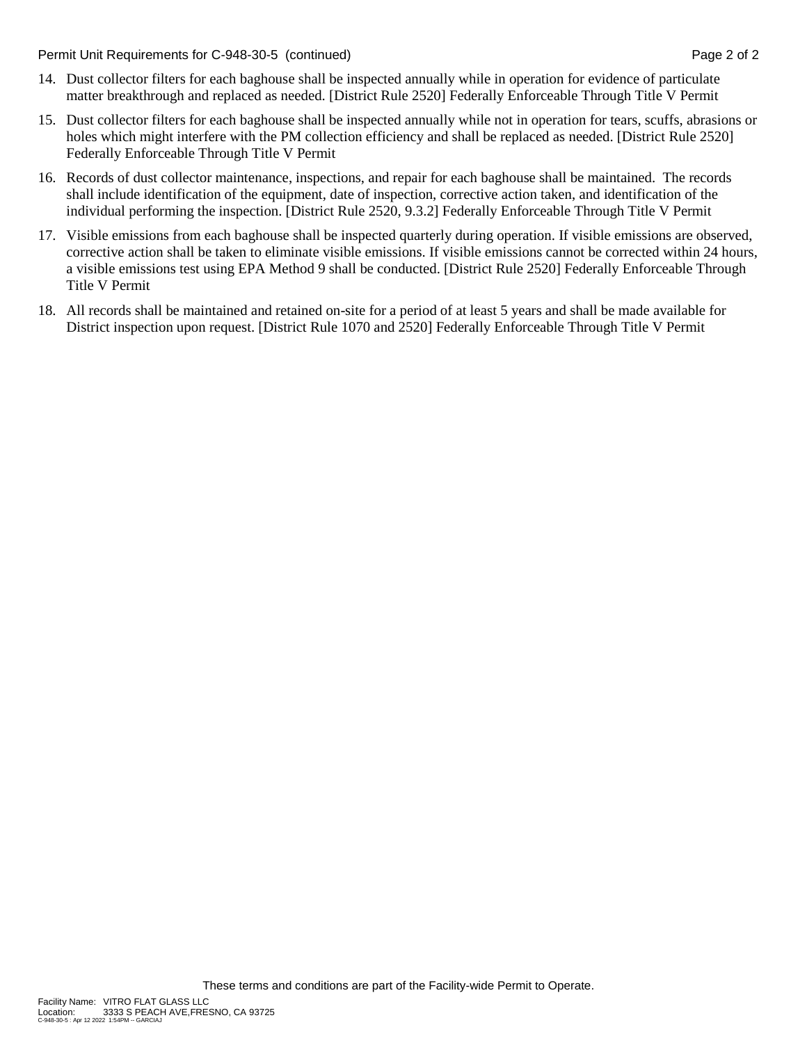14. Dust collector filters for each baghouse shall be inspected annually while in operation for evidence of particulate matter breakthrough and replaced as needed. [District Rule 2520] Federally Enforceable Through Title V Permit
15. Dust collector filters for each baghouse shall be inspected annually while not in operation for tears, scuffs, abrasions or holes which might interfere with the PM collection efficiency and shall be replaced as needed. [District Rule 2520] Federally Enforceable Through Title V Permit
16. Records of dust collector maintenance, inspections, and repair for each baghouse shall be maintained. The records shall include identification of the equipment, date of inspection, corrective action taken, and identification of the individual performing the inspection. [District Rule 2520, 9.3.2] Federally Enforceable Through Title V Permit
17. Visible emissions from each baghouse shall be inspected quarterly during operation. If visible emissions are observed, corrective action shall be taken to eliminate visible emissions. If visible emissions cannot be corrected within 24 hours, a visible emissions test using EPA Method 9 shall be conducted. [District Rule 2520] Federally Enforceable Through Title V Permit
18. All records shall be maintained and retained on-site for a period of at least 5 years and shall be made available for District inspection upon request. [District Rule 1070 and 2520] Federally Enforceable Through Title V Permit

These terms and conditions are part of the Facility-wide Permit to Operate.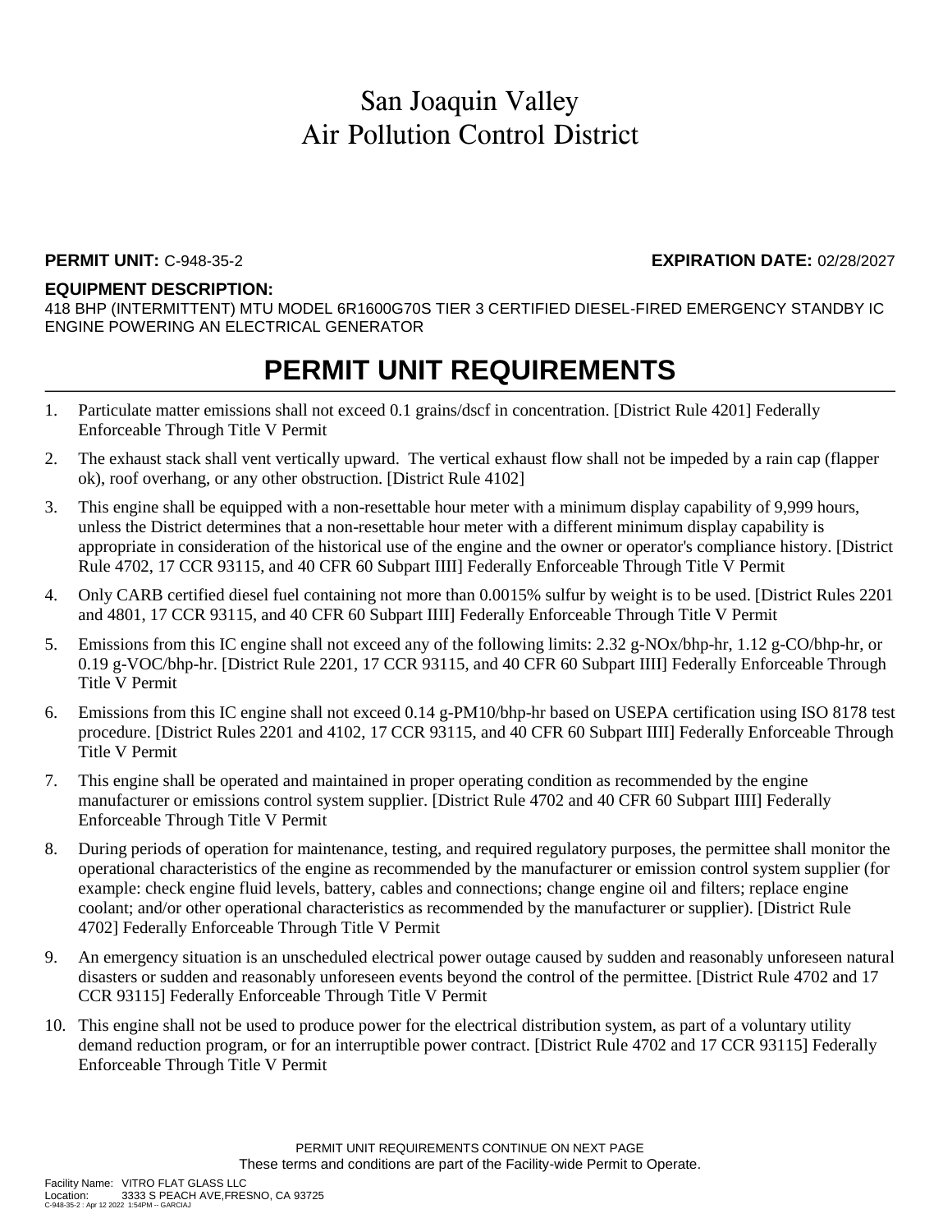# San Joaquin Valley Air Pollution Control District

**PERMIT UNIT:** C-948-35-2 **EXPIRATION DATE:** 02/28/2027

**EQUIPMENT DESCRIPTION:**

418 BHP (INTERMITTENT) MTU MODEL 6R1600G70S TIER 3 CERTIFIED DIESEL-FIRED EMERGENCY STANDBY IC ENGINE POWERING AN ELECTRICAL GENERATOR

## PERMIT UNIT REQUIREMENTS

1. Particulate matter emissions shall not exceed 0.1 grains/dscf in concentration. [District Rule 4201] Federally Enforceable Through Title V Permit
2. The exhaust stack shall vent vertically upward. The vertical exhaust flow shall not be impeded by a rain cap (flapper ok), roof overhang, or any other obstruction. [District Rule 4102]
3. This engine shall be equipped with a non-resettable hour meter with a minimum display capability of 9,999 hours, unless the District determines that a non-resettable hour meter with a different minimum display capability is appropriate in consideration of the historical use of the engine and the owner or operator's compliance history. [District Rule 4702, 17 CCR 93115, and 40 CFR 60 Subpart IIII] Federally Enforceable Through Title V Permit
4. Only CARB certified diesel fuel containing not more than 0.0015% sulfur by weight is to be used. [District Rules 2201 and 4801, 17 CCR 93115, and 40 CFR 60 Subpart IIII] Federally Enforceable Through Title V Permit
5. Emissions from this IC engine shall not exceed any of the following limits: 2.32 g-NOx/bhp-hr, 1.12 g-CO/bhp-hr, or 0.19 g-VOC/bhp-hr. [District Rule 2201, 17 CCR 93115, and 40 CFR 60 Subpart IIII] Federally Enforceable Through Title V Permit
6. Emissions from this IC engine shall not exceed 0.14 g-PM10/bhp-hr based on USEPA certification using ISO 8178 test procedure. [District Rules 2201 and 4102, 17 CCR 93115, and 40 CFR 60 Subpart IIII] Federally Enforceable Through Title V Permit
7. This engine shall be operated and maintained in proper operating condition as recommended by the engine manufacturer or emissions control system supplier. [District Rule 4702 and 40 CFR 60 Subpart IIII] Federally Enforceable Through Title V Permit
8. During periods of operation for maintenance, testing, and required regulatory purposes, the permittee shall monitor the operational characteristics of the engine as recommended by the manufacturer or emission control system supplier (for example: check engine fluid levels, battery, cables and connections; change engine oil and filters; replace engine coolant; and/or other operational characteristics as recommended by the manufacturer or supplier). [District Rule 4702] Federally Enforceable Through Title V Permit
9. An emergency situation is an unscheduled electrical power outage caused by sudden and reasonably unforeseen natural disasters or sudden and reasonably unforeseen events beyond the control of the permittee. [District Rule 4702 and 17 CCR 93115] Federally Enforceable Through Title V Permit
10. This engine shall not be used to produce power for the electrical distribution system, as part of a voluntary utility demand reduction program, or for an interruptible power contract. [District Rule 4702 and 17 CCR 93115] Federally Enforceable Through Title V Permit

PERMIT UNIT REQUIREMENTS CONTINUE ON NEXT PAGE

These terms and conditions are part of the Facility-wide Permit to Operate.

Facility Name: VITRO FLAT GLASS LLC
Location: 3333 S PEACH AVE,FRESNO, CA 93725
C-948-35-2 : Apr 12 2022 1:54PM -- GARCIAJ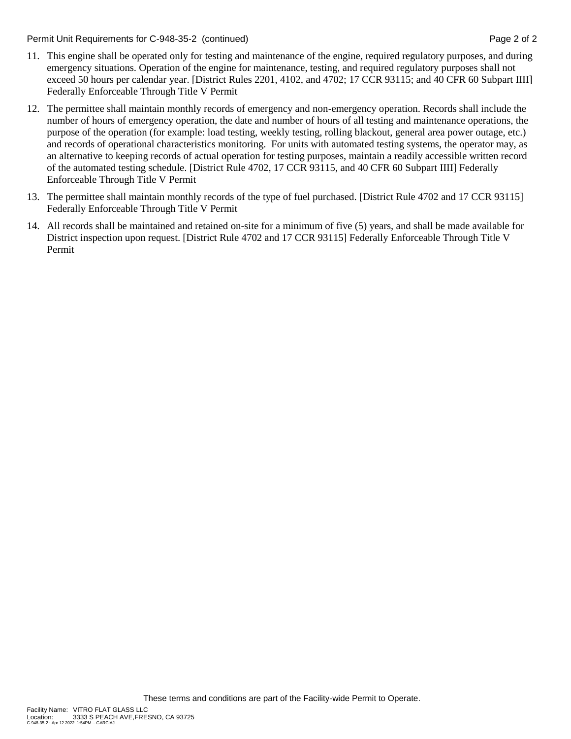11. This engine shall be operated only for testing and maintenance of the engine, required regulatory purposes, and during emergency situations. Operation of the engine for maintenance, testing, and required regulatory purposes shall not exceed 50 hours per calendar year. [District Rules 2201, 4102, and 4702; 17 CCR 93115; and 40 CFR 60 Subpart IIII] Federally Enforceable Through Title V Permit

12. The permittee shall maintain monthly records of emergency and non-emergency operation. Records shall include the number of hours of emergency operation, the date and number of hours of all testing and maintenance operations, the purpose of the operation (for example: load testing, weekly testing, rolling blackout, general area power outage, etc.) and records of operational characteristics monitoring. For units with automated testing systems, the operator may, as an alternative to keeping records of actual operation for testing purposes, maintain a readily accessible written record of the automated testing schedule. [District Rule 4702, 17 CCR 93115, and 40 CFR 60 Subpart IIII] Federally Enforceable Through Title V Permit

13. The permittee shall maintain monthly records of the type of fuel purchased. [District Rule 4702 and 17 CCR 93115] Federally Enforceable Through Title V Permit

14. All records shall be maintained and retained on-site for a minimum of five (5) years, and shall be made available for District inspection upon request. [District Rule 4702 and 17 CCR 93115] Federally Enforceable Through Title V Permit

These terms and conditions are part of the Facility-wide Permit to Operate.

Facility Name: VITRO FLAT GLASS LLC
Location: 3333 S PEACH AVE,FRESNO, CA 93725
C-948-35-2 : Apr 12 2022 1:54PM -- GARCIAJ